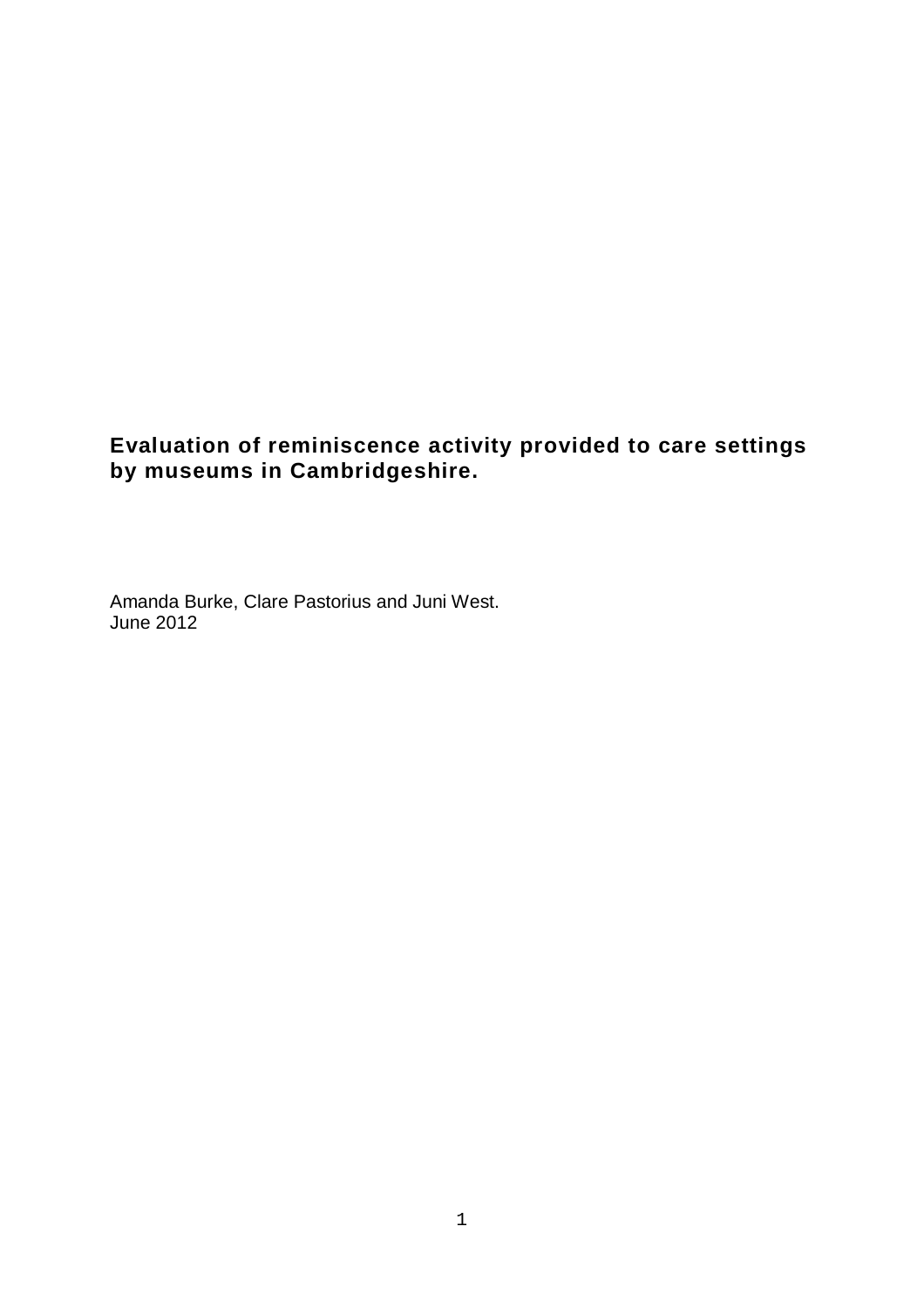# Evaluation of reminiscence activity provided to care settings by museums in Cambridgeshire.

Amanda Burke, Clare Pastorius and Juni West.
June 2012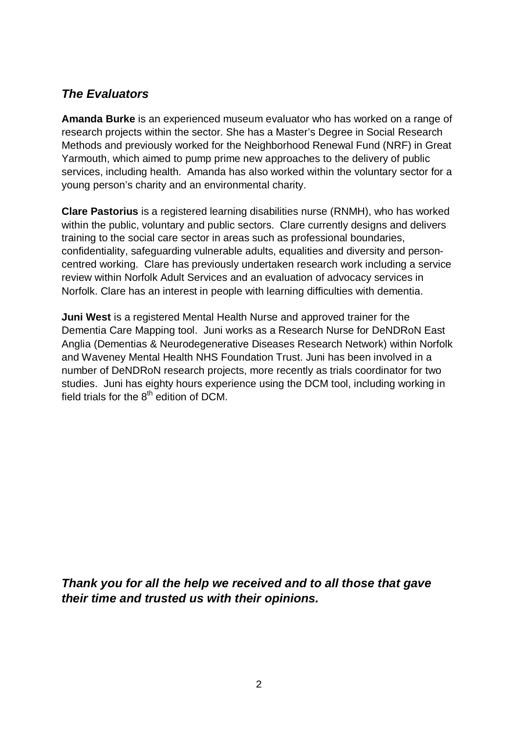## ***The Evaluators***

**Amanda Burke** is an experienced museum evaluator who has worked on a range of research projects within the sector. She has a Master's Degree in Social Research Methods and previously worked for the Neighborhood Renewal Fund (NRF) in Great Yarmouth, which aimed to pump prime new approaches to the delivery of public services, including health. Amanda has also worked within the voluntary sector for a young person's charity and an environmental charity.

**Clare Pastorius** is a registered learning disabilities nurse (RNMH), who has worked within the public, voluntary and public sectors. Clare currently designs and delivers training to the social care sector in areas such as professional boundaries, confidentiality, safeguarding vulnerable adults, equalities and diversity and person-centred working. Clare has previously undertaken research work including a service review within Norfolk Adult Services and an evaluation of advocacy services in Norfolk. Clare has an interest in people with learning difficulties with dementia.

**Juni West** is a registered Mental Health Nurse and approved trainer for the Dementia Care Mapping tool. Juni works as a Research Nurse for DeNDRoN East Anglia (Dementias & Neurodegenerative Diseases Research Network) within Norfolk and Waveney Mental Health NHS Foundation Trust. Juni has been involved in a number of DeNDRoN research projects, more recently as trials coordinator for two studies. Juni has eighty hours experience using the DCM tool, including working in field trials for the 8th edition of DCM.

***Thank you for all the help we received and to all those that gave their time and trusted us with their opinions.***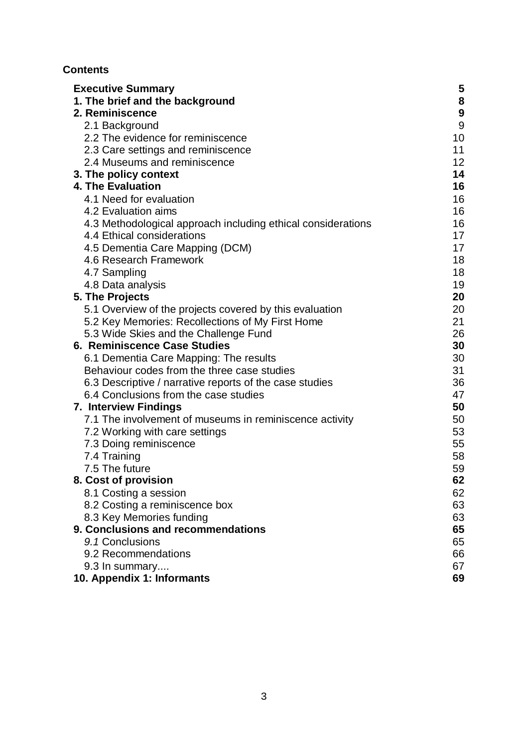**Contents**

| | |
|---|---|
| **Executive Summary** | **5** |
| **1. The brief and the background** | **8** |
| **2. Reminiscence** | **9** |
| 2.1 Background | 9 |
| 2.2 The evidence for reminiscence | 10 |
| 2.3 Care settings and reminiscence | 11 |
| 2.4 Museums and reminiscence | 12 |
| **3. The policy context** | **14** |
| **4. The Evaluation** | **16** |
| 4.1 Need for evaluation | 16 |
| 4.2 Evaluation aims | 16 |
| 4.3 Methodological approach including ethical considerations | 16 |
| 4.4 Ethical considerations | 17 |
| 4.5 Dementia Care Mapping (DCM) | 17 |
| 4.6 Research Framework | 18 |
| 4.7 Sampling | 18 |
| 4.8 Data analysis | 19 |
| **5. The Projects** | **20** |
| 5.1 Overview of the projects covered by this evaluation | 20 |
| 5.2 Key Memories: Recollections of My First Home | 21 |
| 5.3 Wide Skies and the Challenge Fund | 26 |
| **6. Reminiscence Case Studies** | **30** |
| 6.1 Dementia Care Mapping: The results | 30 |
| Behaviour codes from the three case studies | 31 |
| 6.3 Descriptive / narrative reports of the case studies | 36 |
| 6.4 Conclusions from the case studies | 47 |
| **7. Interview Findings** | **50** |
| 7.1 The involvement of museums in reminiscence activity | 50 |
| 7.2 Working with care settings | 53 |
| 7.3 Doing reminiscence | 55 |
| 7.4 Training | 58 |
| 7.5 The future | 59 |
| **8. Cost of provision** | **62** |
| 8.1 Costing a session | 62 |
| 8.2 Costing a reminiscence box | 63 |
| 8.3 Key Memories funding | 63 |
| **9. Conclusions and recommendations** | **65** |
| *9.1* Conclusions | 65 |
| 9.2 Recommendations | 66 |
| 9.3 In summary.... | 67 |
| **10. Appendix 1: Informants** | **69** |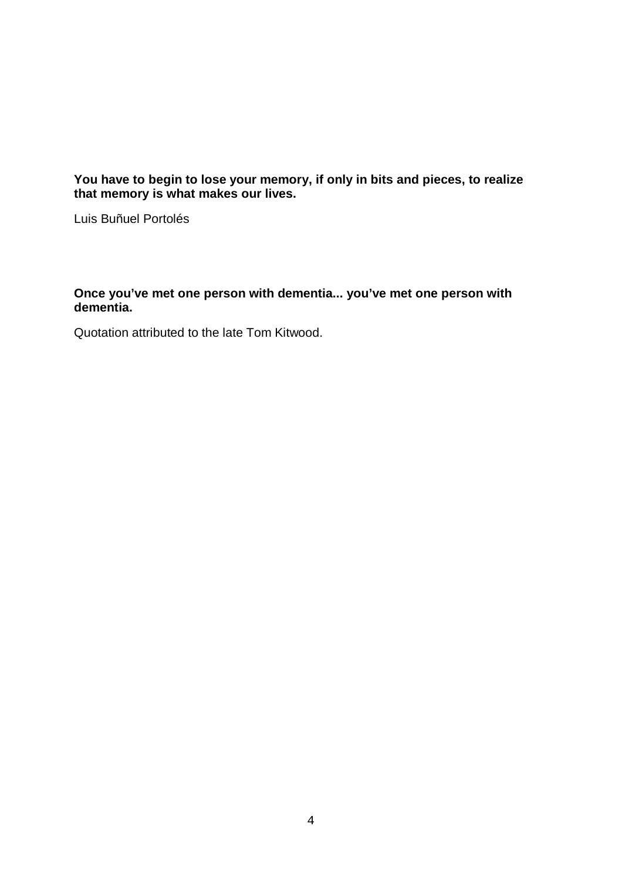**You have to begin to lose your memory, if only in bits and pieces, to realize that memory is what makes our lives.**

Luis Buñuel Portolés

**Once you've met one person with dementia... you've met one person with dementia.**

Quotation attributed to the late Tom Kitwood.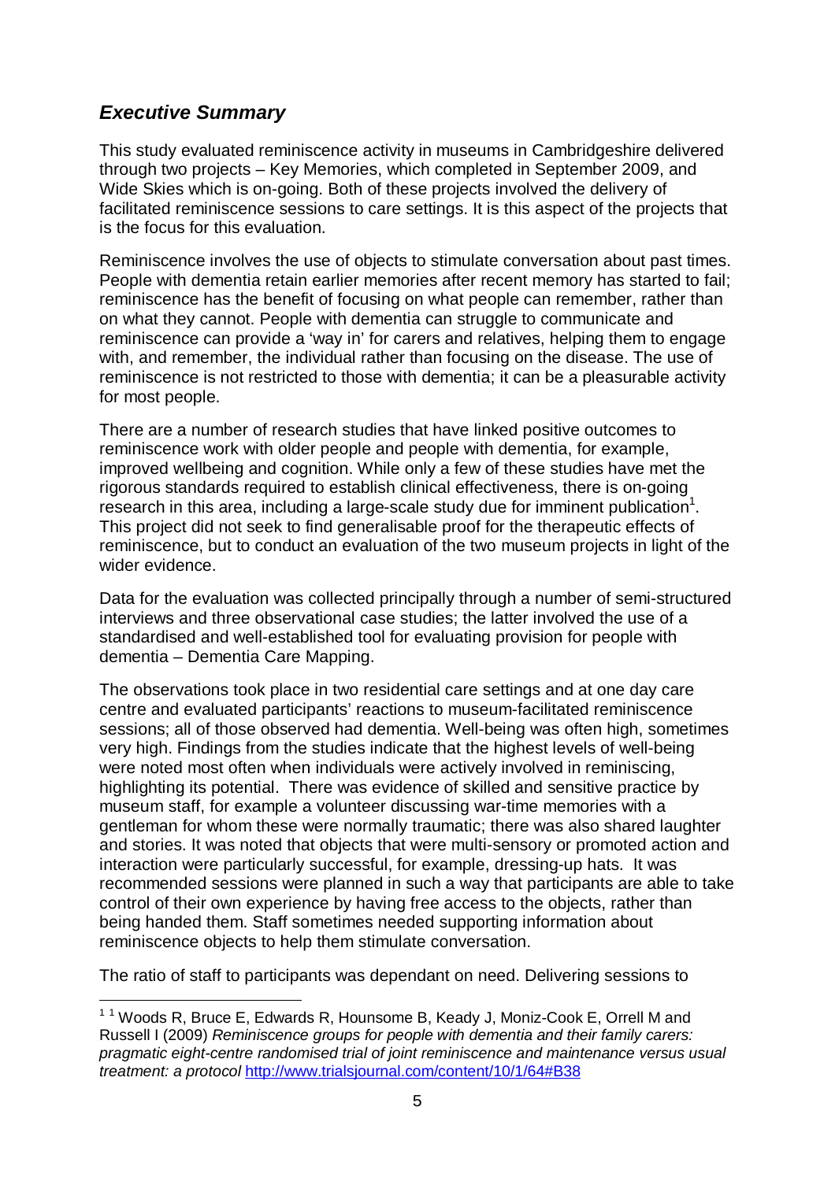## *Executive Summary*

This study evaluated reminiscence activity in museums in Cambridgeshire delivered through two projects – Key Memories, which completed in September 2009, and Wide Skies which is on-going. Both of these projects involved the delivery of facilitated reminiscence sessions to care settings. It is this aspect of the projects that is the focus for this evaluation.

Reminiscence involves the use of objects to stimulate conversation about past times. People with dementia retain earlier memories after recent memory has started to fail; reminiscence has the benefit of focusing on what people can remember, rather than on what they cannot. People with dementia can struggle to communicate and reminiscence can provide a 'way in' for carers and relatives, helping them to engage with, and remember, the individual rather than focusing on the disease. The use of reminiscence is not restricted to those with dementia; it can be a pleasurable activity for most people.

There are a number of research studies that have linked positive outcomes to reminiscence work with older people and people with dementia, for example, improved wellbeing and cognition. While only a few of these studies have met the rigorous standards required to establish clinical effectiveness, there is on-going research in this area, including a large-scale study due for imminent publication[1]. This project did not seek to find generalisable proof for the therapeutic effects of reminiscence, but to conduct an evaluation of the two museum projects in light of the wider evidence.

Data for the evaluation was collected principally through a number of semi-structured interviews and three observational case studies; the latter involved the use of a standardised and well-established tool for evaluating provision for people with dementia – Dementia Care Mapping.

The observations took place in two residential care settings and at one day care centre and evaluated participants' reactions to museum-facilitated reminiscence sessions; all of those observed had dementia. Well-being was often high, sometimes very high. Findings from the studies indicate that the highest levels of well-being were noted most often when individuals were actively involved in reminiscing, highlighting its potential. There was evidence of skilled and sensitive practice by museum staff, for example a volunteer discussing war-time memories with a gentleman for whom these were normally traumatic; there was also shared laughter and stories. It was noted that objects that were multi-sensory or promoted action and interaction were particularly successful, for example, dressing-up hats. It was recommended sessions were planned in such a way that participants are able to take control of their own experience by having free access to the objects, rather than being handed them. Staff sometimes needed supporting information about reminiscence objects to help them stimulate conversation.

The ratio of staff to participants was dependant on need. Delivering sessions to

---

[1] [1] Woods R, Bruce E, Edwards R, Hounsome B, Keady J, Moniz-Cook E, Orrell M and Russell I (2009) *Reminiscence groups for people with dementia and their family carers: pragmatic eight-centre randomised trial of joint reminiscence and maintenance versus usual treatment: a protocol* http://www.trialsjournal.com/content/10/1/64#B38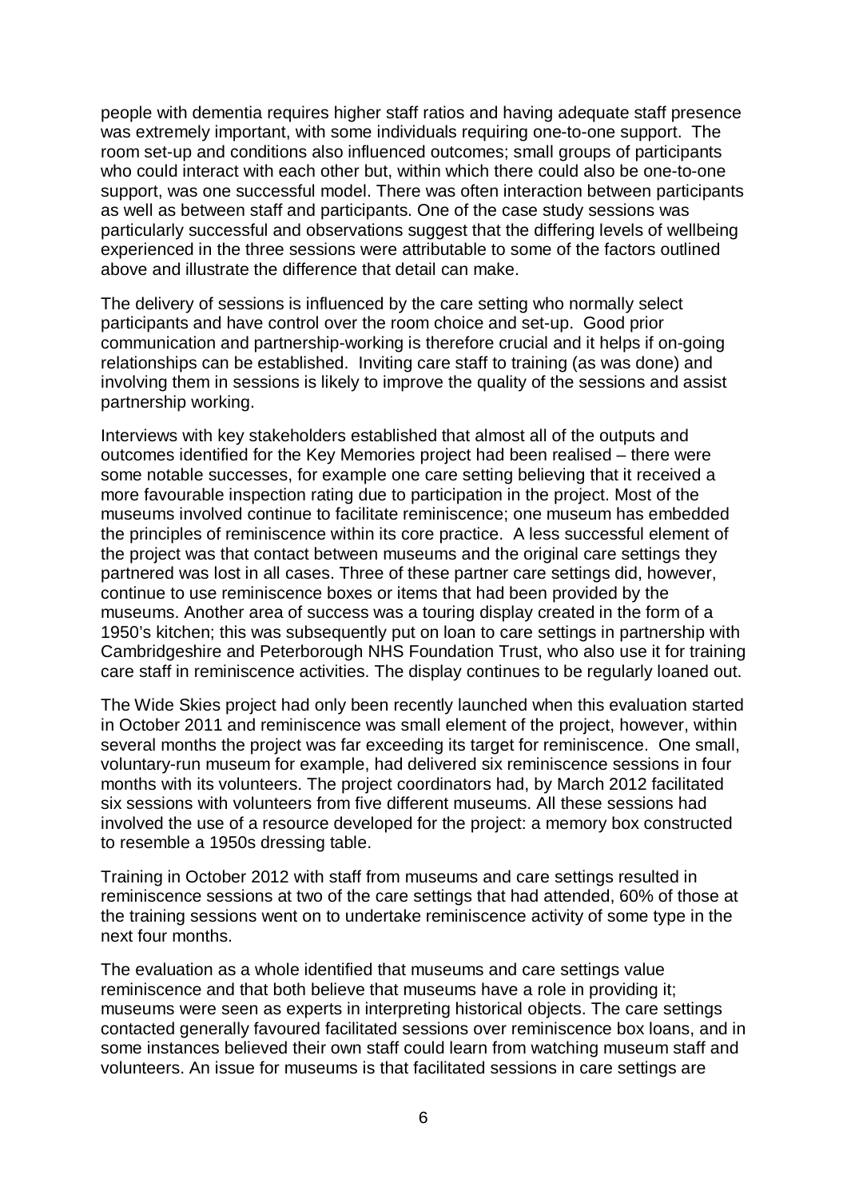people with dementia requires higher staff ratios and having adequate staff presence was extremely important, with some individuals requiring one-to-one support. The room set-up and conditions also influenced outcomes; small groups of participants who could interact with each other but, within which there could also be one-to-one support, was one successful model. There was often interaction between participants as well as between staff and participants. One of the case study sessions was particularly successful and observations suggest that the differing levels of wellbeing experienced in the three sessions were attributable to some of the factors outlined above and illustrate the difference that detail can make.

The delivery of sessions is influenced by the care setting who normally select participants and have control over the room choice and set-up. Good prior communication and partnership-working is therefore crucial and it helps if on-going relationships can be established. Inviting care staff to training (as was done) and involving them in sessions is likely to improve the quality of the sessions and assist partnership working.

Interviews with key stakeholders established that almost all of the outputs and outcomes identified for the Key Memories project had been realised – there were some notable successes, for example one care setting believing that it received a more favourable inspection rating due to participation in the project. Most of the museums involved continue to facilitate reminiscence; one museum has embedded the principles of reminiscence within its core practice. A less successful element of the project was that contact between museums and the original care settings they partnered was lost in all cases. Three of these partner care settings did, however, continue to use reminiscence boxes or items that had been provided by the museums. Another area of success was a touring display created in the form of a 1950's kitchen; this was subsequently put on loan to care settings in partnership with Cambridgeshire and Peterborough NHS Foundation Trust, who also use it for training care staff in reminiscence activities. The display continues to be regularly loaned out.

The Wide Skies project had only been recently launched when this evaluation started in October 2011 and reminiscence was small element of the project, however, within several months the project was far exceeding its target for reminiscence. One small, voluntary-run museum for example, had delivered six reminiscence sessions in four months with its volunteers. The project coordinators had, by March 2012 facilitated six sessions with volunteers from five different museums. All these sessions had involved the use of a resource developed for the project: a memory box constructed to resemble a 1950s dressing table.

Training in October 2012 with staff from museums and care settings resulted in reminiscence sessions at two of the care settings that had attended, 60% of those at the training sessions went on to undertake reminiscence activity of some type in the next four months.

The evaluation as a whole identified that museums and care settings value reminiscence and that both believe that museums have a role in providing it; museums were seen as experts in interpreting historical objects. The care settings contacted generally favoured facilitated sessions over reminiscence box loans, and in some instances believed their own staff could learn from watching museum staff and volunteers. An issue for museums is that facilitated sessions in care settings are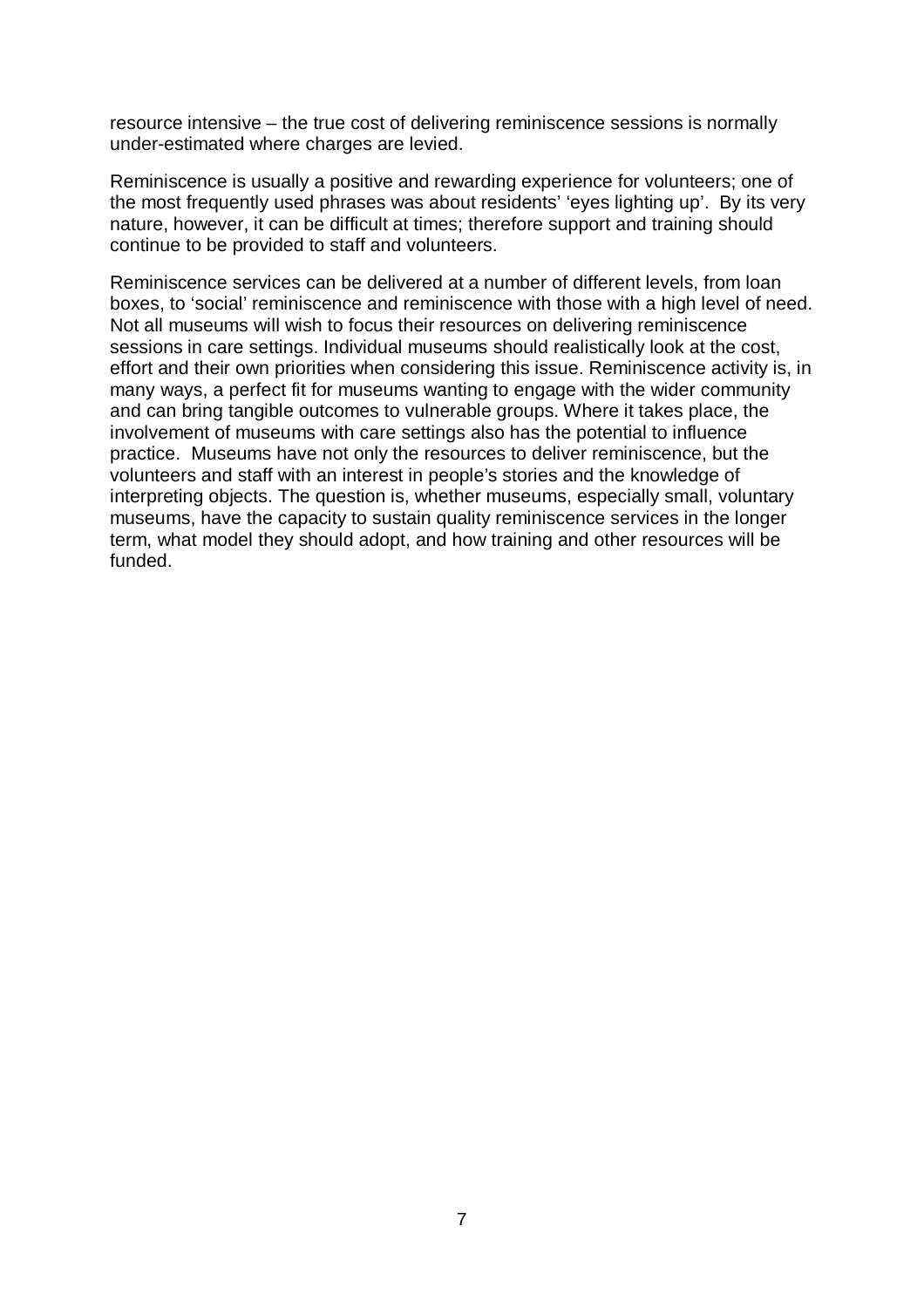resource intensive – the true cost of delivering reminiscence sessions is normally under-estimated where charges are levied.

Reminiscence is usually a positive and rewarding experience for volunteers; one of the most frequently used phrases was about residents' 'eyes lighting up'. By its very nature, however, it can be difficult at times; therefore support and training should continue to be provided to staff and volunteers.

Reminiscence services can be delivered at a number of different levels, from loan boxes, to 'social' reminiscence and reminiscence with those with a high level of need. Not all museums will wish to focus their resources on delivering reminiscence sessions in care settings. Individual museums should realistically look at the cost, effort and their own priorities when considering this issue. Reminiscence activity is, in many ways, a perfect fit for museums wanting to engage with the wider community and can bring tangible outcomes to vulnerable groups. Where it takes place, the involvement of museums with care settings also has the potential to influence practice. Museums have not only the resources to deliver reminiscence, but the volunteers and staff with an interest in people's stories and the knowledge of interpreting objects. The question is, whether museums, especially small, voluntary museums, have the capacity to sustain quality reminiscence services in the longer term, what model they should adopt, and how training and other resources will be funded.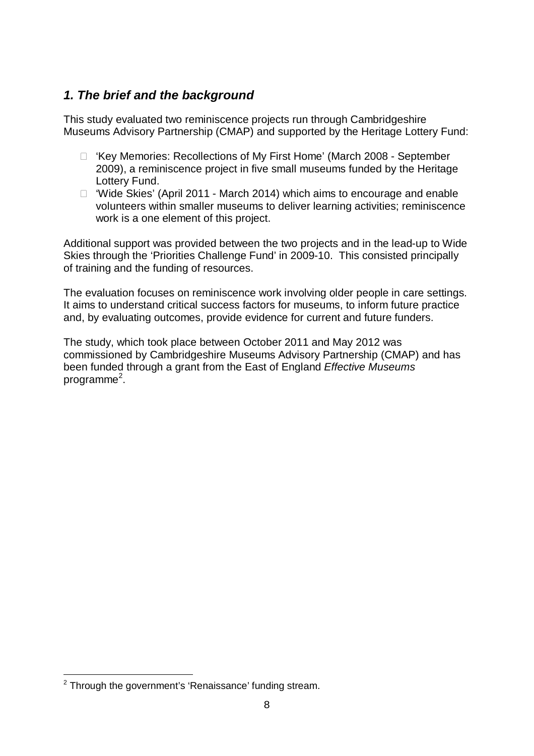## *1. The brief and the background*

This study evaluated two reminiscence projects run through Cambridgeshire Museums Advisory Partnership (CMAP) and supported by the Heritage Lottery Fund:

- 'Key Memories: Recollections of My First Home' (March 2008 - September 2009), a reminiscence project in five small museums funded by the Heritage Lottery Fund.
- 'Wide Skies' (April 2011 - March 2014) which aims to encourage and enable volunteers within smaller museums to deliver learning activities; reminiscence work is a one element of this project.

Additional support was provided between the two projects and in the lead-up to Wide Skies through the 'Priorities Challenge Fund' in 2009-10. This consisted principally of training and the funding of resources.

The evaluation focuses on reminiscence work involving older people in care settings. It aims to understand critical success factors for museums, to inform future practice and, by evaluating outcomes, provide evidence for current and future funders.

The study, which took place between October 2011 and May 2012 was commissioned by Cambridgeshire Museums Advisory Partnership (CMAP) and has been funded through a grant from the East of England *Effective Museums* programme[2].

[2] Through the government's 'Renaissance' funding stream.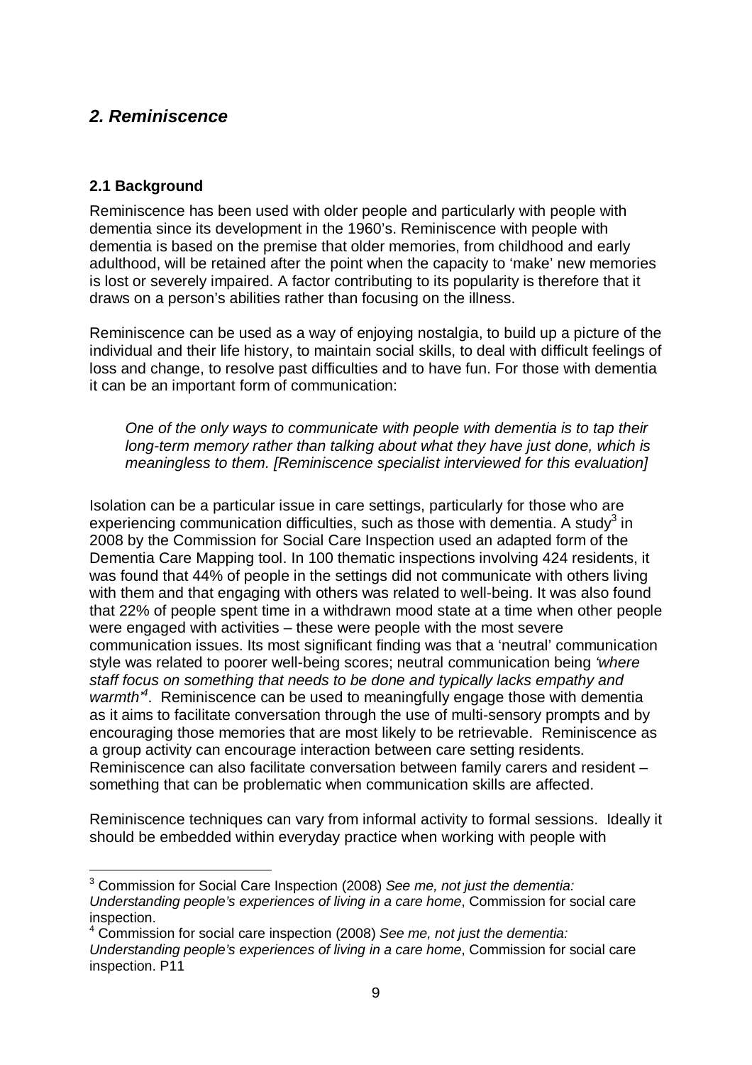## *2. Reminiscence*

### 2.1 Background

Reminiscence has been used with older people and particularly with people with dementia since its development in the 1960's. Reminiscence with people with dementia is based on the premise that older memories, from childhood and early adulthood, will be retained after the point when the capacity to 'make' new memories is lost or severely impaired. A factor contributing to its popularity is therefore that it draws on a person's abilities rather than focusing on the illness.

Reminiscence can be used as a way of enjoying nostalgia, to build up a picture of the individual and their life history, to maintain social skills, to deal with difficult feelings of loss and change, to resolve past difficulties and to have fun. For those with dementia it can be an important form of communication:

> *One of the only ways to communicate with people with dementia is to tap their long-term memory rather than talking about what they have just done, which is meaningless to them. [Reminiscence specialist interviewed for this evaluation]*

Isolation can be a particular issue in care settings, particularly for those who are experiencing communication difficulties, such as those with dementia. A study[3] in 2008 by the Commission for Social Care Inspection used an adapted form of the Dementia Care Mapping tool. In 100 thematic inspections involving 424 residents, it was found that 44% of people in the settings did not communicate with others living with them and that engaging with others was related to well-being. It was also found that 22% of people spent time in a withdrawn mood state at a time when other people were engaged with activities – these were people with the most severe communication issues. Its most significant finding was that a 'neutral' communication style was related to poorer well-being scores; neutral communication being *'where staff focus on something that needs to be done and typically lacks empathy and warmth'*[4]. Reminiscence can be used to meaningfully engage those with dementia as it aims to facilitate conversation through the use of multi-sensory prompts and by encouraging those memories that are most likely to be retrievable. Reminiscence as a group activity can encourage interaction between care setting residents. Reminiscence can also facilitate conversation between family carers and resident – something that can be problematic when communication skills are affected.

Reminiscence techniques can vary from informal activity to formal sessions. Ideally it should be embedded within everyday practice when working with people with

---

[3] Commission for Social Care Inspection (2008) *See me, not just the dementia: Understanding people's experiences of living in a care home*, Commission for social care inspection.

[4] Commission for social care inspection (2008) *See me, not just the dementia: Understanding people's experiences of living in a care home*, Commission for social care inspection. P11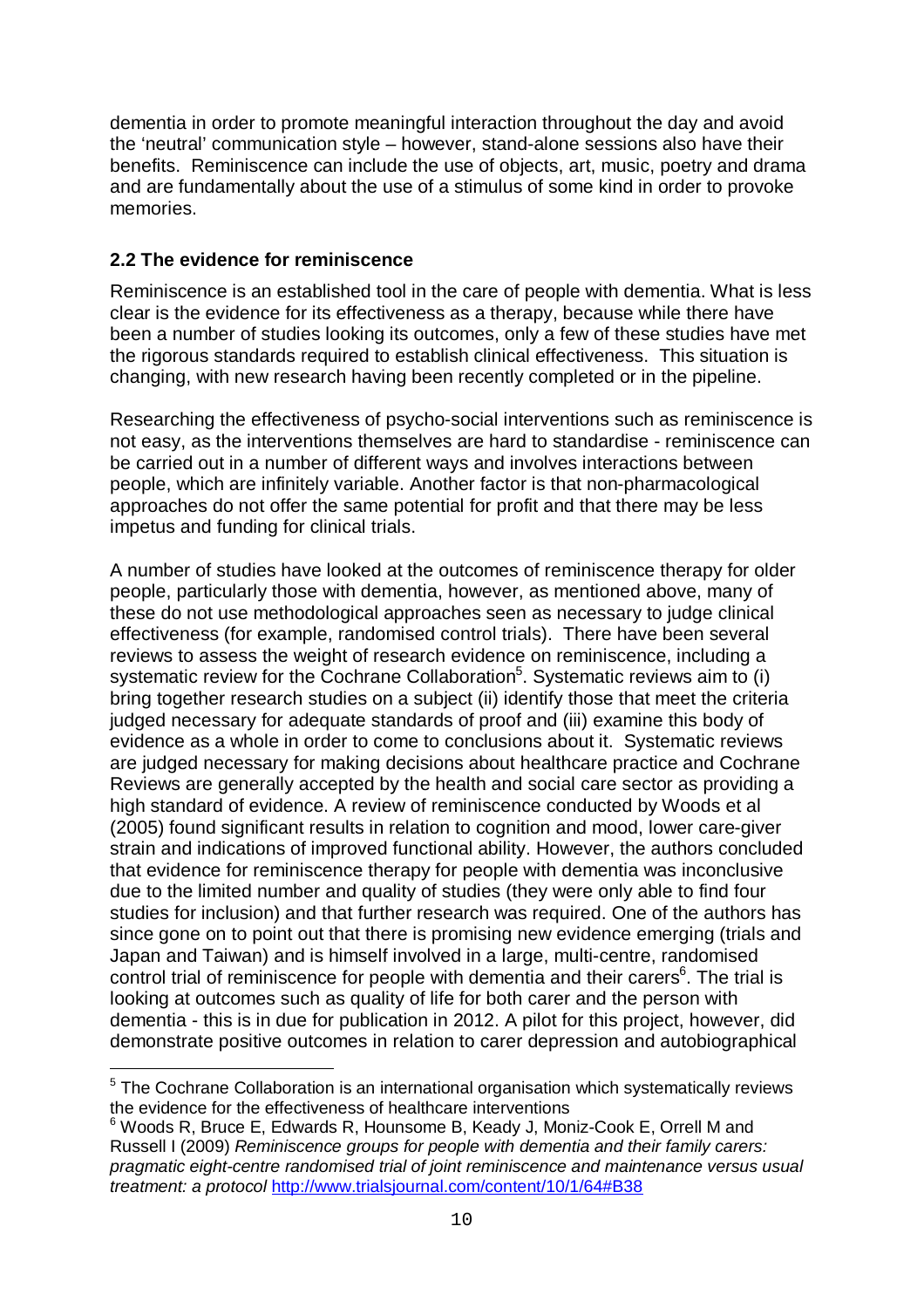dementia in order to promote meaningful interaction throughout the day and avoid the 'neutral' communication style – however, stand-alone sessions also have their benefits. Reminiscence can include the use of objects, art, music, poetry and drama and are fundamentally about the use of a stimulus of some kind in order to provoke memories.

### 2.2 The evidence for reminiscence

Reminiscence is an established tool in the care of people with dementia. What is less clear is the evidence for its effectiveness as a therapy, because while there have been a number of studies looking its outcomes, only a few of these studies have met the rigorous standards required to establish clinical effectiveness. This situation is changing, with new research having been recently completed or in the pipeline.

Researching the effectiveness of psycho-social interventions such as reminiscence is not easy, as the interventions themselves are hard to standardise - reminiscence can be carried out in a number of different ways and involves interactions between people, which are infinitely variable. Another factor is that non-pharmacological approaches do not offer the same potential for profit and that there may be less impetus and funding for clinical trials.

A number of studies have looked at the outcomes of reminiscence therapy for older people, particularly those with dementia, however, as mentioned above, many of these do not use methodological approaches seen as necessary to judge clinical effectiveness (for example, randomised control trials). There have been several reviews to assess the weight of research evidence on reminiscence, including a systematic review for the Cochrane Collaboration[5]. Systematic reviews aim to (i) bring together research studies on a subject (ii) identify those that meet the criteria judged necessary for adequate standards of proof and (iii) examine this body of evidence as a whole in order to come to conclusions about it. Systematic reviews are judged necessary for making decisions about healthcare practice and Cochrane Reviews are generally accepted by the health and social care sector as providing a high standard of evidence. A review of reminiscence conducted by Woods et al (2005) found significant results in relation to cognition and mood, lower care-giver strain and indications of improved functional ability. However, the authors concluded that evidence for reminiscence therapy for people with dementia was inconclusive due to the limited number and quality of studies (they were only able to find four studies for inclusion) and that further research was required. One of the authors has since gone on to point out that there is promising new evidence emerging (trials and Japan and Taiwan) and is himself involved in a large, multi-centre, randomised control trial of reminiscence for people with dementia and their carers[6]. The trial is looking at outcomes such as quality of life for both carer and the person with dementia - this is in due for publication in 2012. A pilot for this project, however, did demonstrate positive outcomes in relation to carer depression and autobiographical

---

[5] The Cochrane Collaboration is an international organisation which systematically reviews the evidence for the effectiveness of healthcare interventions

[6] Woods R, Bruce E, Edwards R, Hounsome B, Keady J, Moniz-Cook E, Orrell M and Russell I (2009) *Reminiscence groups for people with dementia and their family carers: pragmatic eight-centre randomised trial of joint reminiscence and maintenance versus usual treatment: a protocol* http://www.trialsjournal.com/content/10/1/64#B38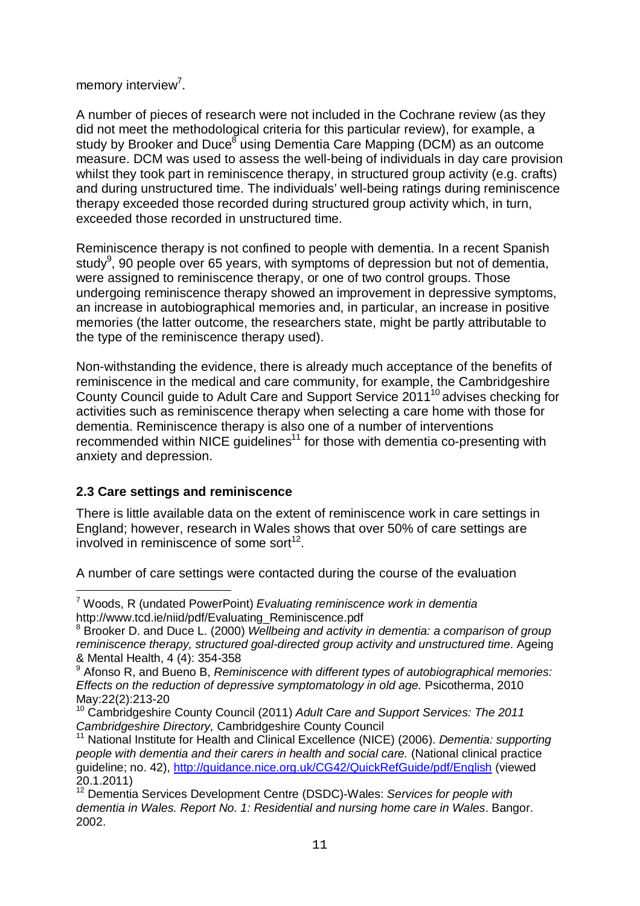memory interview[7].

A number of pieces of research were not included in the Cochrane review (as they did not meet the methodological criteria for this particular review), for example, a study by Brooker and Duce[8] using Dementia Care Mapping (DCM) as an outcome measure. DCM was used to assess the well-being of individuals in day care provision whilst they took part in reminiscence therapy, in structured group activity (e.g. crafts) and during unstructured time. The individuals' well-being ratings during reminiscence therapy exceeded those recorded during structured group activity which, in turn, exceeded those recorded in unstructured time.

Reminiscence therapy is not confined to people with dementia. In a recent Spanish study[9], 90 people over 65 years, with symptoms of depression but not of dementia, were assigned to reminiscence therapy, or one of two control groups. Those undergoing reminiscence therapy showed an improvement in depressive symptoms, an increase in autobiographical memories and, in particular, an increase in positive memories (the latter outcome, the researchers state, might be partly attributable to the type of the reminiscence therapy used).

Non-withstanding the evidence, there is already much acceptance of the benefits of reminiscence in the medical and care community, for example, the Cambridgeshire County Council guide to Adult Care and Support Service 2011[10] advises checking for activities such as reminiscence therapy when selecting a care home with those for dementia. Reminiscence therapy is also one of a number of interventions recommended within NICE guidelines[11] for those with dementia co-presenting with anxiety and depression.

### 2.3 Care settings and reminiscence

There is little available data on the extent of reminiscence work in care settings in England; however, research in Wales shows that over 50% of care settings are involved in reminiscence of some sort[12].

A number of care settings were contacted during the course of the evaluation

---

[7] Woods, R (undated PowerPoint) *Evaluating reminiscence work in dementia* http://www.tcd.ie/niid/pdf/Evaluating_Reminiscence.pdf

[8] Brooker D. and Duce L. (2000) *Wellbeing and activity in dementia: a comparison of group reminiscence therapy, structured goal-directed group activity and unstructured time*. Ageing & Mental Health, 4 (4): 354-358

[9] Afonso R, and Bueno B, *Reminiscence with different types of autobiographical memories: Effects on the reduction of depressive symptomatology in old age.* Psicotherma, 2010 May:22(2):213-20

[10] Cambridgeshire County Council (2011) *Adult Care and Support Services: The 2011 Cambridgeshire Directory,* Cambridgeshire County Council

[11] National Institute for Health and Clinical Excellence (NICE) (2006). *Dementia: supporting people with dementia and their carers in health and social care.* (National clinical practice guideline; no. 42), http://guidance.nice.org.uk/CG42/QuickRefGuide/pdf/English (viewed 20.1.2011)

[12] Dementia Services Development Centre (DSDC)-Wales: *Services for people with dementia in Wales. Report No. 1: Residential and nursing home care in Wales*. Bangor. 2002.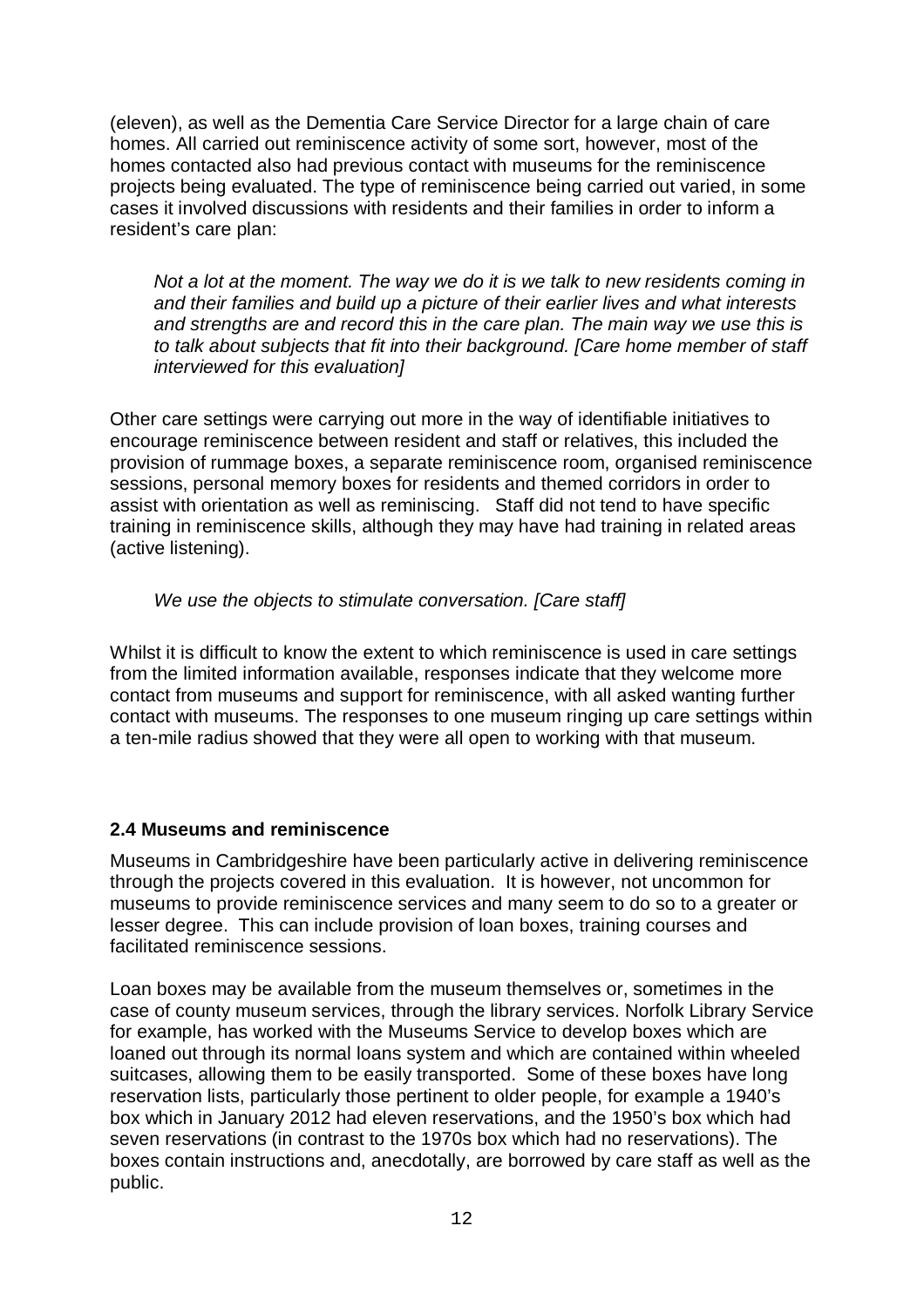(eleven), as well as the Dementia Care Service Director for a large chain of care homes. All carried out reminiscence activity of some sort, however, most of the homes contacted also had previous contact with museums for the reminiscence projects being evaluated. The type of reminiscence being carried out varied, in some cases it involved discussions with residents and their families in order to inform a resident's care plan:

> *Not a lot at the moment. The way we do it is we talk to new residents coming in and their families and build up a picture of their earlier lives and what interests and strengths are and record this in the care plan. The main way we use this is to talk about subjects that fit into their background. [Care home member of staff interviewed for this evaluation]*

Other care settings were carrying out more in the way of identifiable initiatives to encourage reminiscence between resident and staff or relatives, this included the provision of rummage boxes, a separate reminiscence room, organised reminiscence sessions, personal memory boxes for residents and themed corridors in order to assist with orientation as well as reminiscing. Staff did not tend to have specific training in reminiscence skills, although they may have had training in related areas (active listening).

> *We use the objects to stimulate conversation. [Care staff]*

Whilst it is difficult to know the extent to which reminiscence is used in care settings from the limited information available, responses indicate that they welcome more contact from museums and support for reminiscence, with all asked wanting further contact with museums. The responses to one museum ringing up care settings within a ten-mile radius showed that they were all open to working with that museum.

### 2.4 Museums and reminiscence

Museums in Cambridgeshire have been particularly active in delivering reminiscence through the projects covered in this evaluation. It is however, not uncommon for museums to provide reminiscence services and many seem to do so to a greater or lesser degree. This can include provision of loan boxes, training courses and facilitated reminiscence sessions.

Loan boxes may be available from the museum themselves or, sometimes in the case of county museum services, through the library services. Norfolk Library Service for example, has worked with the Museums Service to develop boxes which are loaned out through its normal loans system and which are contained within wheeled suitcases, allowing them to be easily transported. Some of these boxes have long reservation lists, particularly those pertinent to older people, for example a 1940's box which in January 2012 had eleven reservations, and the 1950's box which had seven reservations (in contrast to the 1970s box which had no reservations). The boxes contain instructions and, anecdotally, are borrowed by care staff as well as the public.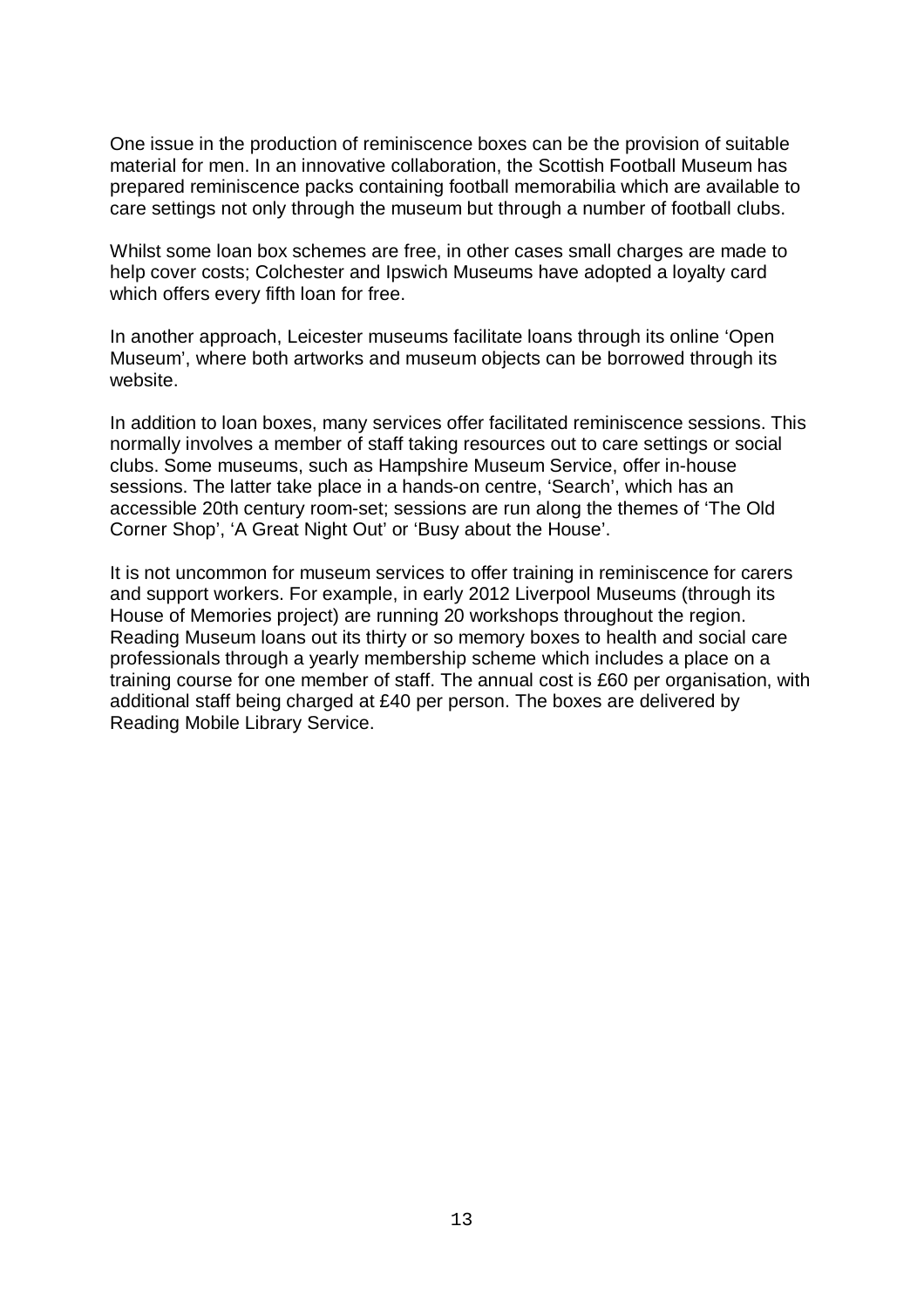One issue in the production of reminiscence boxes can be the provision of suitable material for men. In an innovative collaboration, the Scottish Football Museum has prepared reminiscence packs containing football memorabilia which are available to care settings not only through the museum but through a number of football clubs.

Whilst some loan box schemes are free, in other cases small charges are made to help cover costs; Colchester and Ipswich Museums have adopted a loyalty card which offers every fifth loan for free.

In another approach, Leicester museums facilitate loans through its online 'Open Museum', where both artworks and museum objects can be borrowed through its website.

In addition to loan boxes, many services offer facilitated reminiscence sessions. This normally involves a member of staff taking resources out to care settings or social clubs. Some museums, such as Hampshire Museum Service, offer in-house sessions. The latter take place in a hands-on centre, 'Search', which has an accessible 20th century room-set; sessions are run along the themes of 'The Old Corner Shop', 'A Great Night Out' or 'Busy about the House'.

It is not uncommon for museum services to offer training in reminiscence for carers and support workers. For example, in early 2012 Liverpool Museums (through its House of Memories project) are running 20 workshops throughout the region. Reading Museum loans out its thirty or so memory boxes to health and social care professionals through a yearly membership scheme which includes a place on a training course for one member of staff. The annual cost is £60 per organisation, with additional staff being charged at £40 per person. The boxes are delivered by Reading Mobile Library Service.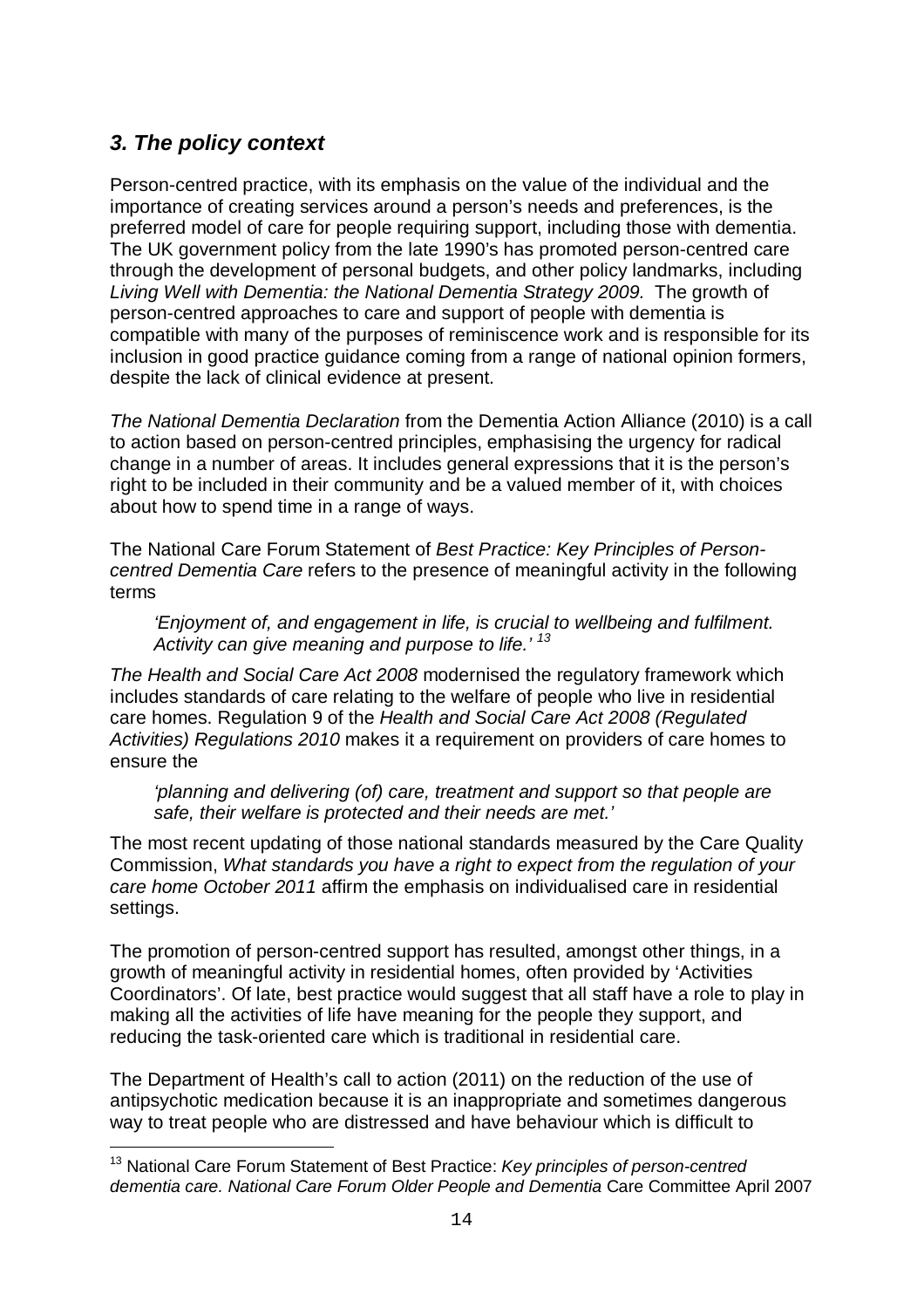## *3. The policy context*

Person-centred practice, with its emphasis on the value of the individual and the importance of creating services around a person's needs and preferences, is the preferred model of care for people requiring support, including those with dementia. The UK government policy from the late 1990's has promoted person-centred care through the development of personal budgets, and other policy landmarks, including *Living Well with Dementia: the National Dementia Strategy 2009.* The growth of person-centred approaches to care and support of people with dementia is compatible with many of the purposes of reminiscence work and is responsible for its inclusion in good practice guidance coming from a range of national opinion formers, despite the lack of clinical evidence at present.

*The National Dementia Declaration* from the Dementia Action Alliance (2010) is a call to action based on person-centred principles, emphasising the urgency for radical change in a number of areas. It includes general expressions that it is the person's right to be included in their community and be a valued member of it, with choices about how to spend time in a range of ways.

The National Care Forum Statement of *Best Practice: Key Principles of Person-centred Dementia Care* refers to the presence of meaningful activity in the following terms

> *'Enjoyment of, and engagement in life, is crucial to wellbeing and fulfilment. Activity can give meaning and purpose to life.'* [13]

*The Health and Social Care Act 2008* modernised the regulatory framework which includes standards of care relating to the welfare of people who live in residential care homes. Regulation 9 of the *Health and Social Care Act 2008 (Regulated Activities) Regulations 2010* makes it a requirement on providers of care homes to ensure the

> *'planning and delivering (of) care, treatment and support so that people are safe, their welfare is protected and their needs are met.'*

The most recent updating of those national standards measured by the Care Quality Commission, *What standards you have a right to expect from the regulation of your care home October 2011* affirm the emphasis on individualised care in residential settings.

The promotion of person-centred support has resulted, amongst other things, in a growth of meaningful activity in residential homes, often provided by 'Activities Coordinators'. Of late, best practice would suggest that all staff have a role to play in making all the activities of life have meaning for the people they support, and reducing the task-oriented care which is traditional in residential care.

The Department of Health's call to action (2011) on the reduction of the use of antipsychotic medication because it is an inappropriate and sometimes dangerous way to treat people who are distressed and have behaviour which is difficult to

---

[13] National Care Forum Statement of Best Practice: *Key principles of person-centred dementia care. National Care Forum Older People and Dementia* Care Committee April 2007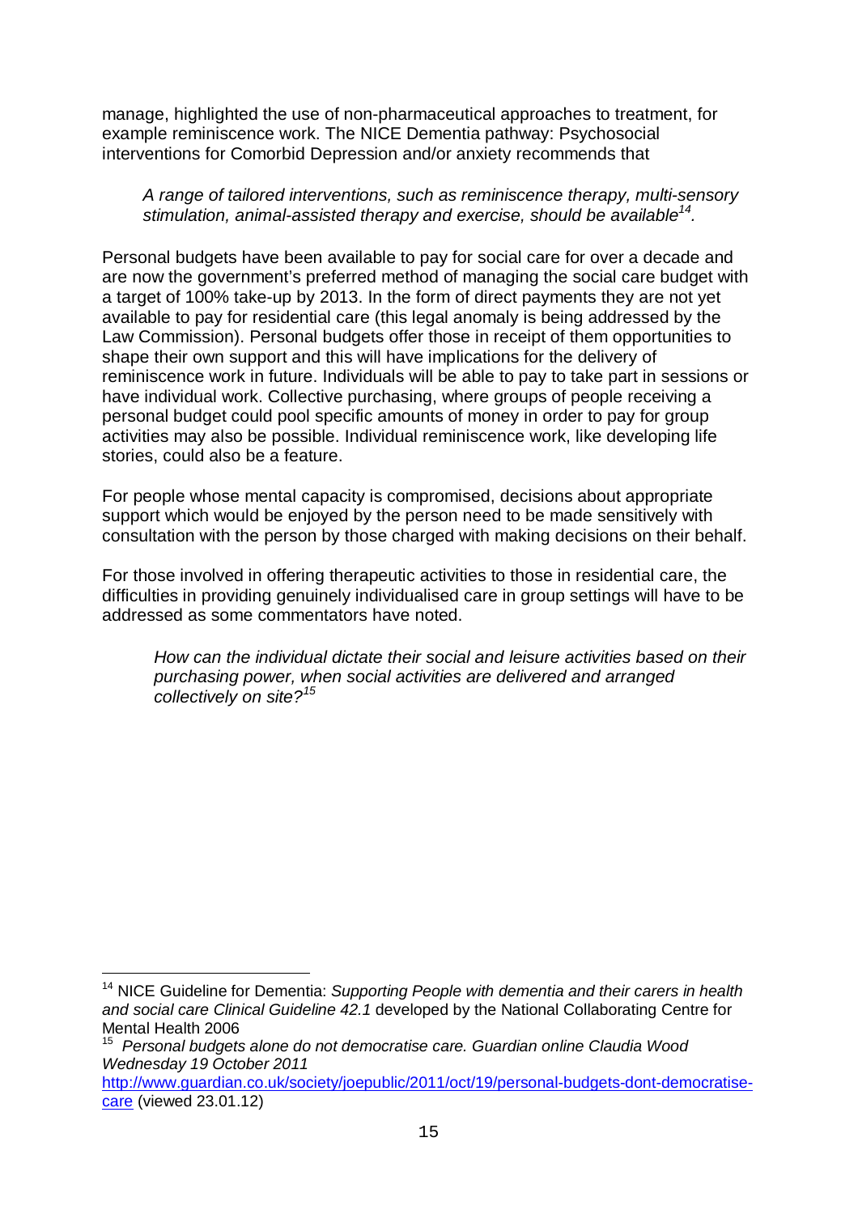manage, highlighted the use of non-pharmaceutical approaches to treatment, for example reminiscence work. The NICE Dementia pathway: Psychosocial interventions for Comorbid Depression and/or anxiety recommends that

> *A range of tailored interventions, such as reminiscence therapy, multi-sensory stimulation, animal-assisted therapy and exercise, should be available*[14].

Personal budgets have been available to pay for social care for over a decade and are now the government's preferred method of managing the social care budget with a target of 100% take-up by 2013. In the form of direct payments they are not yet available to pay for residential care (this legal anomaly is being addressed by the Law Commission). Personal budgets offer those in receipt of them opportunities to shape their own support and this will have implications for the delivery of reminiscence work in future. Individuals will be able to pay to take part in sessions or have individual work. Collective purchasing, where groups of people receiving a personal budget could pool specific amounts of money in order to pay for group activities may also be possible. Individual reminiscence work, like developing life stories, could also be a feature.

For people whose mental capacity is compromised, decisions about appropriate support which would be enjoyed by the person need to be made sensitively with consultation with the person by those charged with making decisions on their behalf.

For those involved in offering therapeutic activities to those in residential care, the difficulties in providing genuinely individualised care in group settings will have to be addressed as some commentators have noted.

> *How can the individual dictate their social and leisure activities based on their purchasing power, when social activities are delivered and arranged collectively on site?*[15]

---

[14] NICE Guideline for Dementia: *Supporting People with dementia and their carers in health and social care Clinical Guideline 42.1* developed by the National Collaborating Centre for Mental Health 2006

[15] *Personal budgets alone do not democratise care. Guardian online Claudia Wood Wednesday 19 October 2011* http://www.guardian.co.uk/society/joepublic/2011/oct/19/personal-budgets-dont-democratise-care (viewed 23.01.12)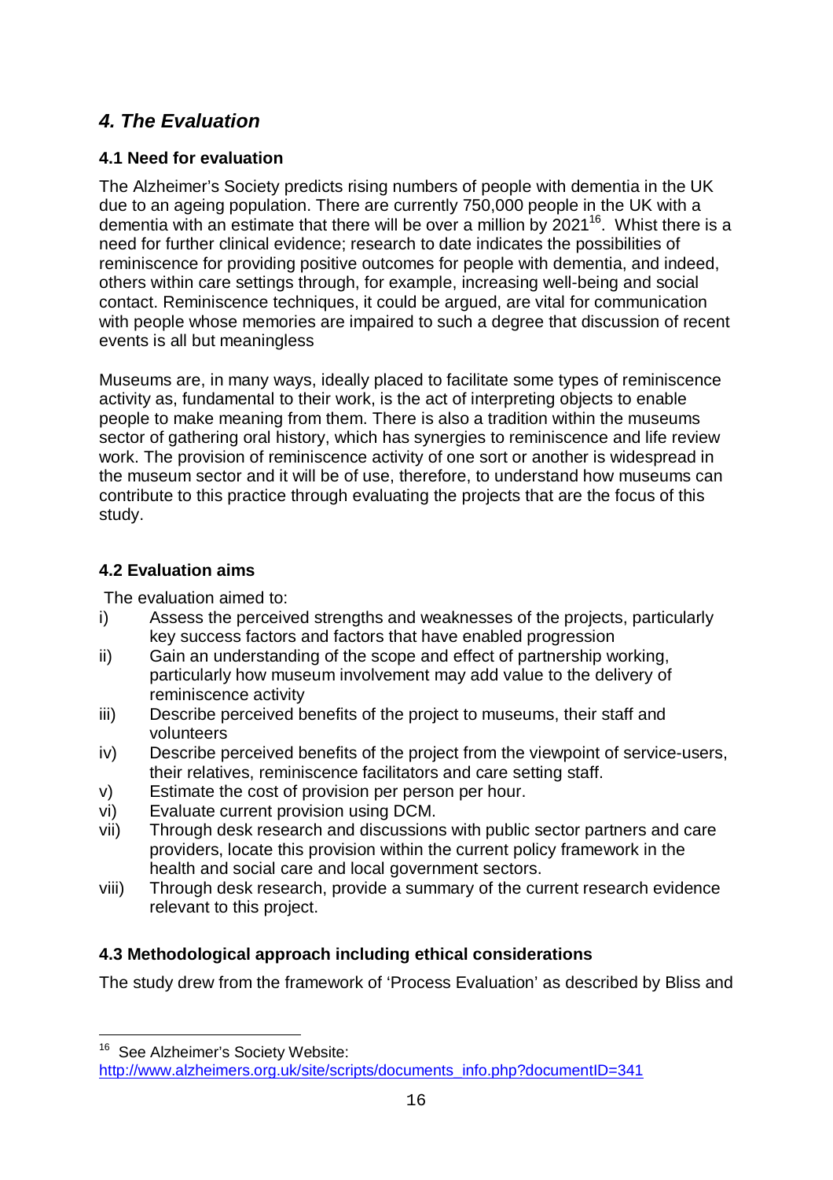## *4. The Evaluation*

### 4.1 Need for evaluation

The Alzheimer's Society predicts rising numbers of people with dementia in the UK due to an ageing population. There are currently 750,000 people in the UK with a dementia with an estimate that there will be over a million by 2021[16]. Whist there is a need for further clinical evidence; research to date indicates the possibilities of reminiscence for providing positive outcomes for people with dementia, and indeed, others within care settings through, for example, increasing well-being and social contact. Reminiscence techniques, it could be argued, are vital for communication with people whose memories are impaired to such a degree that discussion of recent events is all but meaningless

Museums are, in many ways, ideally placed to facilitate some types of reminiscence activity as, fundamental to their work, is the act of interpreting objects to enable people to make meaning from them. There is also a tradition within the museums sector of gathering oral history, which has synergies to reminiscence and life review work. The provision of reminiscence activity of one sort or another is widespread in the museum sector and it will be of use, therefore, to understand how museums can contribute to this practice through evaluating the projects that are the focus of this study.

### 4.2 Evaluation aims

The evaluation aimed to:

i) Assess the perceived strengths and weaknesses of the projects, particularly key success factors and factors that have enabled progression
ii) Gain an understanding of the scope and effect of partnership working, particularly how museum involvement may add value to the delivery of reminiscence activity
iii) Describe perceived benefits of the project to museums, their staff and volunteers
iv) Describe perceived benefits of the project from the viewpoint of service-users, their relatives, reminiscence facilitators and care setting staff.
v) Estimate the cost of provision per person per hour.
vi) Evaluate current provision using DCM.
vii) Through desk research and discussions with public sector partners and care providers, locate this provision within the current policy framework in the health and social care and local government sectors.
viii) Through desk research, provide a summary of the current research evidence relevant to this project.

### 4.3 Methodological approach including ethical considerations

The study drew from the framework of 'Process Evaluation' as described by Bliss and

---

[16] See Alzheimer's Society Website: http://www.alzheimers.org.uk/site/scripts/documents_info.php?documentID=341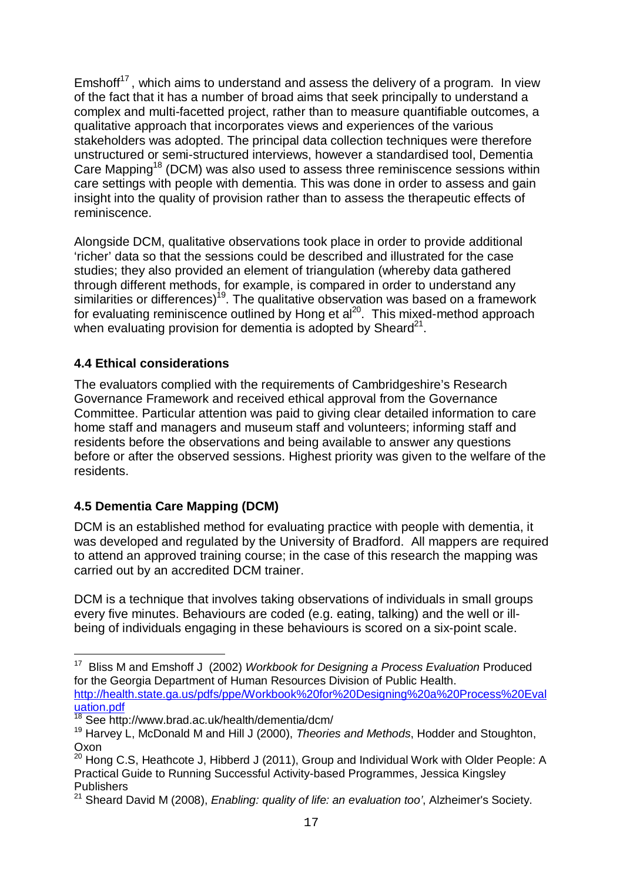Emshoff[17] , which aims to understand and assess the delivery of a program. In view of the fact that it has a number of broad aims that seek principally to understand a complex and multi-facetted project, rather than to measure quantifiable outcomes, a qualitative approach that incorporates views and experiences of the various stakeholders was adopted. The principal data collection techniques were therefore unstructured or semi-structured interviews, however a standardised tool, Dementia Care Mapping[18] (DCM) was also used to assess three reminiscence sessions within care settings with people with dementia. This was done in order to assess and gain insight into the quality of provision rather than to assess the therapeutic effects of reminiscence.

Alongside DCM, qualitative observations took place in order to provide additional 'richer' data so that the sessions could be described and illustrated for the case studies; they also provided an element of triangulation (whereby data gathered through different methods, for example, is compared in order to understand any similarities or differences)[19]. The qualitative observation was based on a framework for evaluating reminiscence outlined by Hong et al[20]. This mixed-method approach when evaluating provision for dementia is adopted by Sheard[21].

### 4.4 Ethical considerations

The evaluators complied with the requirements of Cambridgeshire's Research Governance Framework and received ethical approval from the Governance Committee. Particular attention was paid to giving clear detailed information to care home staff and managers and museum staff and volunteers; informing staff and residents before the observations and being available to answer any questions before or after the observed sessions. Highest priority was given to the welfare of the residents.

### 4.5 Dementia Care Mapping (DCM)

DCM is an established method for evaluating practice with people with dementia, it was developed and regulated by the University of Bradford. All mappers are required to attend an approved training course; in the case of this research the mapping was carried out by an accredited DCM trainer.

DCM is a technique that involves taking observations of individuals in small groups every five minutes. Behaviours are coded (e.g. eating, talking) and the well or ill-being of individuals engaging in these behaviours is scored on a six-point scale.

---

[17] Bliss M and Emshoff J (2002) *Workbook for Designing a Process Evaluation* Produced for the Georgia Department of Human Resources Division of Public Health. http://health.state.ga.us/pdfs/ppe/Workbook%20for%20Designing%20a%20Process%20Evaluation.pdf

[18] See http://www.brad.ac.uk/health/dementia/dcm/

[19] Harvey L, McDonald M and Hill J (2000), *Theories and Methods*, Hodder and Stoughton, Oxon

[20] Hong C.S, Heathcote J, Hibberd J (2011), Group and Individual Work with Older People: A Practical Guide to Running Successful Activity-based Programmes, Jessica Kingsley Publishers

[21] Sheard David M (2008), *Enabling: quality of life: an evaluation too'*, Alzheimer's Society.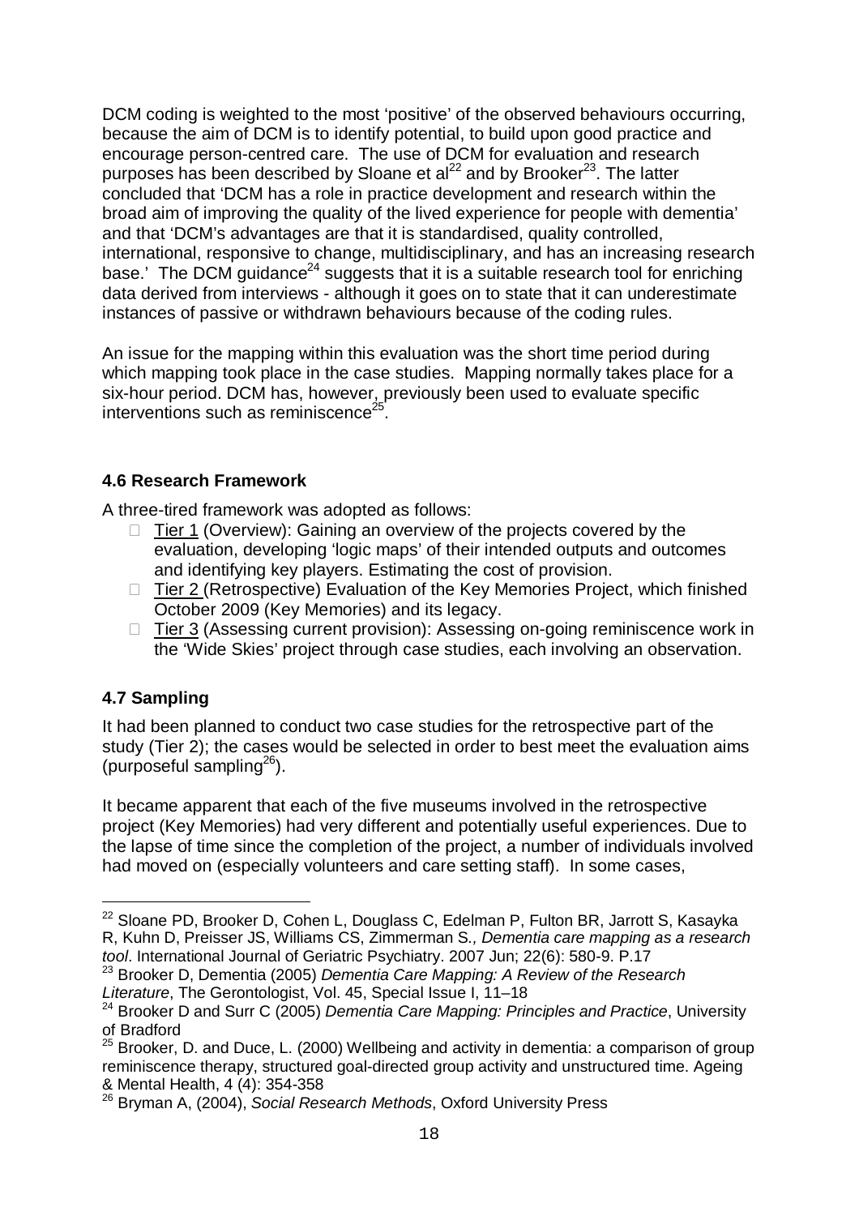DCM coding is weighted to the most 'positive' of the observed behaviours occurring, because the aim of DCM is to identify potential, to build upon good practice and encourage person-centred care. The use of DCM for evaluation and research purposes has been described by Sloane et al[22] and by Brooker[23]. The latter concluded that 'DCM has a role in practice development and research within the broad aim of improving the quality of the lived experience for people with dementia' and that 'DCM's advantages are that it is standardised, quality controlled, international, responsive to change, multidisciplinary, and has an increasing research base.' The DCM guidance[24] suggests that it is a suitable research tool for enriching data derived from interviews - although it goes on to state that it can underestimate instances of passive or withdrawn behaviours because of the coding rules.

An issue for the mapping within this evaluation was the short time period during which mapping took place in the case studies. Mapping normally takes place for a six-hour period. DCM has, however, previously been used to evaluate specific interventions such as reminiscence[25].

### 4.6 Research Framework

A three-tired framework was adopted as follows:

- Tier 1 (Overview): Gaining an overview of the projects covered by the evaluation, developing 'logic maps' of their intended outputs and outcomes and identifying key players. Estimating the cost of provision.
- Tier 2 (Retrospective) Evaluation of the Key Memories Project, which finished October 2009 (Key Memories) and its legacy.
- Tier 3 (Assessing current provision): Assessing on-going reminiscence work in the 'Wide Skies' project through case studies, each involving an observation.

### 4.7 Sampling

It had been planned to conduct two case studies for the retrospective part of the study (Tier 2); the cases would be selected in order to best meet the evaluation aims (purposeful sampling[26]).

It became apparent that each of the five museums involved in the retrospective project (Key Memories) had very different and potentially useful experiences. Due to the lapse of time since the completion of the project, a number of individuals involved had moved on (especially volunteers and care setting staff). In some cases,

---

[22] Sloane PD, Brooker D, Cohen L, Douglass C, Edelman P, Fulton BR, Jarrott S, Kasayka R, Kuhn D, Preisser JS, Williams CS, Zimmerman S., *Dementia care mapping as a research tool*. International Journal of Geriatric Psychiatry. 2007 Jun; 22(6): 580-9. P.17

[23] Brooker D, Dementia (2005) *Dementia Care Mapping: A Review of the Research Literature*, The Gerontologist, Vol. 45, Special Issue I, 11–18

[24] Brooker D and Surr C (2005) *Dementia Care Mapping: Principles and Practice*, University of Bradford

[25] Brooker, D. and Duce, L. (2000) Wellbeing and activity in dementia: a comparison of group reminiscence therapy, structured goal-directed group activity and unstructured time. Ageing & Mental Health, 4 (4): 354-358

[26] Bryman A, (2004), *Social Research Methods*, Oxford University Press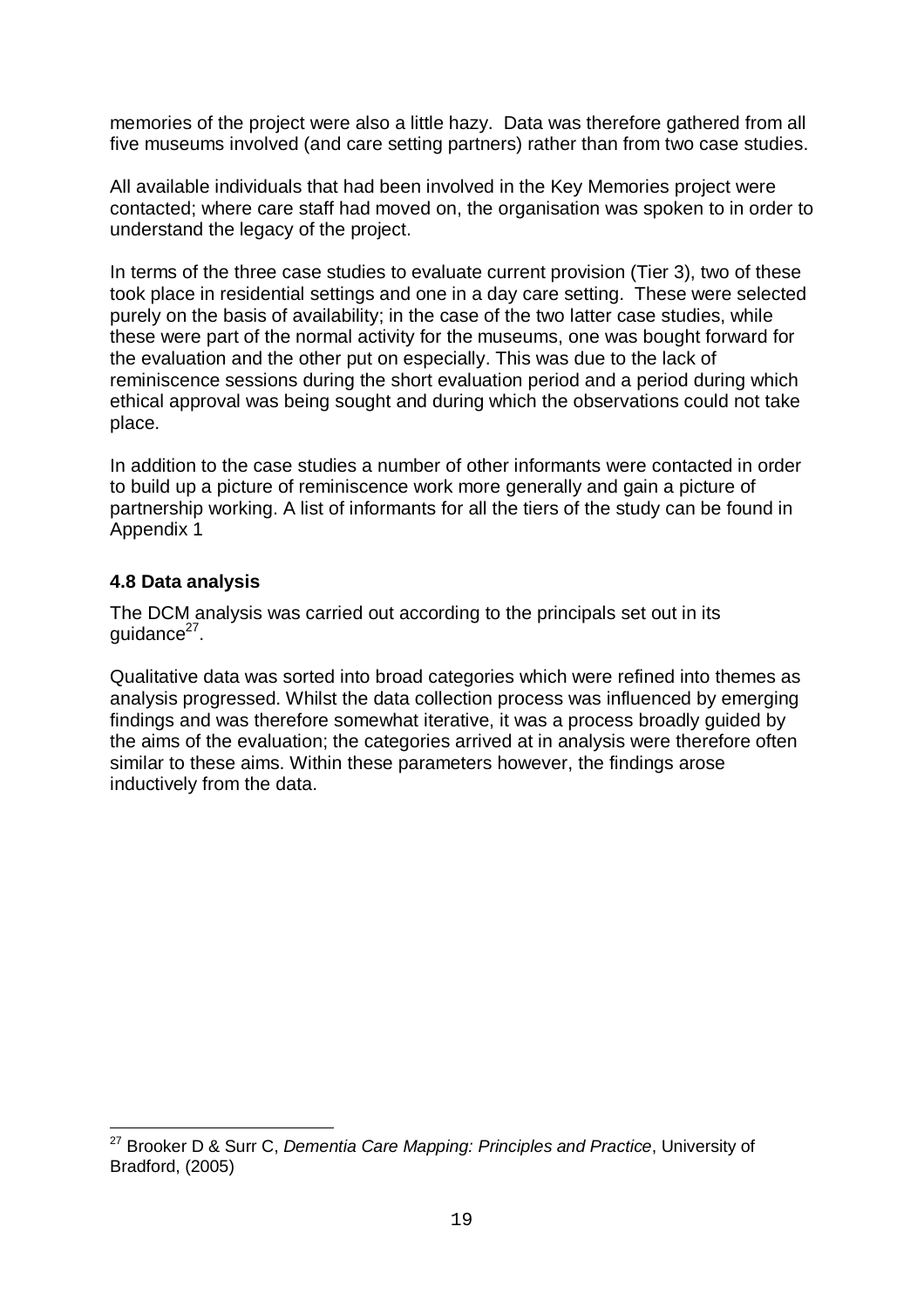memories of the project were also a little hazy. Data was therefore gathered from all five museums involved (and care setting partners) rather than from two case studies.

All available individuals that had been involved in the Key Memories project were contacted; where care staff had moved on, the organisation was spoken to in order to understand the legacy of the project.

In terms of the three case studies to evaluate current provision (Tier 3), two of these took place in residential settings and one in a day care setting. These were selected purely on the basis of availability; in the case of the two latter case studies, while these were part of the normal activity for the museums, one was bought forward for the evaluation and the other put on especially. This was due to the lack of reminiscence sessions during the short evaluation period and a period during which ethical approval was being sought and during which the observations could not take place.

In addition to the case studies a number of other informants were contacted in order to build up a picture of reminiscence work more generally and gain a picture of partnership working. A list of informants for all the tiers of the study can be found in Appendix 1

### 4.8 Data analysis

The DCM analysis was carried out according to the principals set out in its guidance[27].

Qualitative data was sorted into broad categories which were refined into themes as analysis progressed. Whilst the data collection process was influenced by emerging findings and was therefore somewhat iterative, it was a process broadly guided by the aims of the evaluation; the categories arrived at in analysis were therefore often similar to these aims. Within these parameters however, the findings arose inductively from the data.

---

[27] Brooker D & Surr C, *Dementia Care Mapping: Principles and Practice*, University of Bradford, (2005)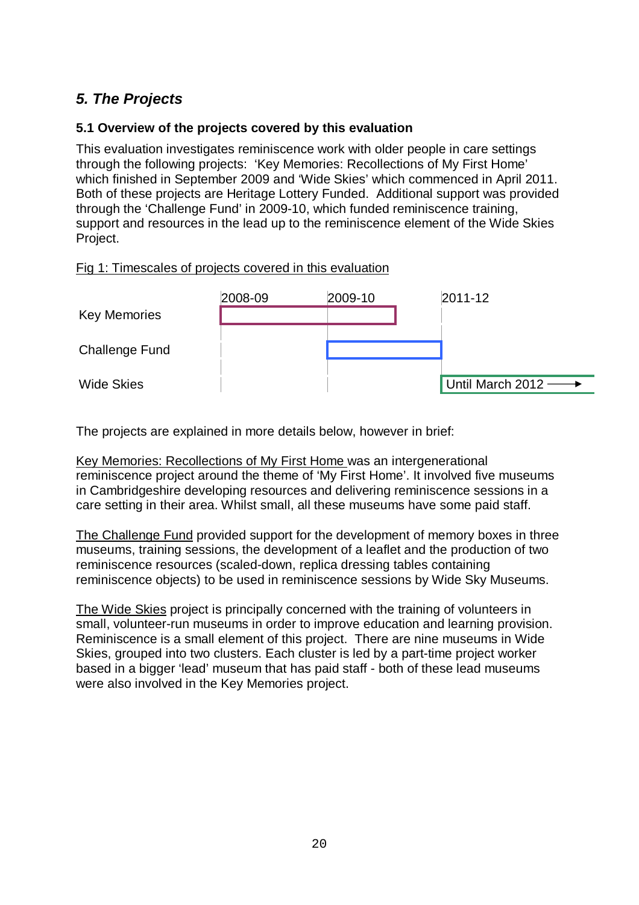## *5. The Projects*

### 5.1 Overview of the projects covered by this evaluation

This evaluation investigates reminiscence work with older people in care settings through the following projects: 'Key Memories: Recollections of My First Home' which finished in September 2009 and 'Wide Skies' which commenced in April 2011. Both of these projects are Heritage Lottery Funded. Additional support was provided through the 'Challenge Fund' in 2009-10, which funded reminiscence training, support and resources in the lead up to the reminiscence element of the Wide Skies Project.

Fig 1: Timescales of projects covered in this evaluation

| | 2008-09 | 2009-10 | 2011-12 |
|---|---|---|---|
| Key Memories | ■■■■■ | ■■■ | |
| Challenge Fund | | ■■■■■ | |
| Wide Skies | | | Until March 2012 ⟶ |

The projects are explained in more details below, however in brief:

Key Memories: Recollections of My First Home was an intergenerational reminiscence project around the theme of 'My First Home'. It involved five museums in Cambridgeshire developing resources and delivering reminiscence sessions in a care setting in their area. Whilst small, all these museums have some paid staff.

The Challenge Fund provided support for the development of memory boxes in three museums, training sessions, the development of a leaflet and the production of two reminiscence resources (scaled-down, replica dressing tables containing reminiscence objects) to be used in reminiscence sessions by Wide Sky Museums.

The Wide Skies project is principally concerned with the training of volunteers in small, volunteer-run museums in order to improve education and learning provision. Reminiscence is a small element of this project. There are nine museums in Wide Skies, grouped into two clusters. Each cluster is led by a part-time project worker based in a bigger 'lead' museum that has paid staff - both of these lead museums were also involved in the Key Memories project.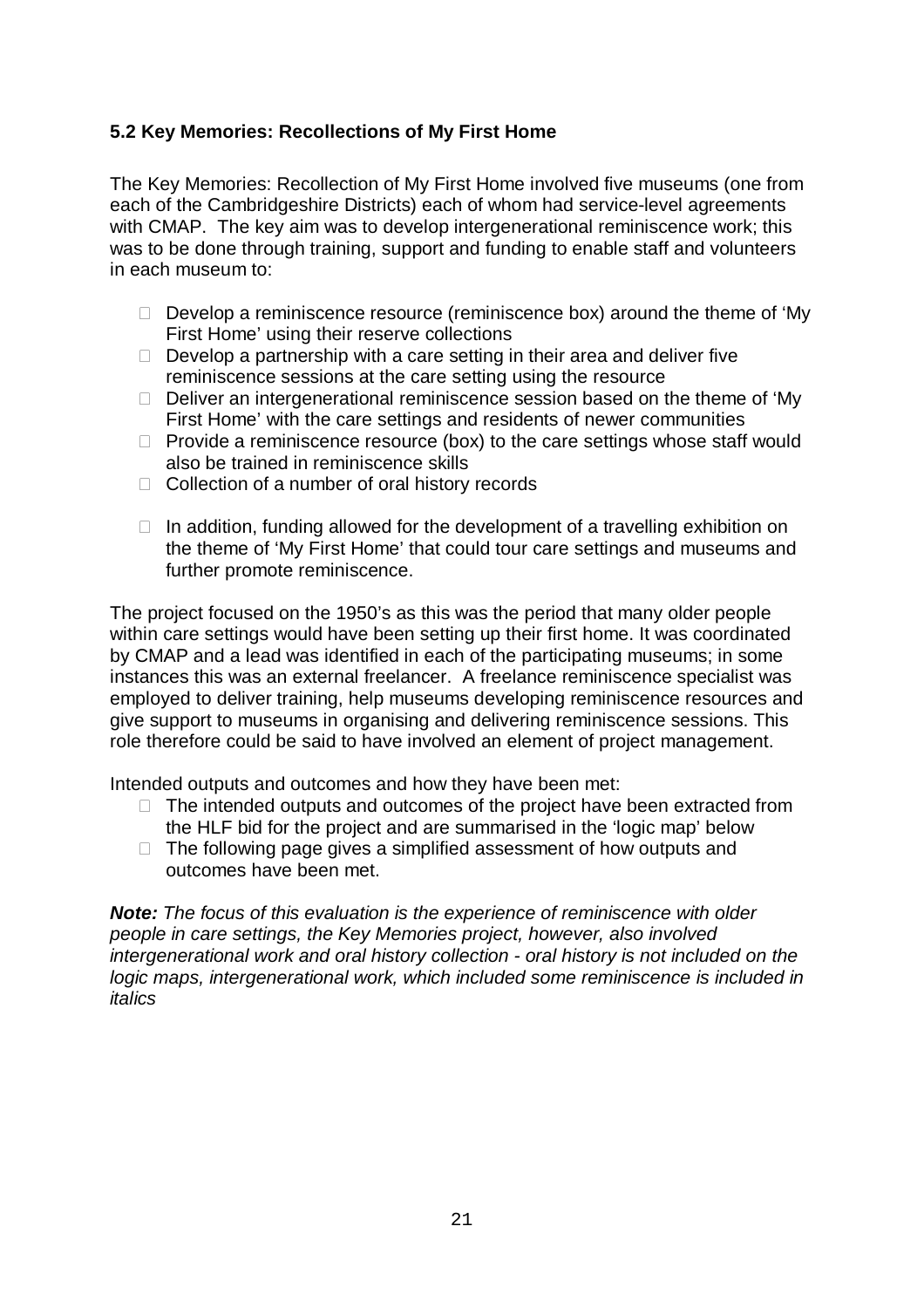### 5.2 Key Memories: Recollections of My First Home

The Key Memories: Recollection of My First Home involved five museums (one from each of the Cambridgeshire Districts) each of whom had service-level agreements with CMAP. The key aim was to develop intergenerational reminiscence work; this was to be done through training, support and funding to enable staff and volunteers in each museum to:

- Develop a reminiscence resource (reminiscence box) around the theme of 'My First Home' using their reserve collections
- Develop a partnership with a care setting in their area and deliver five reminiscence sessions at the care setting using the resource
- Deliver an intergenerational reminiscence session based on the theme of 'My First Home' with the care settings and residents of newer communities
- Provide a reminiscence resource (box) to the care settings whose staff would also be trained in reminiscence skills
- Collection of a number of oral history records
- In addition, funding allowed for the development of a travelling exhibition on the theme of 'My First Home' that could tour care settings and museums and further promote reminiscence.

The project focused on the 1950's as this was the period that many older people within care settings would have been setting up their first home. It was coordinated by CMAP and a lead was identified in each of the participating museums; in some instances this was an external freelancer. A freelance reminiscence specialist was employed to deliver training, help museums developing reminiscence resources and give support to museums in organising and delivering reminiscence sessions. This role therefore could be said to have involved an element of project management.

Intended outputs and outcomes and how they have been met:

- The intended outputs and outcomes of the project have been extracted from the HLF bid for the project and are summarised in the 'logic map' below
- The following page gives a simplified assessment of how outputs and outcomes have been met.

***Note:*** *The focus of this evaluation is the experience of reminiscence with older people in care settings, the Key Memories project, however, also involved intergenerational work and oral history collection - oral history is not included on the logic maps, intergenerational work, which included some reminiscence is included in italics*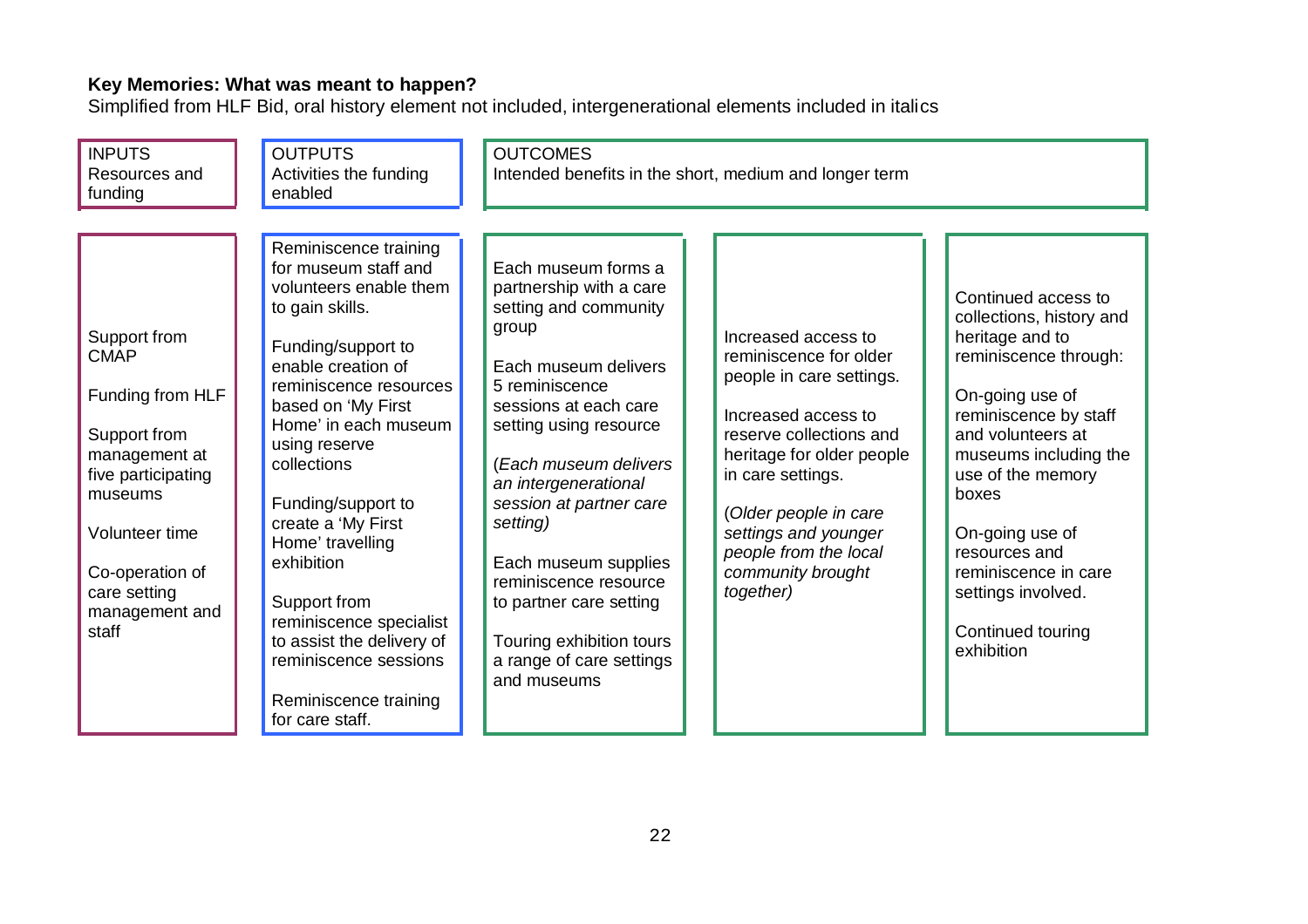**Key Memories: What was meant to happen?**

Simplified from HLF Bid, oral history element not included, intergenerational elements included in italics

| INPUTS<br>Resources and funding | OUTPUTS<br>Activities the funding enabled | OUTCOMES<br>Intended benefits in the short, medium and longer term | | |
|---|---|---|---|---|
| Support from CMAP<br><br>Funding from HLF<br><br>Support from management at five participating museums<br><br>Volunteer time<br><br>Co-operation of care setting management and staff | Reminiscence training for museum staff and volunteers enable them to gain skills.<br><br>Funding/support to enable creation of reminiscence resources based on 'My First Home' in each museum using reserve collections<br><br>Funding/support to create a 'My First Home' travelling exhibition<br><br>Support from reminiscence specialist to assist the delivery of reminiscence sessions<br><br>Reminiscence training for care staff. | Each museum forms a partnership with a care setting and community group<br><br>Each museum delivers 5 reminiscence sessions at each care setting using resource<br><br>(*Each museum delivers an intergenerational session at partner care setting)*<br><br>Each museum supplies reminiscence resource to partner care setting<br><br>Touring exhibition tours a range of care settings and museums | Increased access to reminiscence for older people in care settings.<br><br>Increased access to reserve collections and heritage for older people in care settings.<br><br>(*Older people in care settings and younger people from the local community brought together)* | Continued access to collections, history and heritage and to reminiscence through:<br><br>On-going use of reminiscence by staff and volunteers at museums including the use of the memory boxes<br><br>On-going use of resources and reminiscence in care settings involved.<br><br>Continued touring exhibition |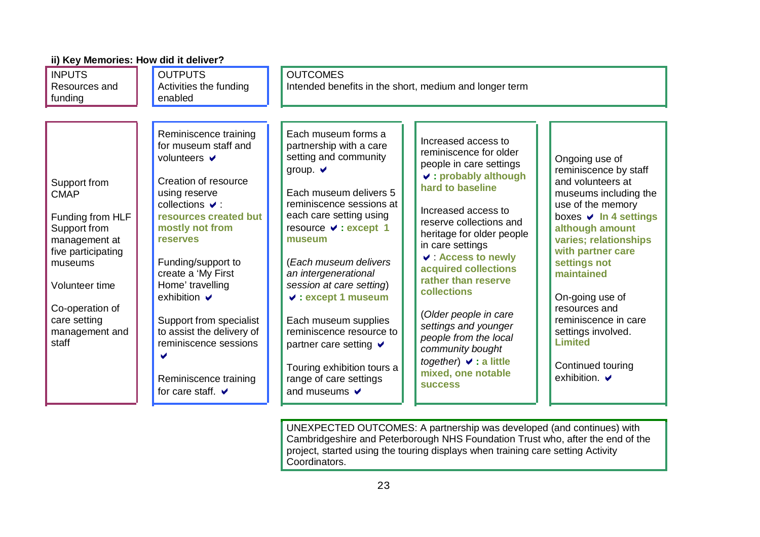**ii) Key Memories: How did it deliver?**

| INPUTS<br>Resources and funding | OUTPUTS<br>Activities the funding enabled | OUTCOMES<br>Intended benefits in the short, medium and longer term | | |
|---|---|---|---|---|
| Support from CMAP<br><br>Funding from HLF<br>Support from management at five participating museums<br><br>Volunteer time<br><br>Co-operation of care setting management and staff | Reminiscence training for museum staff and volunteers ✔<br><br>Creation of resource using reserve collections ✔ : **resources created but mostly not from reserves**<br><br>Funding/support to create a 'My First Home' travelling exhibition ✔<br><br>Support from specialist to assist the delivery of reminiscence sessions ✔<br><br>Reminiscence training for care staff. ✔ | Each museum forms a partnership with a care setting and community group. ✔<br><br>Each museum delivers 5 reminiscence sessions at each care setting using resource ✔ **: except 1 museum**<br><br>(*Each museum delivers an intergenerational session at care setting*) ✔ **: except 1 museum**<br><br>Each museum supplies reminiscence resource to partner care setting ✔<br><br>Touring exhibition tours a range of care settings and museums ✔ | Increased access to reminiscence for older people in care settings ✔ **: probably although hard to baseline**<br><br>Increased access to reserve collections and heritage for older people in care settings ✔ : **Access to newly acquired collections rather than reserve collections**<br><br>(*Older people in care settings and younger people from the local community bought together*) ✔ **: a little mixed, one notable success** | Ongoing use of reminiscence by staff and volunteers at museums including the use of the memory boxes ✔ **In 4 settings although amount varies; relationships with partner care settings not maintained**<br><br>On-going use of resources and reminiscence in care settings involved. **Limited**<br><br>Continued touring exhibition. ✔ |

UNEXPECTED OUTCOMES: A partnership was developed (and continues) with Cambridgeshire and Peterborough NHS Foundation Trust who, after the end of the project, started using the touring displays when training care setting Activity Coordinators.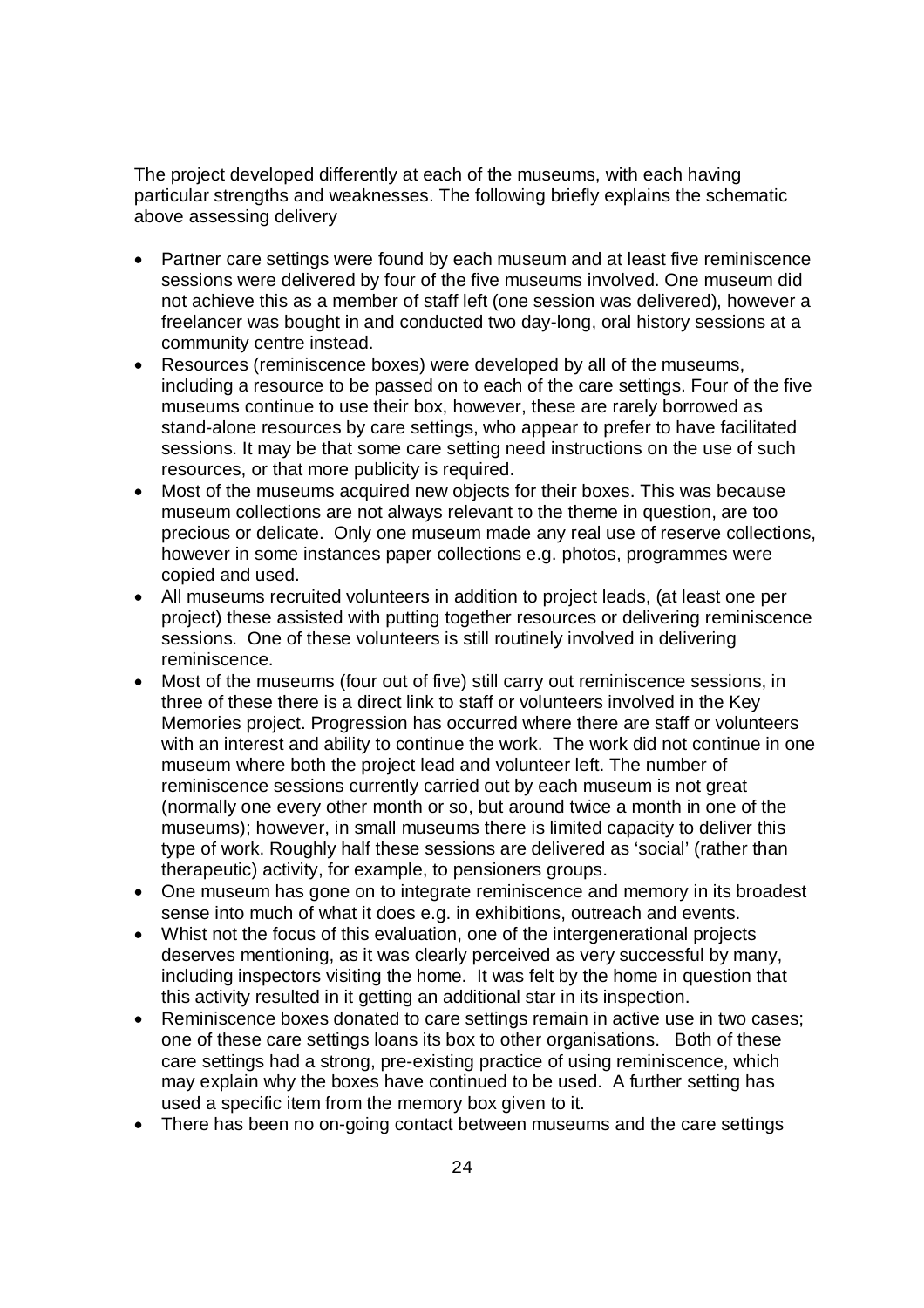The project developed differently at each of the museums, with each having particular strengths and weaknesses. The following briefly explains the schematic above assessing delivery

- Partner care settings were found by each museum and at least five reminiscence sessions were delivered by four of the five museums involved. One museum did not achieve this as a member of staff left (one session was delivered), however a freelancer was bought in and conducted two day-long, oral history sessions at a community centre instead.
- Resources (reminiscence boxes) were developed by all of the museums, including a resource to be passed on to each of the care settings. Four of the five museums continue to use their box, however, these are rarely borrowed as stand-alone resources by care settings, who appear to prefer to have facilitated sessions. It may be that some care setting need instructions on the use of such resources, or that more publicity is required.
- Most of the museums acquired new objects for their boxes. This was because museum collections are not always relevant to the theme in question, are too precious or delicate. Only one museum made any real use of reserve collections, however in some instances paper collections e.g. photos, programmes were copied and used.
- All museums recruited volunteers in addition to project leads, (at least one per project) these assisted with putting together resources or delivering reminiscence sessions. One of these volunteers is still routinely involved in delivering reminiscence.
- Most of the museums (four out of five) still carry out reminiscence sessions, in three of these there is a direct link to staff or volunteers involved in the Key Memories project. Progression has occurred where there are staff or volunteers with an interest and ability to continue the work. The work did not continue in one museum where both the project lead and volunteer left. The number of reminiscence sessions currently carried out by each museum is not great (normally one every other month or so, but around twice a month in one of the museums); however, in small museums there is limited capacity to deliver this type of work. Roughly half these sessions are delivered as 'social' (rather than therapeutic) activity, for example, to pensioners groups.
- One museum has gone on to integrate reminiscence and memory in its broadest sense into much of what it does e.g. in exhibitions, outreach and events.
- Whilst not the focus of this evaluation, one of the intergenerational projects deserves mentioning, as it was clearly perceived as very successful by many, including inspectors visiting the home. It was felt by the home in question that this activity resulted in it getting an additional star in its inspection.
- Reminiscence boxes donated to care settings remain in active use in two cases; one of these care settings loans its box to other organisations. Both of these care settings had a strong, pre-existing practice of using reminiscence, which may explain why the boxes have continued to be used. A further setting has used a specific item from the memory box given to it.
- There has been no on-going contact between museums and the care settings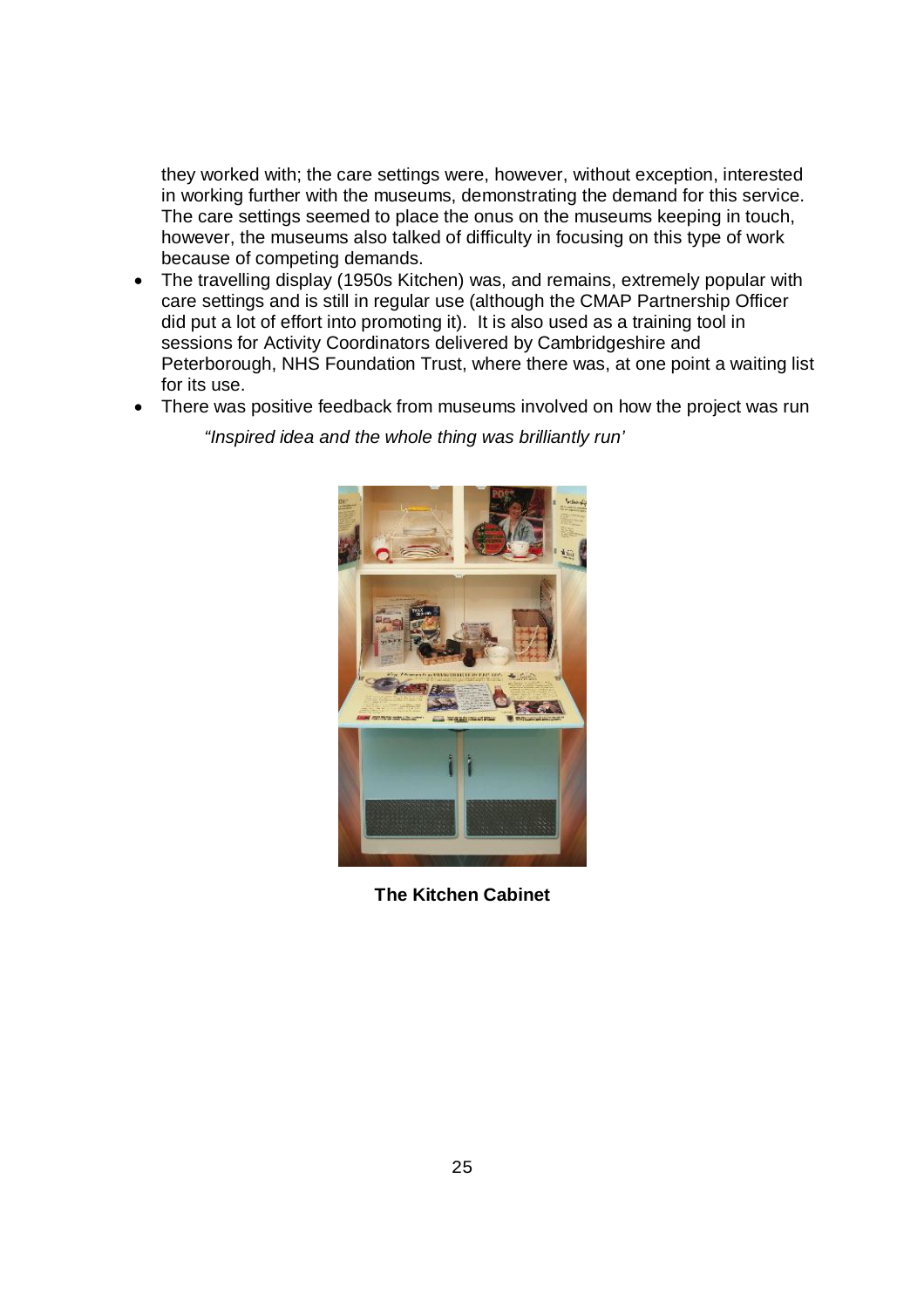they worked with; the care settings were, however, without exception, interested in working further with the museums, demonstrating the demand for this service. The care settings seemed to place the onus on the museums keeping in touch, however, the museums also talked of difficulty in focusing on this type of work because of competing demands.

- The travelling display (1950s Kitchen) was, and remains, extremely popular with care settings and is still in regular use (although the CMAP Partnership Officer did put a lot of effort into promoting it). It is also used as a training tool in sessions for Activity Coordinators delivered by Cambridgeshire and Peterborough, NHS Foundation Trust, where there was, at one point a waiting list for its use.
- There was positive feedback from museums involved on how the project was run

  *"Inspired idea and the whole thing was brilliantly run'*

**The Kitchen Cabinet**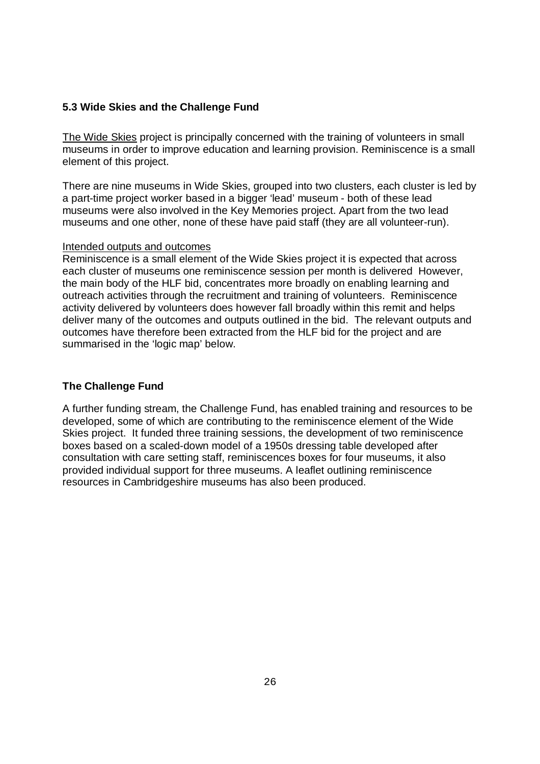### 5.3 Wide Skies and the Challenge Fund

The Wide Skies project is principally concerned with the training of volunteers in small museums in order to improve education and learning provision. Reminiscence is a small element of this project.

There are nine museums in Wide Skies, grouped into two clusters, each cluster is led by a part-time project worker based in a bigger 'lead' museum - both of these lead museums were also involved in the Key Memories project. Apart from the two lead museums and one other, none of these have paid staff (they are all volunteer-run).

Intended outputs and outcomes

Reminiscence is a small element of the Wide Skies project it is expected that across each cluster of museums one reminiscence session per month is delivered However, the main body of the HLF bid, concentrates more broadly on enabling learning and outreach activities through the recruitment and training of volunteers. Reminiscence activity delivered by volunteers does however fall broadly within this remit and helps deliver many of the outcomes and outputs outlined in the bid. The relevant outputs and outcomes have therefore been extracted from the HLF bid for the project and are summarised in the 'logic map' below.

### The Challenge Fund

A further funding stream, the Challenge Fund, has enabled training and resources to be developed, some of which are contributing to the reminiscence element of the Wide Skies project. It funded three training sessions, the development of two reminiscence boxes based on a scaled-down model of a 1950s dressing table developed after consultation with care setting staff, reminiscences boxes for four museums, it also provided individual support for three museums. A leaflet outlining reminiscence resources in Cambridgeshire museums has also been produced.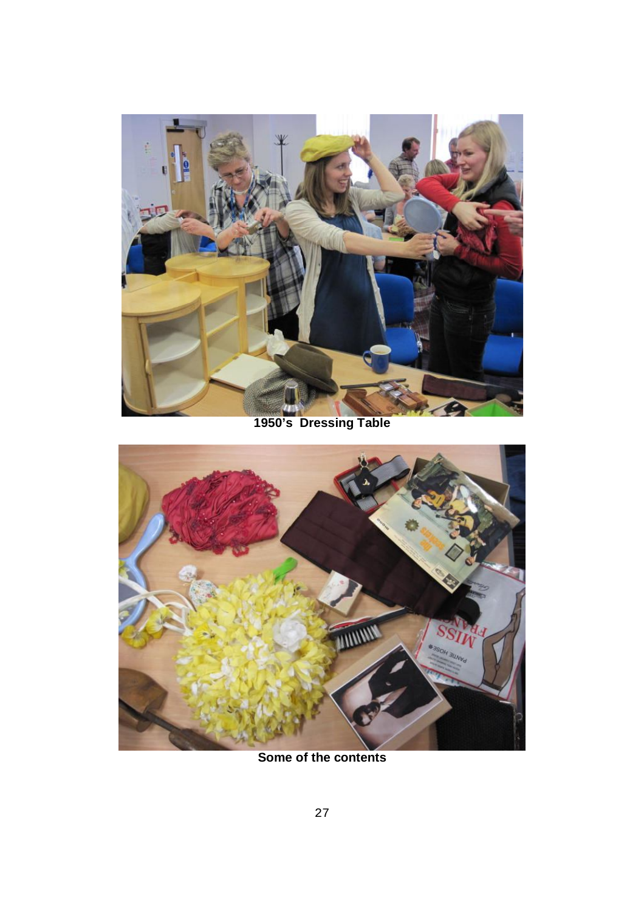1950's Dressing Table

Some of the contents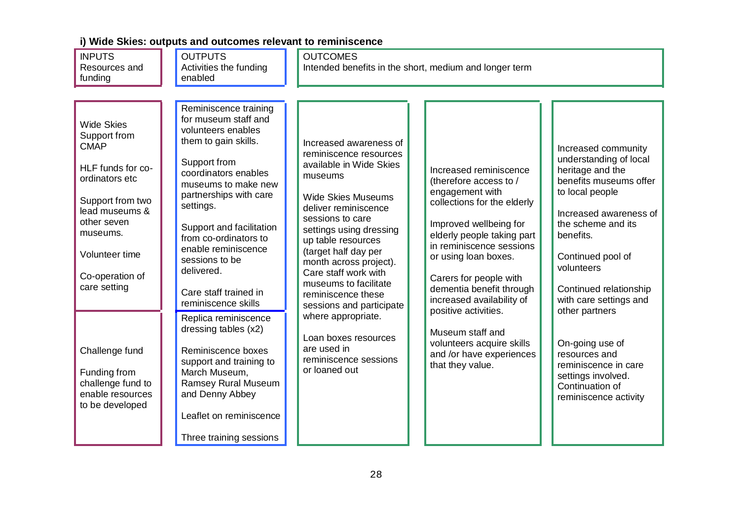### i) Wide Skies: outputs and outcomes relevant to reminiscence

| INPUTS Resources and funding | OUTPUTS Activities the funding enabled | OUTCOMES Intended benefits in the short, medium and longer term | | |
|---|---|---|---|---|
| Wide Skies Support from CMAP<br><br>HLF funds for co-ordinators etc<br><br>Support from two lead museums & other seven museums.<br><br>Volunteer time<br><br>Co-operation of care setting | Reminiscence training for museum staff and volunteers enables them to gain skills.<br><br>Support from coordinators enables museums to make new partnerships with care settings.<br><br>Support and facilitation from co-ordinators to enable reminiscence sessions to be delivered.<br><br>Care staff trained in reminiscence skills | Increased awareness of reminiscence resources available in Wide Skies museums<br><br>Wide Skies Museums deliver reminiscence sessions to care settings using dressing up table resources (target half day per month across project). Care staff work with museums to facilitate reminiscence these sessions and participate where appropriate.<br><br>Loan boxes resources are used in reminiscence sessions or loaned out | Increased reminiscence (therefore access to / engagement with collections for the elderly<br><br>Improved wellbeing for elderly people taking part in reminiscence sessions or using loan boxes.<br><br>Carers for people with dementia benefit through increased availability of positive activities.<br><br>Museum staff and volunteers acquire skills and /or have experiences that they value. | Increased community understanding of local heritage and the benefits museums offer to local people<br><br>Increased awareness of the scheme and its benefits.<br><br>Continued pool of volunteers<br><br>Continued relationship with care settings and other partners<br><br>On-going use of resources and reminiscence in care settings involved. Continuation of reminiscence activity |
| Challenge fund<br><br>Funding from challenge fund to enable resources to be developed | Replica reminiscence dressing tables (x2)<br><br>Reminiscence boxes support and training to March Museum, Ramsey Rural Museum and Denny Abbey<br><br>Leaflet on reminiscence<br><br>Three training sessions | | | |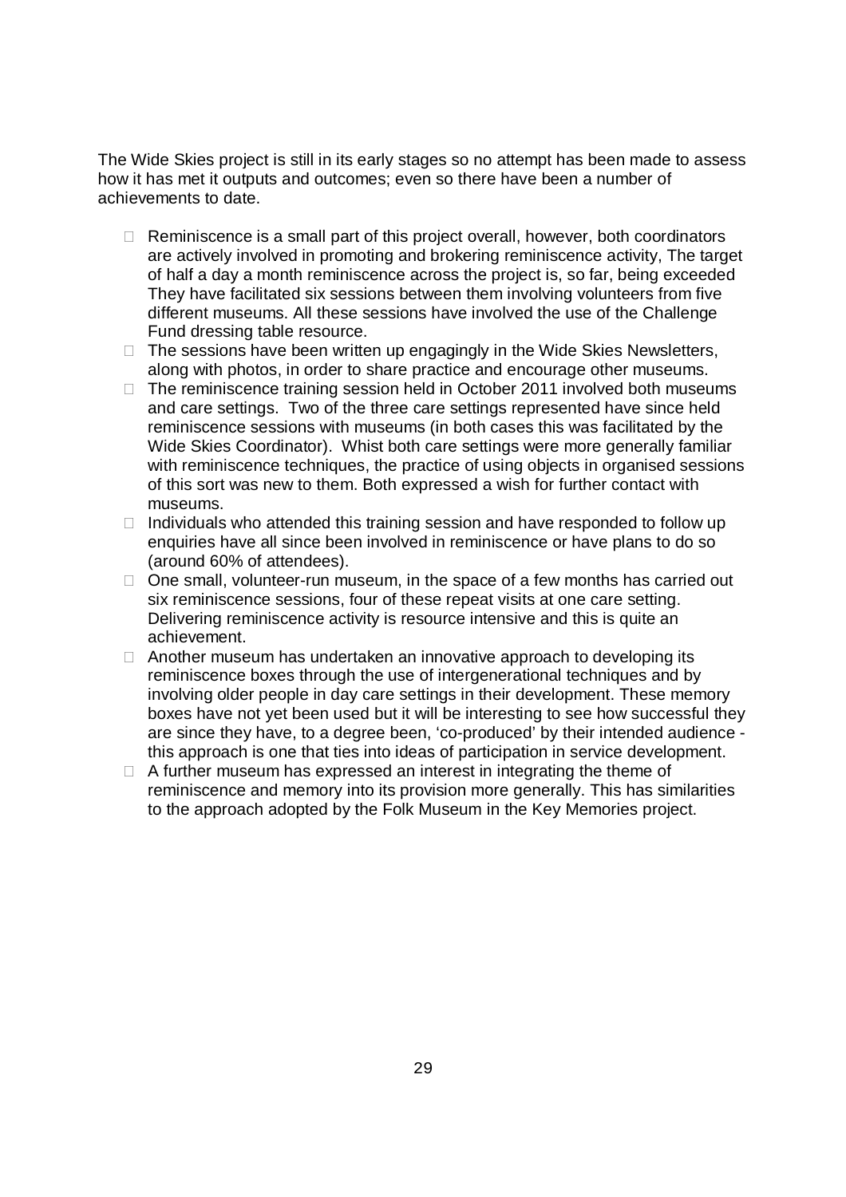The Wide Skies project is still in its early stages so no attempt has been made to assess how it has met it outputs and outcomes; even so there have been a number of achievements to date.

- Reminiscence is a small part of this project overall, however, both coordinators are actively involved in promoting and brokering reminiscence activity, The target of half a day a month reminiscence across the project is, so far, being exceeded They have facilitated six sessions between them involving volunteers from five different museums. All these sessions have involved the use of the Challenge Fund dressing table resource.
- The sessions have been written up engagingly in the Wide Skies Newsletters, along with photos, in order to share practice and encourage other museums.
- The reminiscence training session held in October 2011 involved both museums and care settings. Two of the three care settings represented have since held reminiscence sessions with museums (in both cases this was facilitated by the Wide Skies Coordinator). Whist both care settings were more generally familiar with reminiscence techniques, the practice of using objects in organised sessions of this sort was new to them. Both expressed a wish for further contact with museums.
- Individuals who attended this training session and have responded to follow up enquiries have all since been involved in reminiscence or have plans to do so (around 60% of attendees).
- One small, volunteer-run museum, in the space of a few months has carried out six reminiscence sessions, four of these repeat visits at one care setting. Delivering reminiscence activity is resource intensive and this is quite an achievement.
- Another museum has undertaken an innovative approach to developing its reminiscence boxes through the use of intergenerational techniques and by involving older people in day care settings in their development. These memory boxes have not yet been used but it will be interesting to see how successful they are since they have, to a degree been, 'co-produced' by their intended audience - this approach is one that ties into ideas of participation in service development.
- A further museum has expressed an interest in integrating the theme of reminiscence and memory into its provision more generally. This has similarities to the approach adopted by the Folk Museum in the Key Memories project.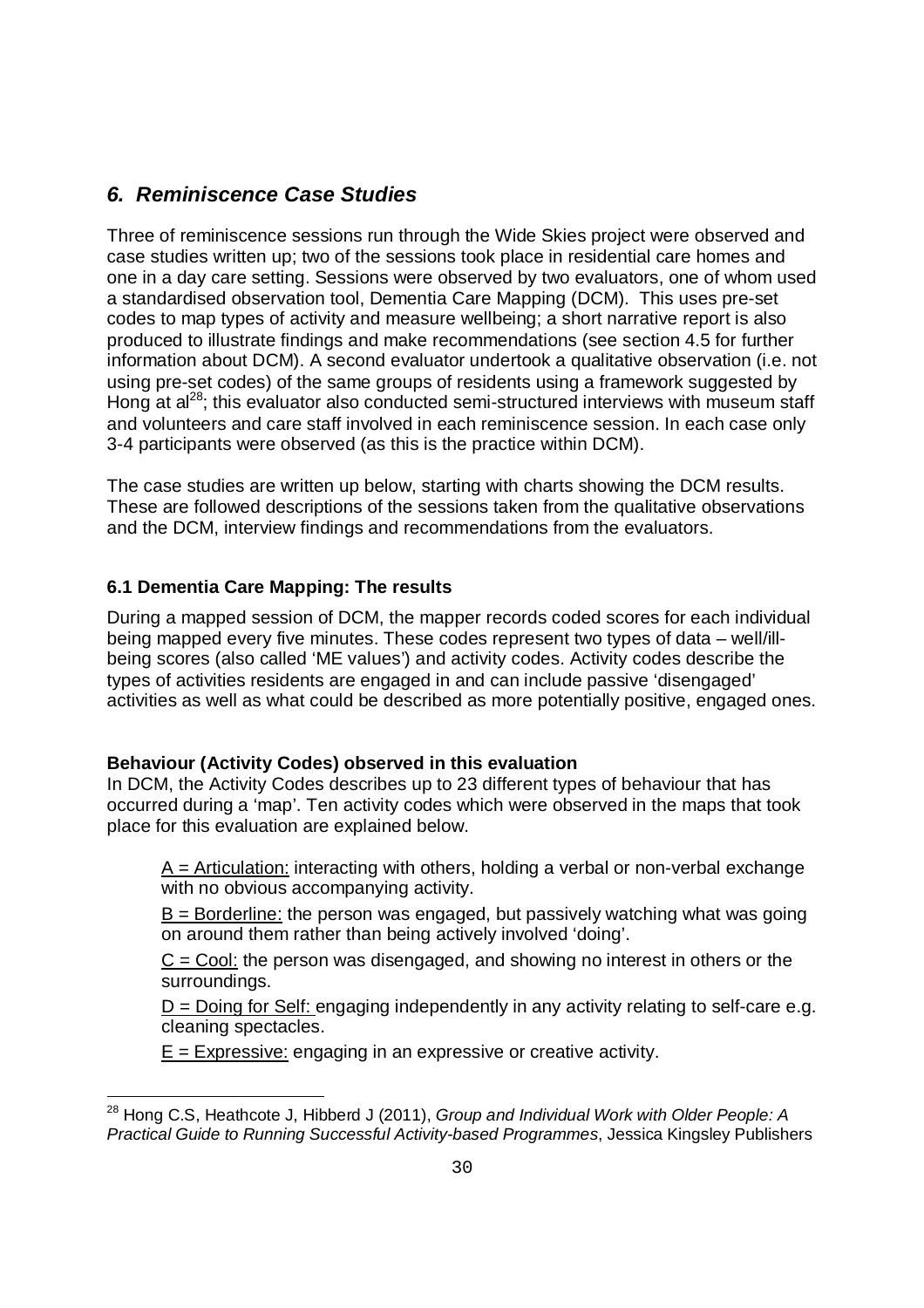## *6. Reminiscence Case Studies*

Three of reminiscence sessions run through the Wide Skies project were observed and case studies written up; two of the sessions took place in residential care homes and one in a day care setting. Sessions were observed by two evaluators, one of whom used a standardised observation tool, Dementia Care Mapping (DCM). This uses pre-set codes to map types of activity and measure wellbeing; a short narrative report is also produced to illustrate findings and make recommendations (see section 4.5 for further information about DCM). A second evaluator undertook a qualitative observation (i.e. not using pre-set codes) of the same groups of residents using a framework suggested by Hong at al[28]; this evaluator also conducted semi-structured interviews with museum staff and volunteers and care staff involved in each reminiscence session. In each case only 3-4 participants were observed (as this is the practice within DCM).

The case studies are written up below, starting with charts showing the DCM results. These are followed descriptions of the sessions taken from the qualitative observations and the DCM, interview findings and recommendations from the evaluators.

### 6.1 Dementia Care Mapping: The results

During a mapped session of DCM, the mapper records coded scores for each individual being mapped every five minutes. These codes represent two types of data – well/ill-being scores (also called 'ME values') and activity codes. Activity codes describe the types of activities residents are engaged in and can include passive 'disengaged' activities as well as what could be described as more potentially positive, engaged ones.

**Behaviour (Activity Codes) observed in this evaluation**

In DCM, the Activity Codes describes up to 23 different types of behaviour that has occurred during a 'map'. Ten activity codes which were observed in the maps that took place for this evaluation are explained below.

<u>A = Articulation:</u> interacting with others, holding a verbal or non-verbal exchange with no obvious accompanying activity.

<u>B = Borderline:</u> the person was engaged, but passively watching what was going on around them rather than being actively involved 'doing'.

<u>C = Cool:</u> the person was disengaged, and showing no interest in others or the surroundings.

<u>D = Doing for Self:</u> engaging independently in any activity relating to self-care e.g. cleaning spectacles.

<u>E = Expressive:</u> engaging in an expressive or creative activity.

---

[28] Hong C.S, Heathcote J, Hibberd J (2011), *Group and Individual Work with Older People: A Practical Guide to Running Successful Activity-based Programmes*, Jessica Kingsley Publishers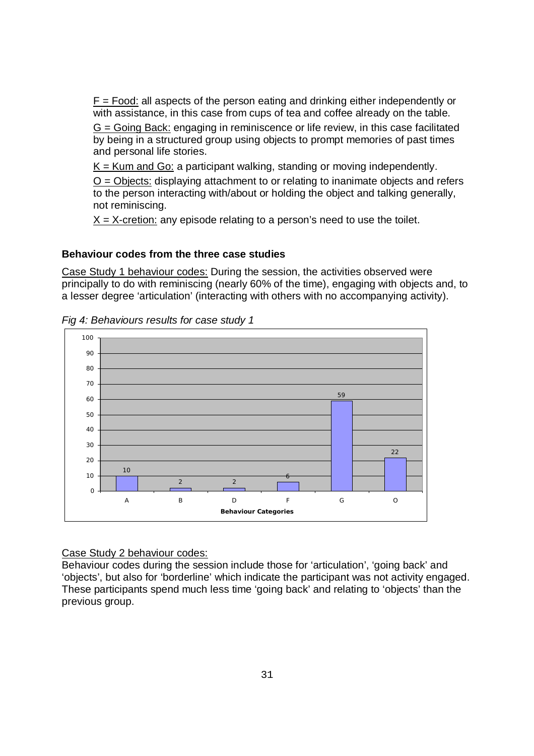F = Food: all aspects of the person eating and drinking either independently or with assistance, in this case from cups of tea and coffee already on the table.

G = Going Back: engaging in reminiscence or life review, in this case facilitated by being in a structured group using objects to prompt memories of past times and personal life stories.

K = Kum and Go: a participant walking, standing or moving independently.

O = Objects: displaying attachment to or relating to inanimate objects and refers to the person interacting with/about or holding the object and talking generally, not reminiscing.

X = X-cretion: any episode relating to a person's need to use the toilet.

### Behaviour codes from the three case studies

Case Study 1 behaviour codes: During the session, the activities observed were principally to do with reminiscing (nearly 60% of the time), engaging with objects and, to a lesser degree 'articulation' (interacting with others with no accompanying activity).

*Fig 4: Behaviours results for case study 1*

| Behaviour Categories | A | B | D | F | G | O |
|---|---|---|---|---|---|---|
| Value | 10 | 2 | 2 | 6 | 59 | 22 |

Case Study 2 behaviour codes:

Behaviour codes during the session include those for 'articulation', 'going back' and 'objects', but also for 'borderline' which indicate the participant was not activity engaged. These participants spend much less time 'going back' and relating to 'objects' than the previous group.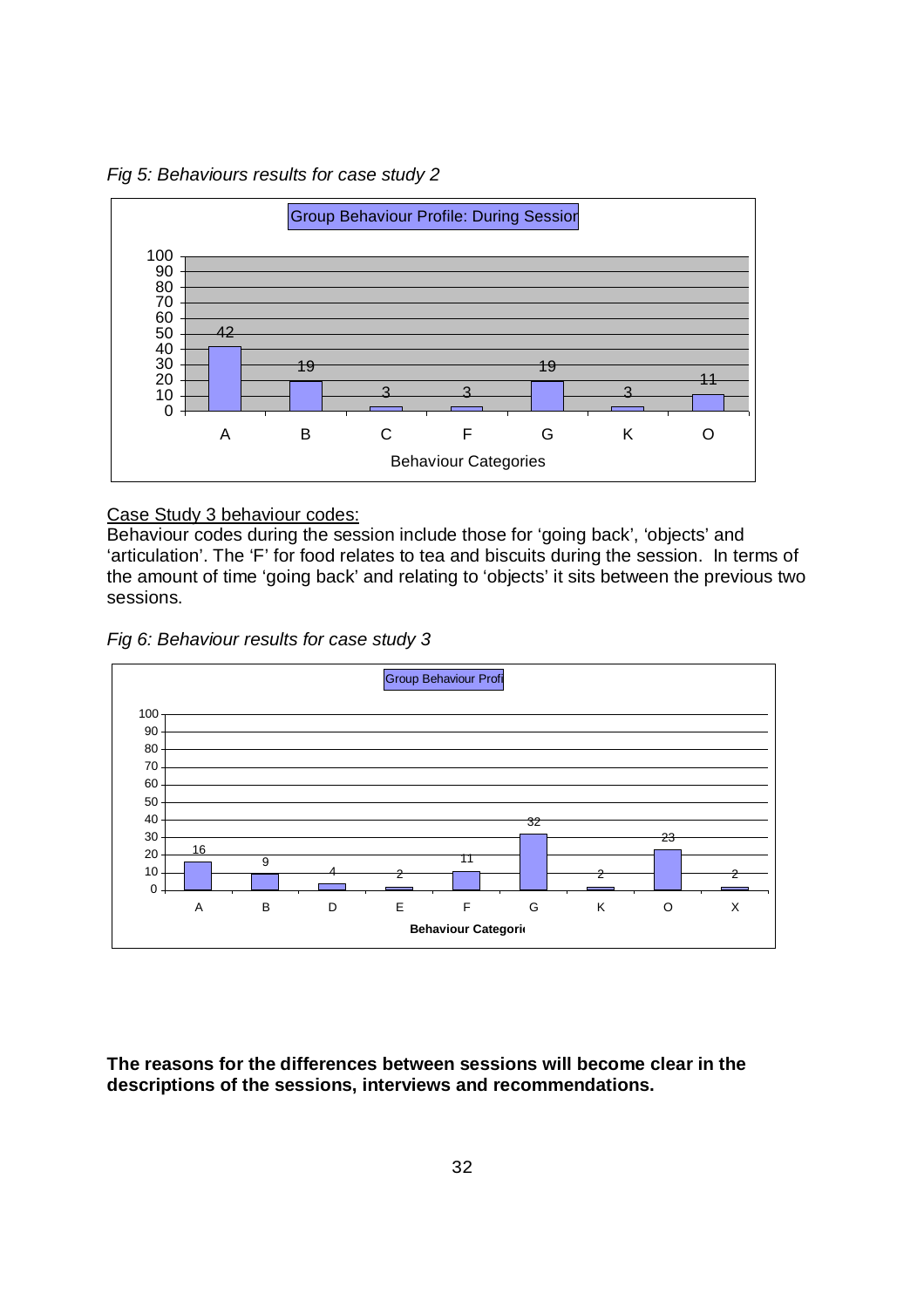*Fig 5: Behaviours results for case study 2*

Group Behaviour Profile: During Session

| Behaviour Categories | A | B | C | F | G | K | O |
|---|---|---|---|---|---|---|---|
| Value | 42 | 19 | 3 | 3 | 19 | 3 | 11 |

<u>Case Study 3 behaviour codes:</u>
Behaviour codes during the session include those for 'going back', 'objects' and 'articulation'. The 'F' for food relates to tea and biscuits during the session. In terms of the amount of time 'going back' and relating to 'objects' it sits between the previous two sessions.

*Fig 6: Behaviour results for case study 3*

Group Behaviour Profile

| Behaviour Categories | A | B | D | E | F | G | K | O | X |
|---|---|---|---|---|---|---|---|---|---|
| Value | 16 | 9 | 4 | 2 | 11 | 32 | 2 | 23 | 2 |

**The reasons for the differences between sessions will become clear in the descriptions of the sessions, interviews and recommendations.**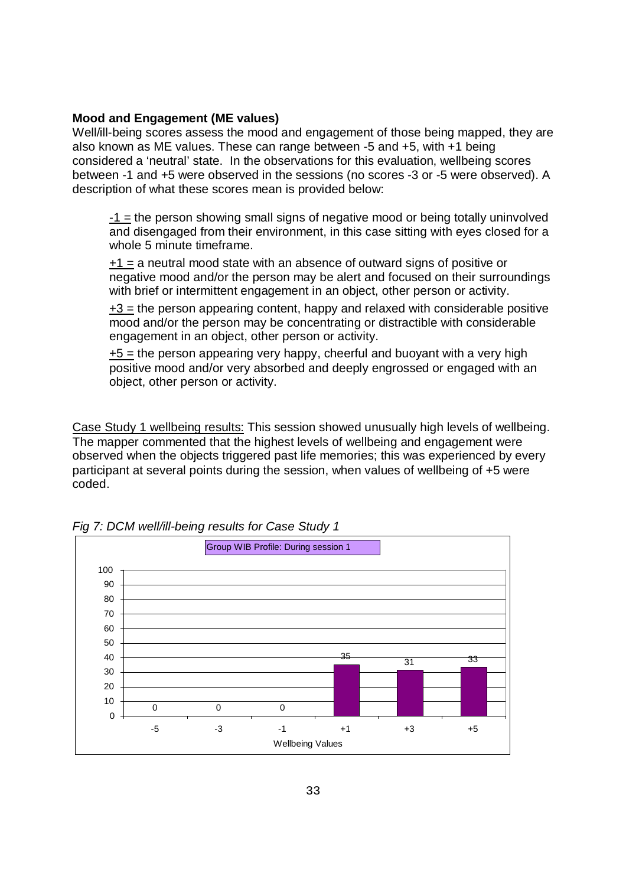**Mood and Engagement (ME values)**

Well/ill-being scores assess the mood and engagement of those being mapped, they are also known as ME values. These can range between -5 and +5, with +1 being considered a 'neutral' state. In the observations for this evaluation, wellbeing scores between -1 and +5 were observed in the sessions (no scores -3 or -5 were observed). A description of what these scores mean is provided below:

<u>-1 =</u> the person showing small signs of negative mood or being totally uninvolved and disengaged from their environment, in this case sitting with eyes closed for a whole 5 minute timeframe.

<u>+1 =</u> a neutral mood state with an absence of outward signs of positive or negative mood and/or the person may be alert and focused on their surroundings with brief or intermittent engagement in an object, other person or activity.

<u>+3 =</u> the person appearing content, happy and relaxed with considerable positive mood and/or the person may be concentrating or distractible with considerable engagement in an object, other person or activity.

<u>+5 =</u> the person appearing very happy, cheerful and buoyant with a very high positive mood and/or very absorbed and deeply engrossed or engaged with an object, other person or activity.

<u>Case Study 1 wellbeing results:</u> This session showed unusually high levels of wellbeing. The mapper commented that the highest levels of wellbeing and engagement were observed when the objects triggered past life memories; this was experienced by every participant at several points during the session, when values of wellbeing of +5 were coded.

*Fig 7: DCM well/ill-being results for Case Study 1*

Group WIB Profile: During session 1

| Wellbeing Values | -5 | -3 | -1 | +1 | +3 | +5 |
|---|---|---|---|---|---|---|
| % | 0 | 0 | 0 | 35 | 31 | 33 |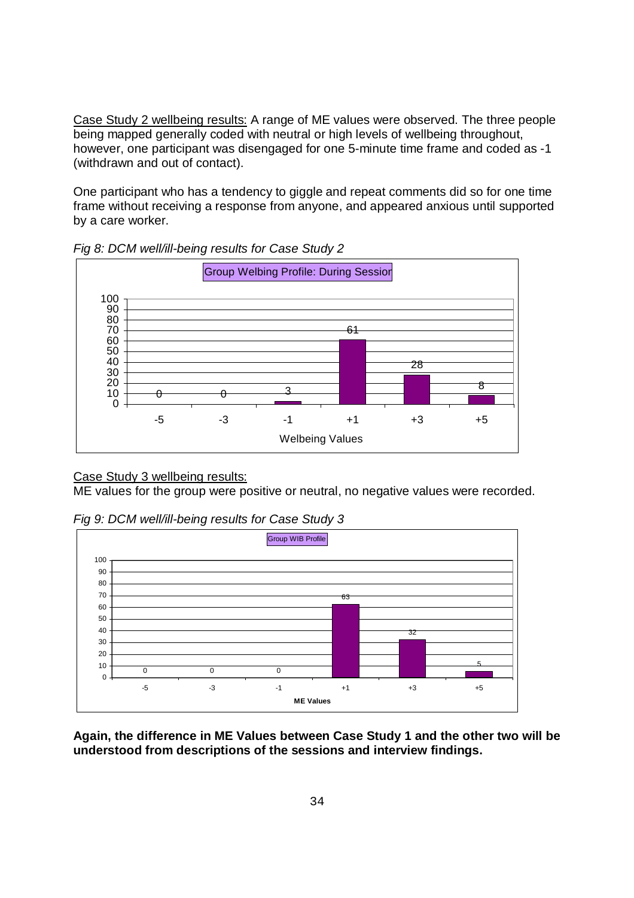Case Study 2 wellbeing results: A range of ME values were observed. The three people being mapped generally coded with neutral or high levels of wellbeing throughout, however, one participant was disengaged for one 5-minute time frame and coded as -1 (withdrawn and out of contact).

One participant who has a tendency to giggle and repeat comments did so for one time frame without receiving a response from anyone, and appeared anxious until supported by a care worker.

*Fig 8: DCM well/ill-being results for Case Study 2*

Group Welbing Profile: During Session

| Welbeing Values | -5 | -3 | -1 | +1 | +3 | +5 |
|---|---|---|---|---|---|---|
| | 0 | 0 | 3 | 61 | 28 | 8 |

Case Study 3 wellbeing results:
ME values for the group were positive or neutral, no negative values were recorded.

*Fig 9: DCM well/ill-being results for Case Study 3*

Group WIB Profile

| ME Values | -5 | -3 | -1 | +1 | +3 | +5 |
|---|---|---|---|---|---|---|
| | 0 | 0 | 0 | 63 | 32 | 5 |

**Again, the difference in ME Values between Case Study 1 and the other two will be understood from descriptions of the sessions and interview findings.**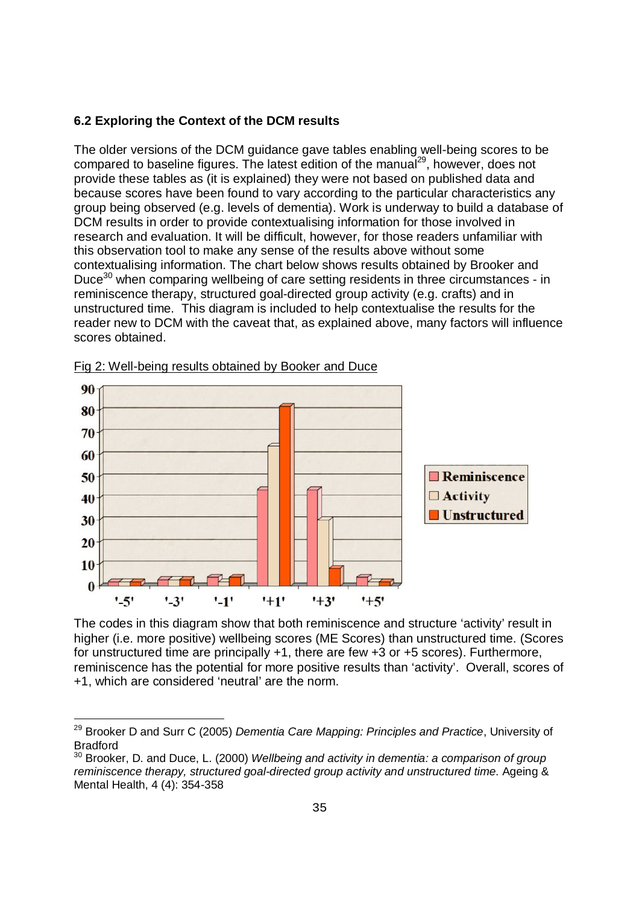### 6.2 Exploring the Context of the DCM results

The older versions of the DCM guidance gave tables enabling well-being scores to be compared to baseline figures. The latest edition of the manual[29], however, does not provide these tables as (it is explained) they were not based on published data and because scores have been found to vary according to the particular characteristics any group being observed (e.g. levels of dementia). Work is underway to build a database of DCM results in order to provide contextualising information for those involved in research and evaluation. It will be difficult, however, for those readers unfamiliar with this observation tool to make any sense of the results above without some contextualising information. The chart below shows results obtained by Brooker and Duce[30] when comparing wellbeing of care setting residents in three circumstances - in reminiscence therapy, structured goal-directed group activity (e.g. crafts) and in unstructured time. This diagram is included to help contextualise the results for the reader new to DCM with the caveat that, as explained above, many factors will influence scores obtained.

Fig 2: Well-being results obtained by Booker and Duce

The codes in this diagram show that both reminiscence and structure 'activity' result in higher (i.e. more positive) wellbeing scores (ME Scores) than unstructured time. (Scores for unstructured time are principally +1, there are few +3 or +5 scores). Furthermore, reminiscence has the potential for more positive results than 'activity'. Overall, scores of +1, which are considered 'neutral' are the norm.

---

[29] Brooker D and Surr C (2005) *Dementia Care Mapping: Principles and Practice*, University of Bradford

[30] Brooker, D. and Duce, L. (2000) *Wellbeing and activity in dementia: a comparison of group reminiscence therapy, structured goal-directed group activity and unstructured time.* Ageing & Mental Health, 4 (4): 354-358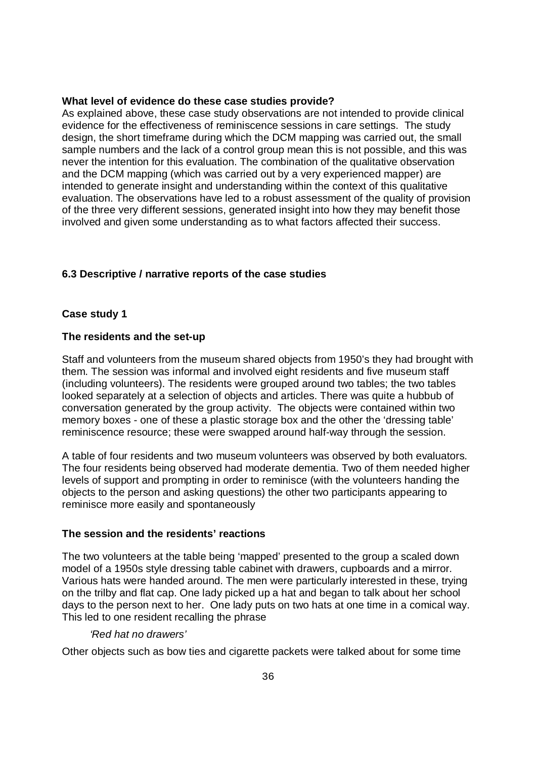**What level of evidence do these case studies provide?**

As explained above, these case study observations are not intended to provide clinical evidence for the effectiveness of reminiscence sessions in care settings. The study design, the short timeframe during which the DCM mapping was carried out, the small sample numbers and the lack of a control group mean this is not possible, and this was never the intention for this evaluation. The combination of the qualitative observation and the DCM mapping (which was carried out by a very experienced mapper) are intended to generate insight and understanding within the context of this qualitative evaluation. The observations have led to a robust assessment of the quality of provision of the three very different sessions, generated insight into how they may benefit those involved and given some understanding as to what factors affected their success.

### 6.3 Descriptive / narrative reports of the case studies

#### Case study 1

**The residents and the set-up**

Staff and volunteers from the museum shared objects from 1950's they had brought with them. The session was informal and involved eight residents and five museum staff (including volunteers). The residents were grouped around two tables; the two tables looked separately at a selection of objects and articles. There was quite a hubbub of conversation generated by the group activity. The objects were contained within two memory boxes - one of these a plastic storage box and the other the 'dressing table' reminiscence resource; these were swapped around half-way through the session.

A table of four residents and two museum volunteers was observed by both evaluators. The four residents being observed had moderate dementia. Two of them needed higher levels of support and prompting in order to reminisce (with the volunteers handing the objects to the person and asking questions) the other two participants appearing to reminisce more easily and spontaneously

**The session and the residents' reactions**

The two volunteers at the table being 'mapped' presented to the group a scaled down model of a 1950s style dressing table cabinet with drawers, cupboards and a mirror. Various hats were handed around. The men were particularly interested in these, trying on the trilby and flat cap. One lady picked up a hat and began to talk about her school days to the person next to her. One lady puts on two hats at one time in a comical way. This led to one resident recalling the phrase

> *'Red hat no drawers'*

Other objects such as bow ties and cigarette packets were talked about for some time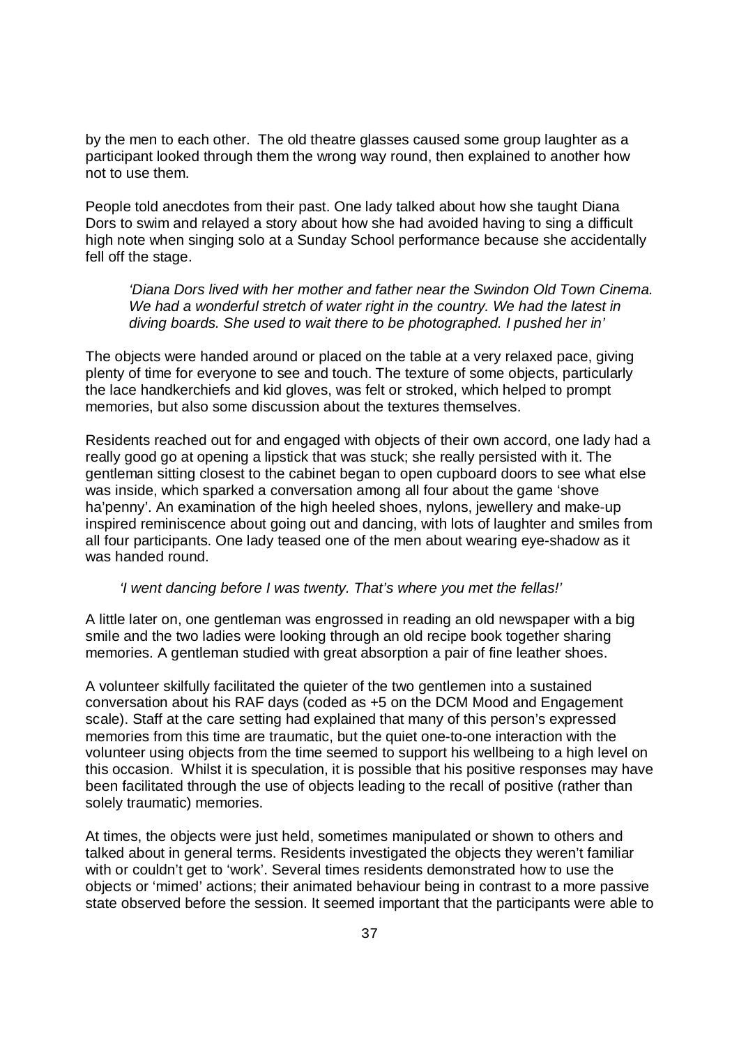by the men to each other. The old theatre glasses caused some group laughter as a participant looked through them the wrong way round, then explained to another how not to use them.

People told anecdotes from their past. One lady talked about how she taught Diana Dors to swim and relayed a story about how she had avoided having to sing a difficult high note when singing solo at a Sunday School performance because she accidentally fell off the stage.

> *'Diana Dors lived with her mother and father near the Swindon Old Town Cinema. We had a wonderful stretch of water right in the country. We had the latest in diving boards. She used to wait there to be photographed. I pushed her in'*

The objects were handed around or placed on the table at a very relaxed pace, giving plenty of time for everyone to see and touch. The texture of some objects, particularly the lace handkerchiefs and kid gloves, was felt or stroked, which helped to prompt memories, but also some discussion about the textures themselves.

Residents reached out for and engaged with objects of their own accord, one lady had a really good go at opening a lipstick that was stuck; she really persisted with it. The gentleman sitting closest to the cabinet began to open cupboard doors to see what else was inside, which sparked a conversation among all four about the game 'shove ha'penny'. An examination of the high heeled shoes, nylons, jewellery and make-up inspired reminiscence about going out and dancing, with lots of laughter and smiles from all four participants. One lady teased one of the men about wearing eye-shadow as it was handed round.

> *'I went dancing before I was twenty. That's where you met the fellas!'*

A little later on, one gentleman was engrossed in reading an old newspaper with a big smile and the two ladies were looking through an old recipe book together sharing memories. A gentleman studied with great absorption a pair of fine leather shoes.

A volunteer skilfully facilitated the quieter of the two gentlemen into a sustained conversation about his RAF days (coded as +5 on the DCM Mood and Engagement scale). Staff at the care setting had explained that many of this person's expressed memories from this time are traumatic, but the quiet one-to-one interaction with the volunteer using objects from the time seemed to support his wellbeing to a high level on this occasion. Whilst it is speculation, it is possible that his positive responses may have been facilitated through the use of objects leading to the recall of positive (rather than solely traumatic) memories.

At times, the objects were just held, sometimes manipulated or shown to others and talked about in general terms. Residents investigated the objects they weren't familiar with or couldn't get to 'work'. Several times residents demonstrated how to use the objects or 'mimed' actions; their animated behaviour being in contrast to a more passive state observed before the session. It seemed important that the participants were able to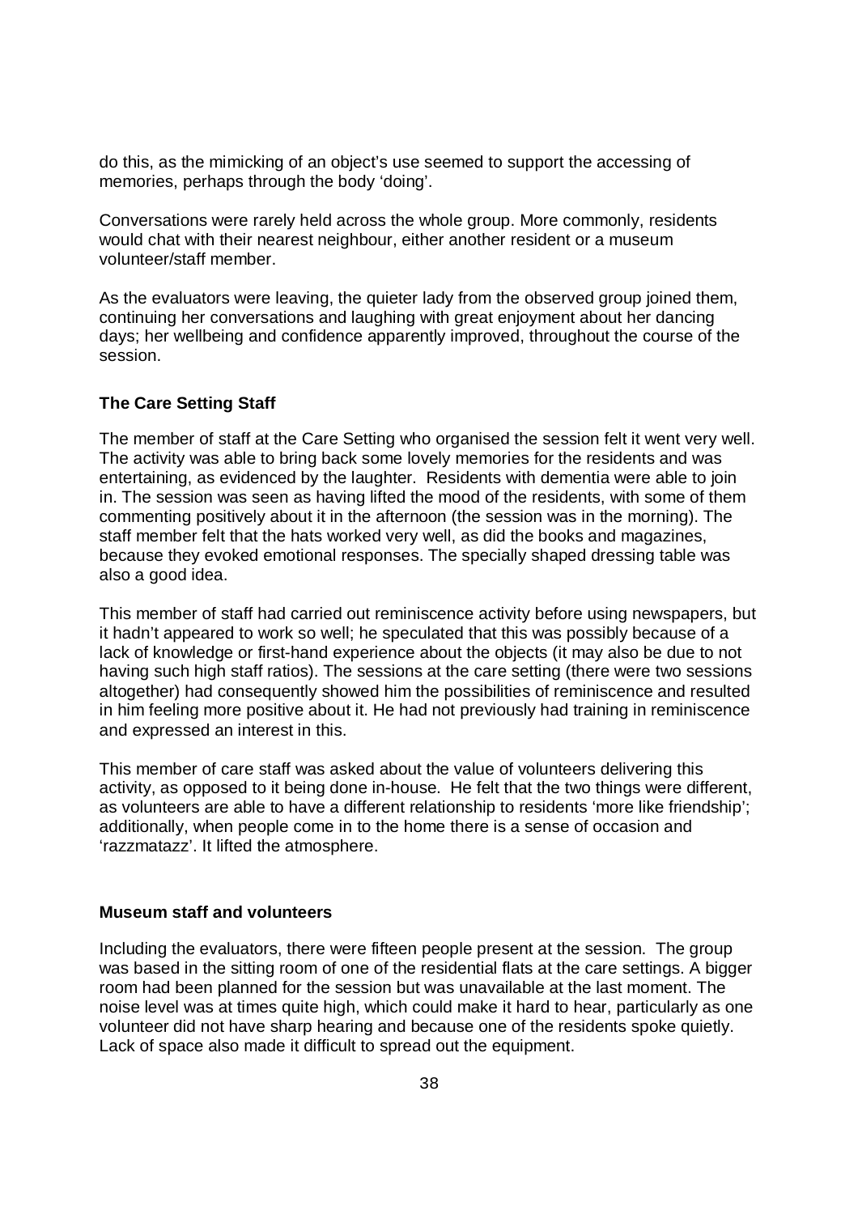do this, as the mimicking of an object's use seemed to support the accessing of memories, perhaps through the body 'doing'.

Conversations were rarely held across the whole group. More commonly, residents would chat with their nearest neighbour, either another resident or a museum volunteer/staff member.

As the evaluators were leaving, the quieter lady from the observed group joined them, continuing her conversations and laughing with great enjoyment about her dancing days; her wellbeing and confidence apparently improved, throughout the course of the session.

**The Care Setting Staff**

The member of staff at the Care Setting who organised the session felt it went very well. The activity was able to bring back some lovely memories for the residents and was entertaining, as evidenced by the laughter. Residents with dementia were able to join in. The session was seen as having lifted the mood of the residents, with some of them commenting positively about it in the afternoon (the session was in the morning). The staff member felt that the hats worked very well, as did the books and magazines, because they evoked emotional responses. The specially shaped dressing table was also a good idea.

This member of staff had carried out reminiscence activity before using newspapers, but it hadn't appeared to work so well; he speculated that this was possibly because of a lack of knowledge or first-hand experience about the objects (it may also be due to not having such high staff ratios). The sessions at the care setting (there were two sessions altogether) had consequently showed him the possibilities of reminiscence and resulted in him feeling more positive about it. He had not previously had training in reminiscence and expressed an interest in this.

This member of care staff was asked about the value of volunteers delivering this activity, as opposed to it being done in-house. He felt that the two things were different, as volunteers are able to have a different relationship to residents 'more like friendship'; additionally, when people come in to the home there is a sense of occasion and 'razzmatazz'. It lifted the atmosphere.

**Museum staff and volunteers**

Including the evaluators, there were fifteen people present at the session. The group was based in the sitting room of one of the residential flats at the care settings. A bigger room had been planned for the session but was unavailable at the last moment. The noise level was at times quite high, which could make it hard to hear, particularly as one volunteer did not have sharp hearing and because one of the residents spoke quietly. Lack of space also made it difficult to spread out the equipment.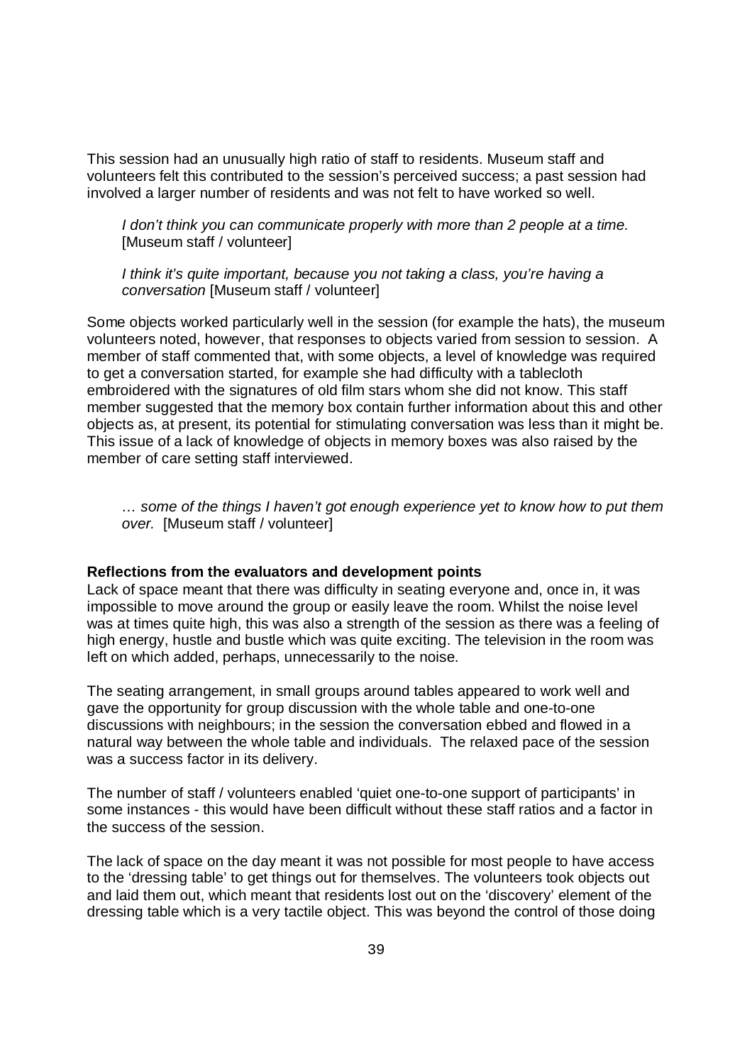This session had an unusually high ratio of staff to residents. Museum staff and volunteers felt this contributed to the session's perceived success; a past session had involved a larger number of residents and was not felt to have worked so well.

> *I don't think you can communicate properly with more than 2 people at a time.* [Museum staff / volunteer]

> *I think it's quite important, because you not taking a class, you're having a conversation* [Museum staff / volunteer]

Some objects worked particularly well in the session (for example the hats), the museum volunteers noted, however, that responses to objects varied from session to session. A member of staff commented that, with some objects, a level of knowledge was required to get a conversation started, for example she had difficulty with a tablecloth embroidered with the signatures of old film stars whom she did not know. This staff member suggested that the memory box contain further information about this and other objects as, at present, its potential for stimulating conversation was less than it might be. This issue of a lack of knowledge of objects in memory boxes was also raised by the member of care setting staff interviewed.

> *… some of the things I haven't got enough experience yet to know how to put them over.* [Museum staff / volunteer]

**Reflections from the evaluators and development points**

Lack of space meant that there was difficulty in seating everyone and, once in, it was impossible to move around the group or easily leave the room. Whilst the noise level was at times quite high, this was also a strength of the session as there was a feeling of high energy, hustle and bustle which was quite exciting. The television in the room was left on which added, perhaps, unnecessarily to the noise.

The seating arrangement, in small groups around tables appeared to work well and gave the opportunity for group discussion with the whole table and one-to-one discussions with neighbours; in the session the conversation ebbed and flowed in a natural way between the whole table and individuals. The relaxed pace of the session was a success factor in its delivery.

The number of staff / volunteers enabled 'quiet one-to-one support of participants' in some instances - this would have been difficult without these staff ratios and a factor in the success of the session.

The lack of space on the day meant it was not possible for most people to have access to the 'dressing table' to get things out for themselves. The volunteers took objects out and laid them out, which meant that residents lost out on the 'discovery' element of the dressing table which is a very tactile object. This was beyond the control of those doing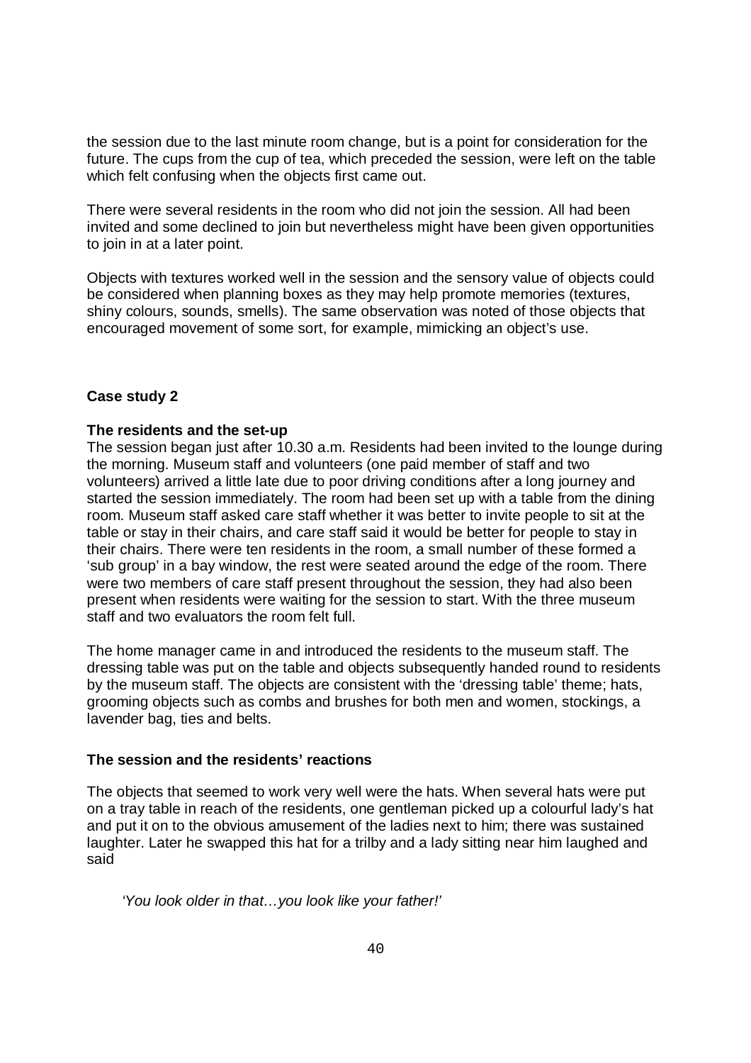the session due to the last minute room change, but is a point for consideration for the future. The cups from the cup of tea, which preceded the session, were left on the table which felt confusing when the objects first came out.

There were several residents in the room who did not join the session. All had been invited and some declined to join but nevertheless might have been given opportunities to join in at a later point.

Objects with textures worked well in the session and the sensory value of objects could be considered when planning boxes as they may help promote memories (textures, shiny colours, sounds, smells). The same observation was noted of those objects that encouraged movement of some sort, for example, mimicking an object's use.

## Case study 2

### The residents and the set-up

The session began just after 10.30 a.m. Residents had been invited to the lounge during the morning. Museum staff and volunteers (one paid member of staff and two volunteers) arrived a little late due to poor driving conditions after a long journey and started the session immediately. The room had been set up with a table from the dining room. Museum staff asked care staff whether it was better to invite people to sit at the table or stay in their chairs, and care staff said it would be better for people to stay in their chairs. There were ten residents in the room, a small number of these formed a 'sub group' in a bay window, the rest were seated around the edge of the room. There were two members of care staff present throughout the session, they had also been present when residents were waiting for the session to start. With the three museum staff and two evaluators the room felt full.

The home manager came in and introduced the residents to the museum staff. The dressing table was put on the table and objects subsequently handed round to residents by the museum staff. The objects are consistent with the 'dressing table' theme; hats, grooming objects such as combs and brushes for both men and women, stockings, a lavender bag, ties and belts.

### The session and the residents' reactions

The objects that seemed to work very well were the hats. When several hats were put on a tray table in reach of the residents, one gentleman picked up a colourful lady's hat and put it on to the obvious amusement of the ladies next to him; there was sustained laughter. Later he swapped this hat for a trilby and a lady sitting near him laughed and said

> *'You look older in that…you look like your father!'*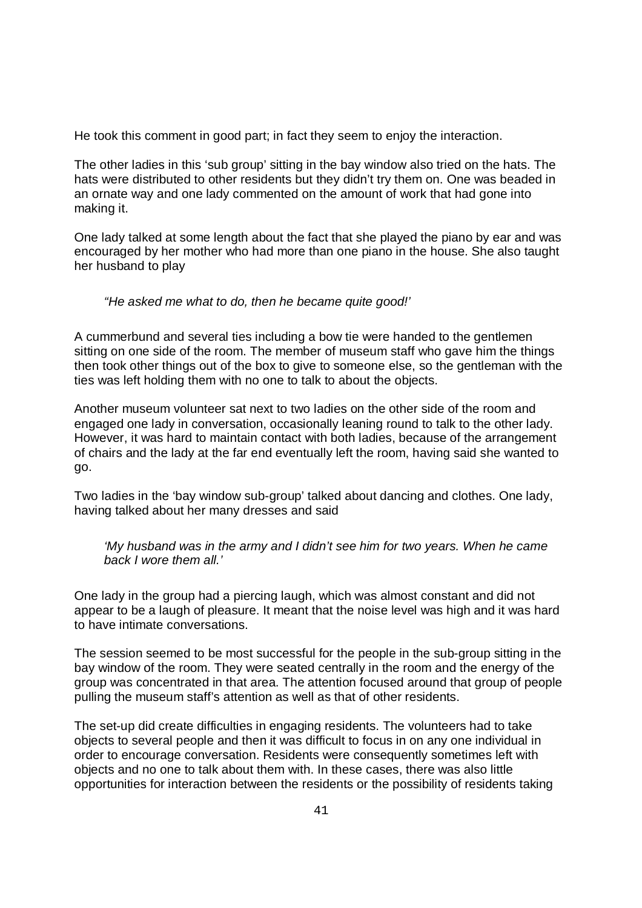He took this comment in good part; in fact they seem to enjoy the interaction.

The other ladies in this 'sub group' sitting in the bay window also tried on the hats. The hats were distributed to other residents but they didn't try them on. One was beaded in an ornate way and one lady commented on the amount of work that had gone into making it.

One lady talked at some length about the fact that she played the piano by ear and was encouraged by her mother who had more than one piano in the house. She also taught her husband to play

> *"He asked me what to do, then he became quite good!'*

A cummerbund and several ties including a bow tie were handed to the gentlemen sitting on one side of the room. The member of museum staff who gave him the things then took other things out of the box to give to someone else, so the gentleman with the ties was left holding them with no one to talk to about the objects.

Another museum volunteer sat next to two ladies on the other side of the room and engaged one lady in conversation, occasionally leaning round to talk to the other lady. However, it was hard to maintain contact with both ladies, because of the arrangement of chairs and the lady at the far end eventually left the room, having said she wanted to go.

Two ladies in the 'bay window sub-group' talked about dancing and clothes. One lady, having talked about her many dresses and said

> *'My husband was in the army and I didn't see him for two years. When he came back I wore them all.'*

One lady in the group had a piercing laugh, which was almost constant and did not appear to be a laugh of pleasure. It meant that the noise level was high and it was hard to have intimate conversations.

The session seemed to be most successful for the people in the sub-group sitting in the bay window of the room. They were seated centrally in the room and the energy of the group was concentrated in that area. The attention focused around that group of people pulling the museum staff's attention as well as that of other residents.

The set-up did create difficulties in engaging residents. The volunteers had to take objects to several people and then it was difficult to focus in on any one individual in order to encourage conversation. Residents were consequently sometimes left with objects and no one to talk about them with. In these cases, there was also little opportunities for interaction between the residents or the possibility of residents taking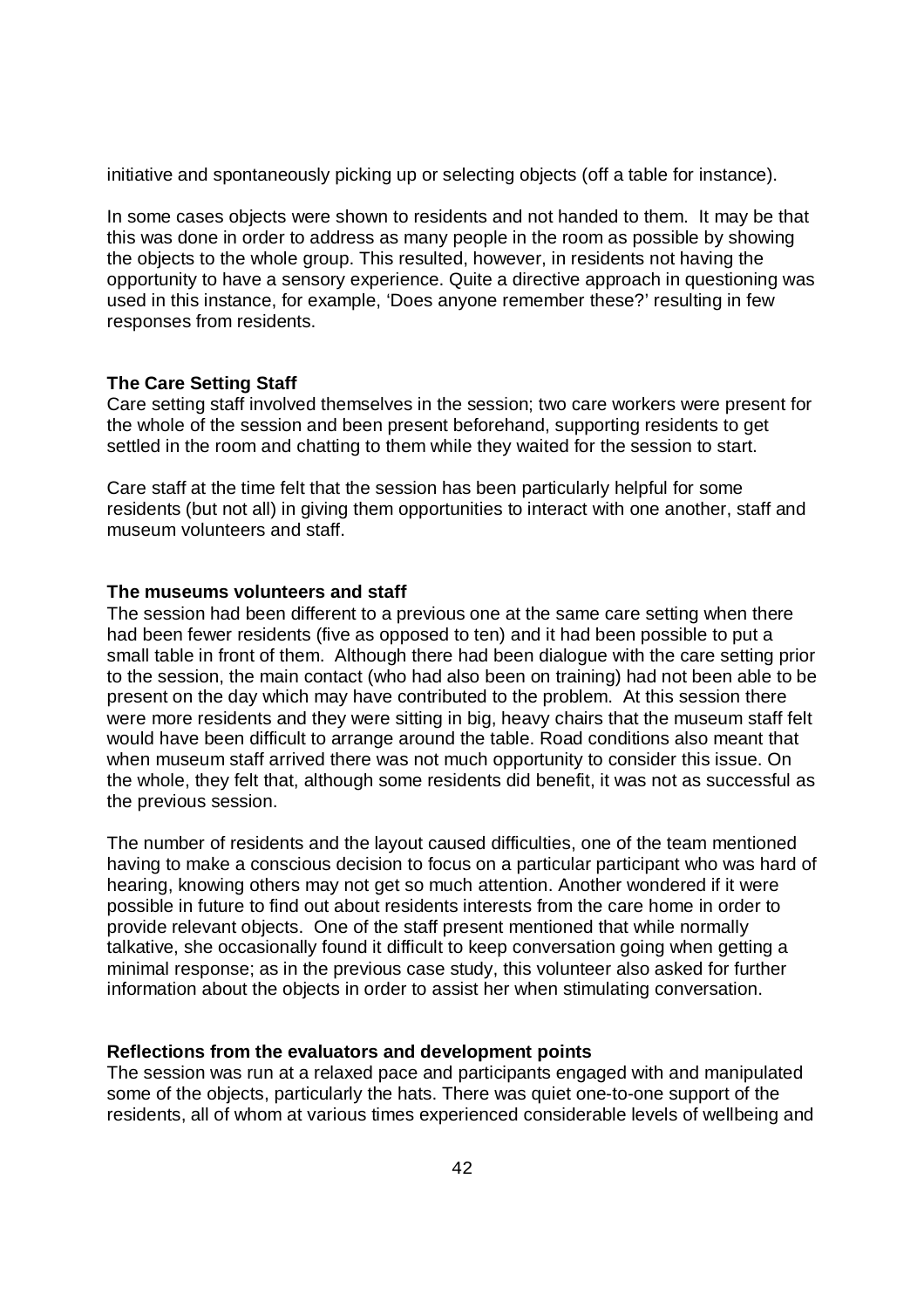initiative and spontaneously picking up or selecting objects (off a table for instance).

In some cases objects were shown to residents and not handed to them. It may be that this was done in order to address as many people in the room as possible by showing the objects to the whole group. This resulted, however, in residents not having the opportunity to have a sensory experience. Quite a directive approach in questioning was used in this instance, for example, 'Does anyone remember these?' resulting in few responses from residents.

**The Care Setting Staff**

Care setting staff involved themselves in the session; two care workers were present for the whole of the session and been present beforehand, supporting residents to get settled in the room and chatting to them while they waited for the session to start.

Care staff at the time felt that the session has been particularly helpful for some residents (but not all) in giving them opportunities to interact with one another, staff and museum volunteers and staff.

**The museums volunteers and staff**

The session had been different to a previous one at the same care setting when there had been fewer residents (five as opposed to ten) and it had been possible to put a small table in front of them. Although there had been dialogue with the care setting prior to the session, the main contact (who had also been on training) had not been able to be present on the day which may have contributed to the problem. At this session there were more residents and they were sitting in big, heavy chairs that the museum staff felt would have been difficult to arrange around the table. Road conditions also meant that when museum staff arrived there was not much opportunity to consider this issue. On the whole, they felt that, although some residents did benefit, it was not as successful as the previous session.

The number of residents and the layout caused difficulties, one of the team mentioned having to make a conscious decision to focus on a particular participant who was hard of hearing, knowing others may not get so much attention. Another wondered if it were possible in future to find out about residents interests from the care home in order to provide relevant objects. One of the staff present mentioned that while normally talkative, she occasionally found it difficult to keep conversation going when getting a minimal response; as in the previous case study, this volunteer also asked for further information about the objects in order to assist her when stimulating conversation.

**Reflections from the evaluators and development points**

The session was run at a relaxed pace and participants engaged with and manipulated some of the objects, particularly the hats. There was quiet one-to-one support of the residents, all of whom at various times experienced considerable levels of wellbeing and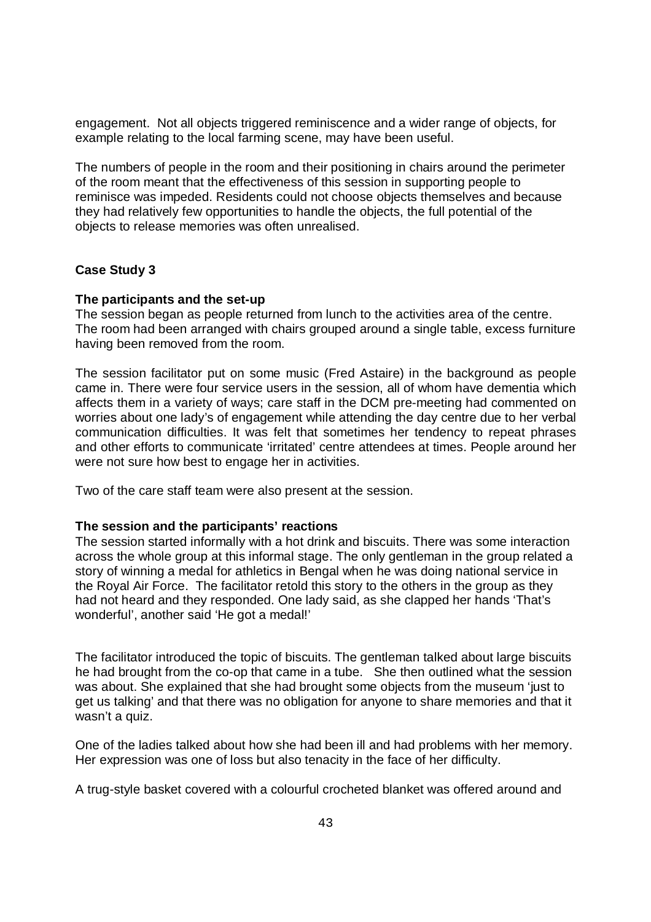engagement. Not all objects triggered reminiscence and a wider range of objects, for example relating to the local farming scene, may have been useful.

The numbers of people in the room and their positioning in chairs around the perimeter of the room meant that the effectiveness of this session in supporting people to reminisce was impeded. Residents could not choose objects themselves and because they had relatively few opportunities to handle the objects, the full potential of the objects to release memories was often unrealised.

**Case Study 3**

**The participants and the set-up**

The session began as people returned from lunch to the activities area of the centre. The room had been arranged with chairs grouped around a single table, excess furniture having been removed from the room.

The session facilitator put on some music (Fred Astaire) in the background as people came in. There were four service users in the session, all of whom have dementia which affects them in a variety of ways; care staff in the DCM pre-meeting had commented on worries about one lady's of engagement while attending the day centre due to her verbal communication difficulties. It was felt that sometimes her tendency to repeat phrases and other efforts to communicate 'irritated' centre attendees at times. People around her were not sure how best to engage her in activities.

Two of the care staff team were also present at the session.

**The session and the participants' reactions**

The session started informally with a hot drink and biscuits. There was some interaction across the whole group at this informal stage. The only gentleman in the group related a story of winning a medal for athletics in Bengal when he was doing national service in the Royal Air Force. The facilitator retold this story to the others in the group as they had not heard and they responded. One lady said, as she clapped her hands 'That's wonderful', another said 'He got a medal!'

The facilitator introduced the topic of biscuits. The gentleman talked about large biscuits he had brought from the co-op that came in a tube. She then outlined what the session was about. She explained that she had brought some objects from the museum 'just to get us talking' and that there was no obligation for anyone to share memories and that it wasn't a quiz.

One of the ladies talked about how she had been ill and had problems with her memory. Her expression was one of loss but also tenacity in the face of her difficulty.

A trug-style basket covered with a colourful crocheted blanket was offered around and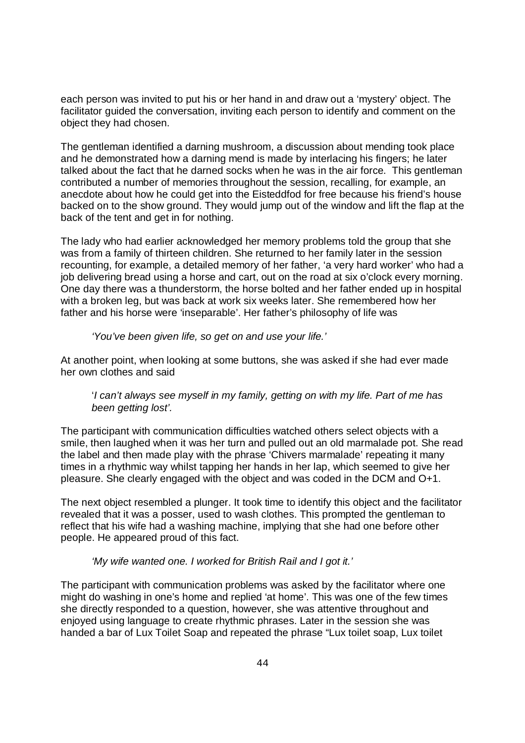each person was invited to put his or her hand in and draw out a 'mystery' object. The facilitator guided the conversation, inviting each person to identify and comment on the object they had chosen.

The gentleman identified a darning mushroom, a discussion about mending took place and he demonstrated how a darning mend is made by interlacing his fingers; he later talked about the fact that he darned socks when he was in the air force. This gentleman contributed a number of memories throughout the session, recalling, for example, an anecdote about how he could get into the Eisteddfod for free because his friend's house backed on to the show ground. They would jump out of the window and lift the flap at the back of the tent and get in for nothing.

The lady who had earlier acknowledged her memory problems told the group that she was from a family of thirteen children. She returned to her family later in the session recounting, for example, a detailed memory of her father, 'a very hard worker' who had a job delivering bread using a horse and cart, out on the road at six o'clock every morning. One day there was a thunderstorm, the horse bolted and her father ended up in hospital with a broken leg, but was back at work six weeks later. She remembered how her father and his horse were 'inseparable'. Her father's philosophy of life was

> *'You've been given life, so get on and use your life.'*

At another point, when looking at some buttons, she was asked if she had ever made her own clothes and said

> '*I can't always see myself in my family, getting on with my life. Part of me has been getting lost'.*

The participant with communication difficulties watched others select objects with a smile, then laughed when it was her turn and pulled out an old marmalade pot. She read the label and then made play with the phrase 'Chivers marmalade' repeating it many times in a rhythmic way whilst tapping her hands in her lap, which seemed to give her pleasure. She clearly engaged with the object and was coded in the DCM and O+1.

The next object resembled a plunger. It took time to identify this object and the facilitator revealed that it was a posser, used to wash clothes. This prompted the gentleman to reflect that his wife had a washing machine, implying that she had one before other people. He appeared proud of this fact.

> *'My wife wanted one. I worked for British Rail and I got it.'*

The participant with communication problems was asked by the facilitator where one might do washing in one's home and replied 'at home'. This was one of the few times she directly responded to a question, however, she was attentive throughout and enjoyed using language to create rhythmic phrases. Later in the session she was handed a bar of Lux Toilet Soap and repeated the phrase "Lux toilet soap, Lux toilet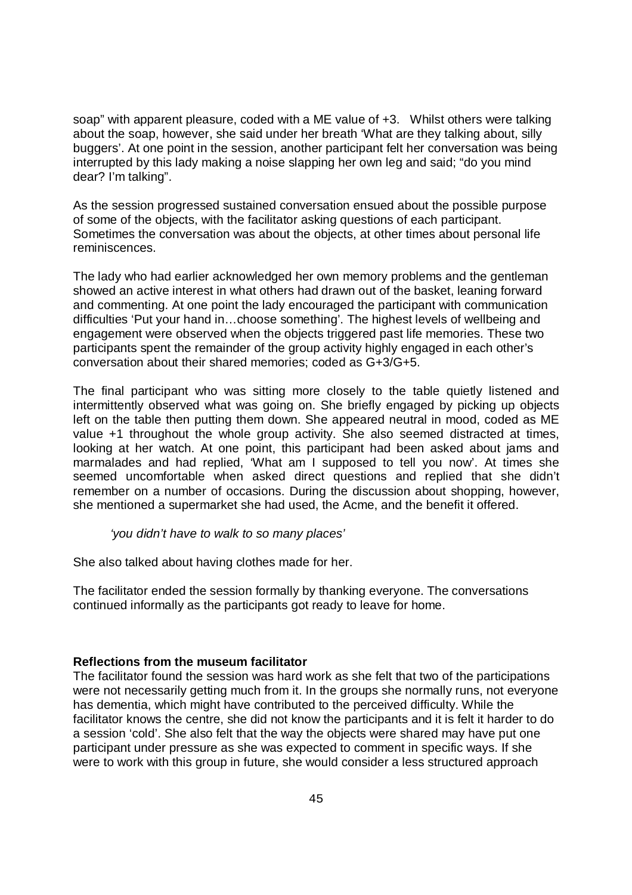soap" with apparent pleasure, coded with a ME value of +3. Whilst others were talking about the soap, however, she said under her breath 'What are they talking about, silly buggers'. At one point in the session, another participant felt her conversation was being interrupted by this lady making a noise slapping her own leg and said; "do you mind dear? I'm talking".

As the session progressed sustained conversation ensued about the possible purpose of some of the objects, with the facilitator asking questions of each participant. Sometimes the conversation was about the objects, at other times about personal life reminiscences.

The lady who had earlier acknowledged her own memory problems and the gentleman showed an active interest in what others had drawn out of the basket, leaning forward and commenting. At one point the lady encouraged the participant with communication difficulties 'Put your hand in…choose something'. The highest levels of wellbeing and engagement were observed when the objects triggered past life memories. These two participants spent the remainder of the group activity highly engaged in each other's conversation about their shared memories; coded as G+3/G+5.

The final participant who was sitting more closely to the table quietly listened and intermittently observed what was going on. She briefly engaged by picking up objects left on the table then putting them down. She appeared neutral in mood, coded as ME value +1 throughout the whole group activity. She also seemed distracted at times, looking at her watch. At one point, this participant had been asked about jams and marmalades and had replied, 'What am I supposed to tell you now'. At times she seemed uncomfortable when asked direct questions and replied that she didn't remember on a number of occasions. During the discussion about shopping, however, she mentioned a supermarket she had used, the Acme, and the benefit it offered.

> *'you didn't have to walk to so many places'*

She also talked about having clothes made for her.

The facilitator ended the session formally by thanking everyone. The conversations continued informally as the participants got ready to leave for home.

**Reflections from the museum facilitator**

The facilitator found the session was hard work as she felt that two of the participations were not necessarily getting much from it. In the groups she normally runs, not everyone has dementia, which might have contributed to the perceived difficulty. While the facilitator knows the centre, she did not know the participants and it is felt it harder to do a session 'cold'. She also felt that the way the objects were shared may have put one participant under pressure as she was expected to comment in specific ways. If she were to work with this group in future, she would consider a less structured approach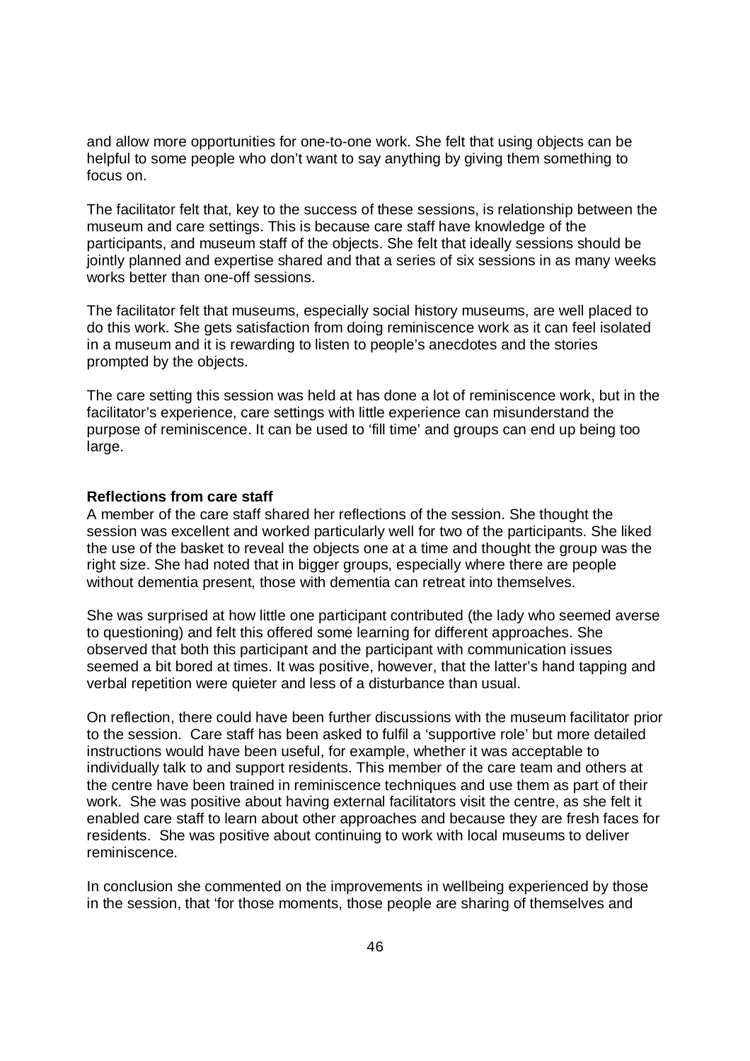and allow more opportunities for one-to-one work. She felt that using objects can be helpful to some people who don't want to say anything by giving them something to focus on.

The facilitator felt that, key to the success of these sessions, is relationship between the museum and care settings. This is because care staff have knowledge of the participants, and museum staff of the objects. She felt that ideally sessions should be jointly planned and expertise shared and that a series of six sessions in as many weeks works better than one-off sessions.

The facilitator felt that museums, especially social history museums, are well placed to do this work. She gets satisfaction from doing reminiscence work as it can feel isolated in a museum and it is rewarding to listen to people's anecdotes and the stories prompted by the objects.

The care setting this session was held at has done a lot of reminiscence work, but in the facilitator's experience, care settings with little experience can misunderstand the purpose of reminiscence. It can be used to 'fill time' and groups can end up being too large.

**Reflections from care staff**

A member of the care staff shared her reflections of the session. She thought the session was excellent and worked particularly well for two of the participants. She liked the use of the basket to reveal the objects one at a time and thought the group was the right size. She had noted that in bigger groups, especially where there are people without dementia present, those with dementia can retreat into themselves.

She was surprised at how little one participant contributed (the lady who seemed averse to questioning) and felt this offered some learning for different approaches. She observed that both this participant and the participant with communication issues seemed a bit bored at times. It was positive, however, that the latter's hand tapping and verbal repetition were quieter and less of a disturbance than usual.

On reflection, there could have been further discussions with the museum facilitator prior to the session. Care staff has been asked to fulfil a 'supportive role' but more detailed instructions would have been useful, for example, whether it was acceptable to individually talk to and support residents. This member of the care team and others at the centre have been trained in reminiscence techniques and use them as part of their work. She was positive about having external facilitators visit the centre, as she felt it enabled care staff to learn about other approaches and because they are fresh faces for residents. She was positive about continuing to work with local museums to deliver reminiscence.

In conclusion she commented on the improvements in wellbeing experienced by those in the session, that 'for those moments, those people are sharing of themselves and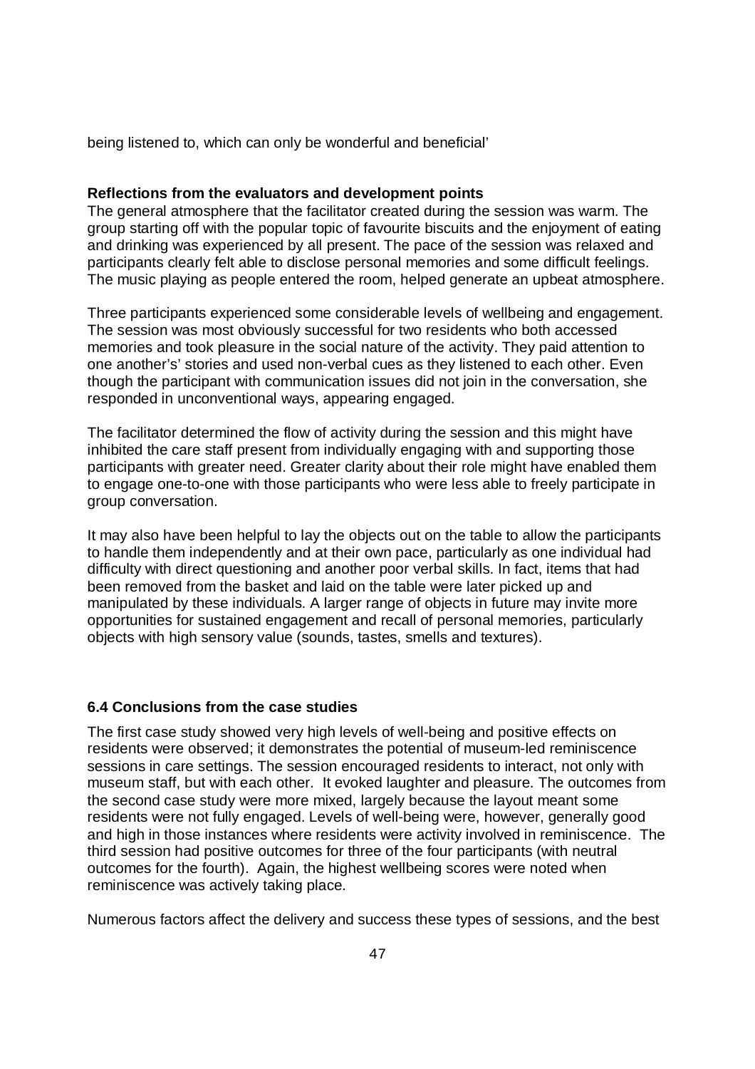being listened to, which can only be wonderful and beneficial'

**Reflections from the evaluators and development points**

The general atmosphere that the facilitator created during the session was warm. The group starting off with the popular topic of favourite biscuits and the enjoyment of eating and drinking was experienced by all present. The pace of the session was relaxed and participants clearly felt able to disclose personal memories and some difficult feelings. The music playing as people entered the room, helped generate an upbeat atmosphere.

Three participants experienced some considerable levels of wellbeing and engagement. The session was most obviously successful for two residents who both accessed memories and took pleasure in the social nature of the activity. They paid attention to one another's' stories and used non-verbal cues as they listened to each other. Even though the participant with communication issues did not join in the conversation, she responded in unconventional ways, appearing engaged.

The facilitator determined the flow of activity during the session and this might have inhibited the care staff present from individually engaging with and supporting those participants with greater need. Greater clarity about their role might have enabled them to engage one-to-one with those participants who were less able to freely participate in group conversation.

It may also have been helpful to lay the objects out on the table to allow the participants to handle them independently and at their own pace, particularly as one individual had difficulty with direct questioning and another poor verbal skills. In fact, items that had been removed from the basket and laid on the table were later picked up and manipulated by these individuals. A larger range of objects in future may invite more opportunities for sustained engagement and recall of personal memories, particularly objects with high sensory value (sounds, tastes, smells and textures).

### 6.4 Conclusions from the case studies

The first case study showed very high levels of well-being and positive effects on residents were observed; it demonstrates the potential of museum-led reminiscence sessions in care settings. The session encouraged residents to interact, not only with museum staff, but with each other. It evoked laughter and pleasure. The outcomes from the second case study were more mixed, largely because the layout meant some residents were not fully engaged. Levels of well-being were, however, generally good and high in those instances where residents were activity involved in reminiscence. The third session had positive outcomes for three of the four participants (with neutral outcomes for the fourth). Again, the highest wellbeing scores were noted when reminiscence was actively taking place.

Numerous factors affect the delivery and success these types of sessions, and the best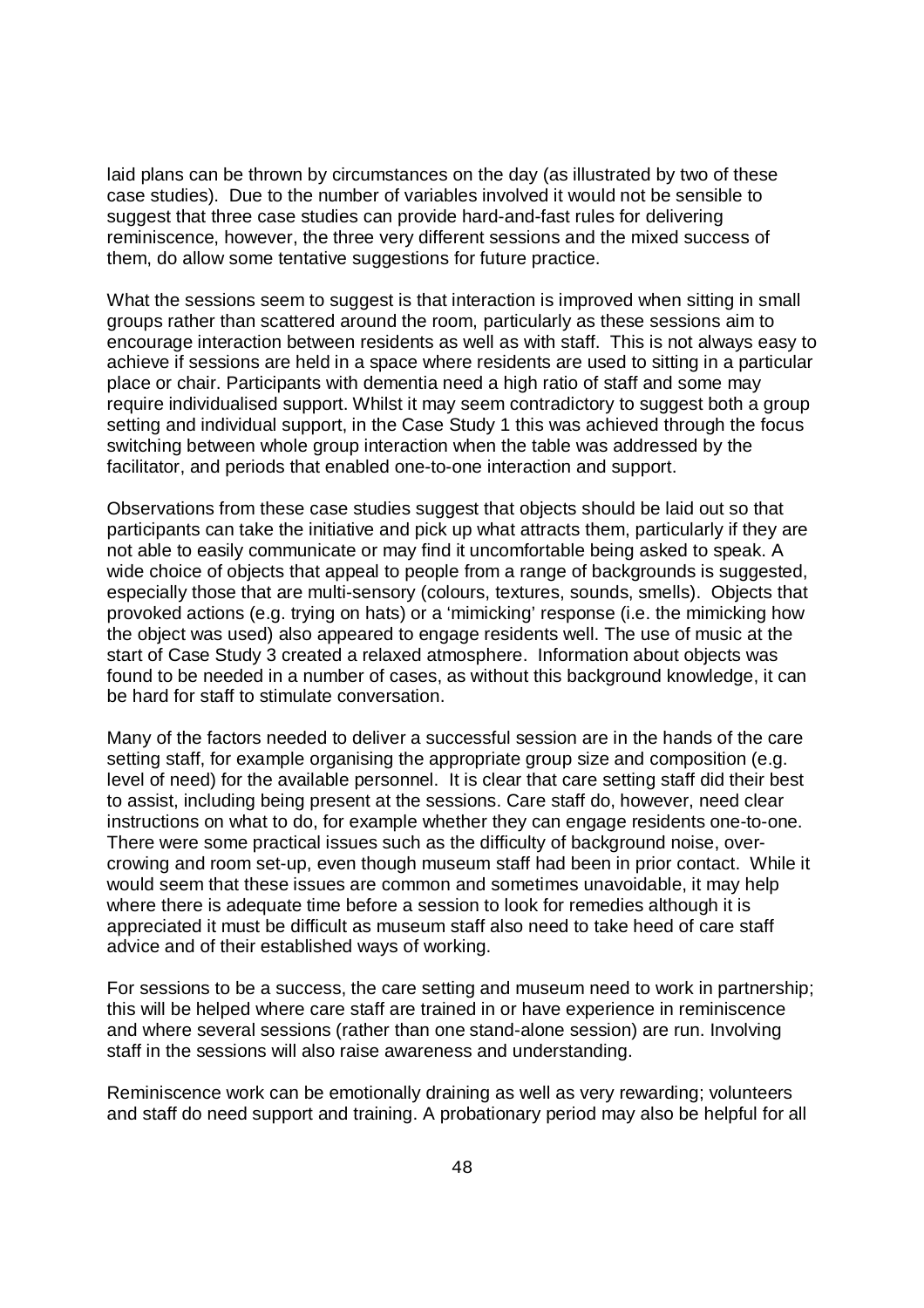laid plans can be thrown by circumstances on the day (as illustrated by two of these case studies). Due to the number of variables involved it would not be sensible to suggest that three case studies can provide hard-and-fast rules for delivering reminiscence, however, the three very different sessions and the mixed success of them, do allow some tentative suggestions for future practice.

What the sessions seem to suggest is that interaction is improved when sitting in small groups rather than scattered around the room, particularly as these sessions aim to encourage interaction between residents as well as with staff. This is not always easy to achieve if sessions are held in a space where residents are used to sitting in a particular place or chair. Participants with dementia need a high ratio of staff and some may require individualised support. Whilst it may seem contradictory to suggest both a group setting and individual support, in the Case Study 1 this was achieved through the focus switching between whole group interaction when the table was addressed by the facilitator, and periods that enabled one-to-one interaction and support.

Observations from these case studies suggest that objects should be laid out so that participants can take the initiative and pick up what attracts them, particularly if they are not able to easily communicate or may find it uncomfortable being asked to speak. A wide choice of objects that appeal to people from a range of backgrounds is suggested, especially those that are multi-sensory (colours, textures, sounds, smells). Objects that provoked actions (e.g. trying on hats) or a 'mimicking' response (i.e. the mimicking how the object was used) also appeared to engage residents well. The use of music at the start of Case Study 3 created a relaxed atmosphere. Information about objects was found to be needed in a number of cases, as without this background knowledge, it can be hard for staff to stimulate conversation.

Many of the factors needed to deliver a successful session are in the hands of the care setting staff, for example organising the appropriate group size and composition (e.g. level of need) for the available personnel. It is clear that care setting staff did their best to assist, including being present at the sessions. Care staff do, however, need clear instructions on what to do, for example whether they can engage residents one-to-one. There were some practical issues such as the difficulty of background noise, over-crowing and room set-up, even though museum staff had been in prior contact. While it would seem that these issues are common and sometimes unavoidable, it may help where there is adequate time before a session to look for remedies although it is appreciated it must be difficult as museum staff also need to take heed of care staff advice and of their established ways of working.

For sessions to be a success, the care setting and museum need to work in partnership; this will be helped where care staff are trained in or have experience in reminiscence and where several sessions (rather than one stand-alone session) are run. Involving staff in the sessions will also raise awareness and understanding.

Reminiscence work can be emotionally draining as well as very rewarding; volunteers and staff do need support and training. A probationary period may also be helpful for all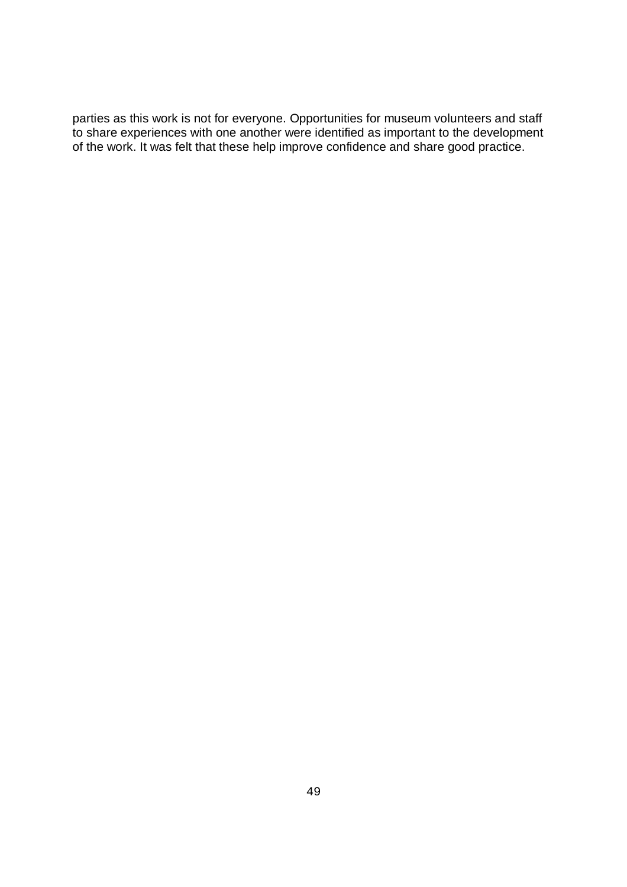parties as this work is not for everyone. Opportunities for museum volunteers and staff to share experiences with one another were identified as important to the development of the work. It was felt that these help improve confidence and share good practice.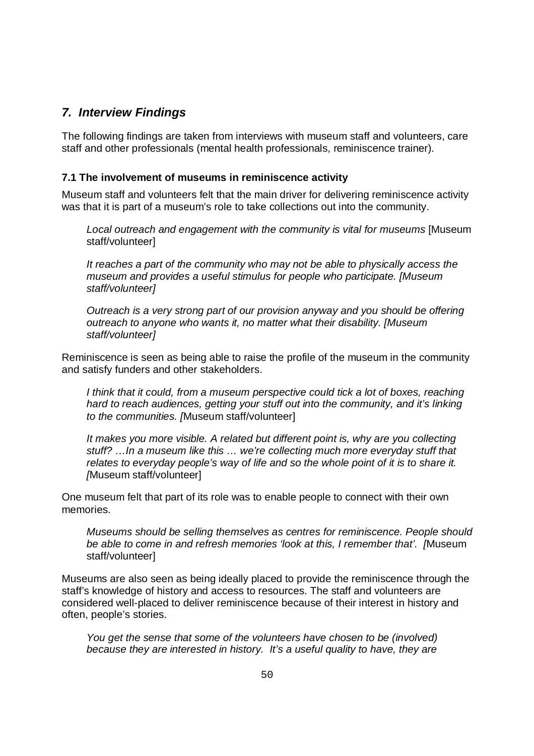## *7. Interview Findings*

The following findings are taken from interviews with museum staff and volunteers, care staff and other professionals (mental health professionals, reminiscence trainer).

### 7.1 The involvement of museums in reminiscence activity

Museum staff and volunteers felt that the main driver for delivering reminiscence activity was that it is part of a museum's role to take collections out into the community.

> *Local outreach and engagement with the community is vital for museums* [Museum staff/volunteer]

> *It reaches a part of the community who may not be able to physically access the museum and provides a useful stimulus for people who participate. [Museum staff/volunteer]*

> *Outreach is a very strong part of our provision anyway and you should be offering outreach to anyone who wants it, no matter what their disability. [Museum staff/volunteer]*

Reminiscence is seen as being able to raise the profile of the museum in the community and satisfy funders and other stakeholders.

> *I think that it could, from a museum perspective could tick a lot of boxes, reaching hard to reach audiences, getting your stuff out into the community, and it's linking to the communities. [*Museum staff/volunteer]

> *It makes you more visible. A related but different point is, why are you collecting stuff? …In a museum like this … we're collecting much more everyday stuff that relates to everyday people's way of life and so the whole point of it is to share it. [*Museum staff/volunteer]

One museum felt that part of its role was to enable people to connect with their own memories.

> *Museums should be selling themselves as centres for reminiscence. People should be able to come in and refresh memories 'look at this, I remember that'. [*Museum staff/volunteer]

Museums are also seen as being ideally placed to provide the reminiscence through the staff's knowledge of history and access to resources. The staff and volunteers are considered well-placed to deliver reminiscence because of their interest in history and often, people's stories.

> *You get the sense that some of the volunteers have chosen to be (involved) because they are interested in history. It's a useful quality to have, they are*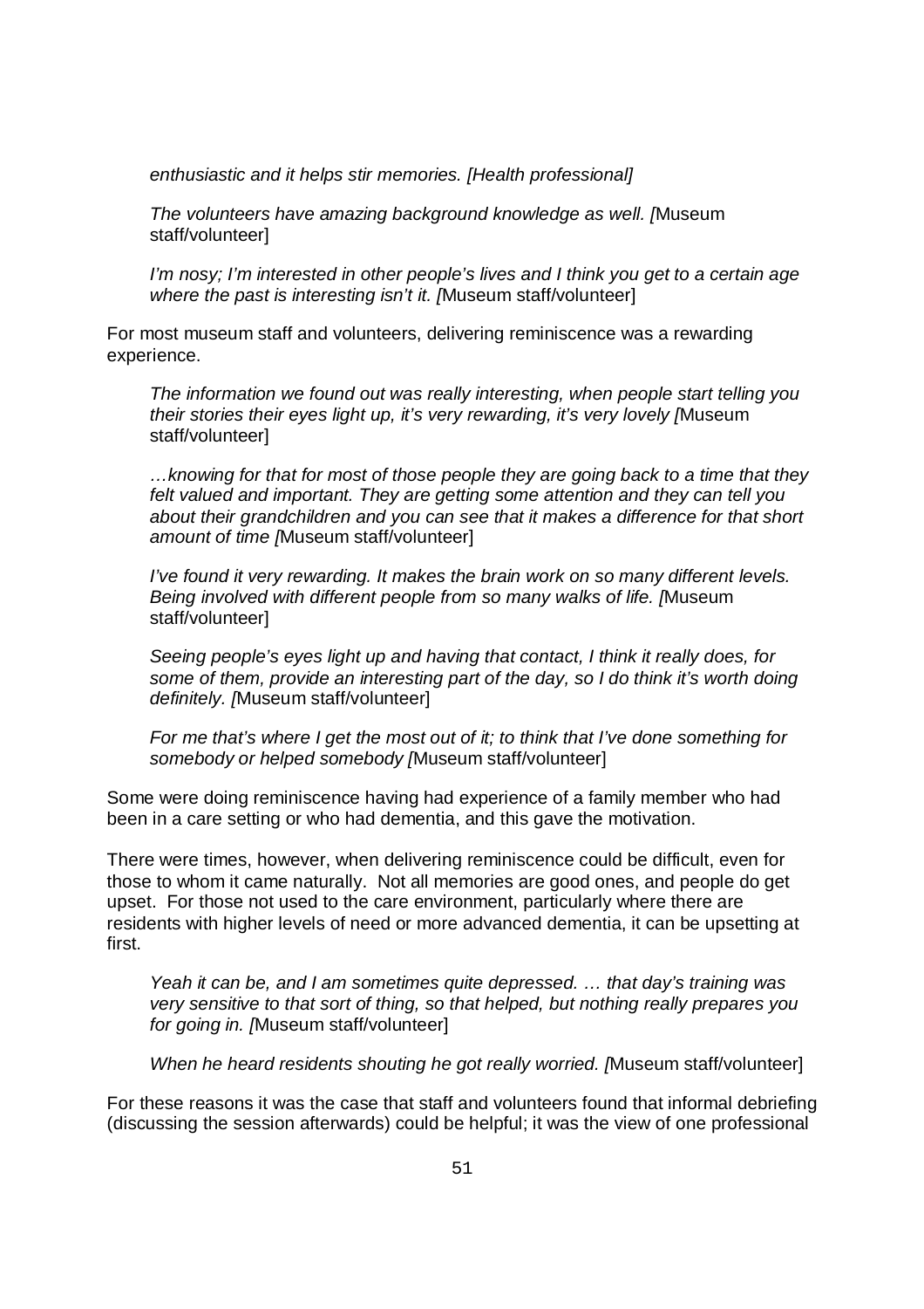*enthusiastic and it helps stir memories. [Health professional]*

*The volunteers have amazing background knowledge as well. [*Museum staff/volunteer]

*I'm nosy; I'm interested in other people's lives and I think you get to a certain age where the past is interesting isn't it. [*Museum staff/volunteer]

For most museum staff and volunteers, delivering reminiscence was a rewarding experience.

*The information we found out was really interesting, when people start telling you their stories their eyes light up, it's very rewarding, it's very lovely [*Museum staff/volunteer]

*…knowing for that for most of those people they are going back to a time that they felt valued and important. They are getting some attention and they can tell you about their grandchildren and you can see that it makes a difference for that short amount of time [*Museum staff/volunteer]

*I've found it very rewarding. It makes the brain work on so many different levels. Being involved with different people from so many walks of life. [*Museum staff/volunteer]

*Seeing people's eyes light up and having that contact, I think it really does, for some of them, provide an interesting part of the day, so I do think it's worth doing definitely. [*Museum staff/volunteer]

*For me that's where I get the most out of it; to think that I've done something for somebody or helped somebody [*Museum staff/volunteer]

Some were doing reminiscence having had experience of a family member who had been in a care setting or who had dementia, and this gave the motivation.

There were times, however, when delivering reminiscence could be difficult, even for those to whom it came naturally. Not all memories are good ones, and people do get upset. For those not used to the care environment, particularly where there are residents with higher levels of need or more advanced dementia, it can be upsetting at first.

*Yeah it can be, and I am sometimes quite depressed. … that day's training was very sensitive to that sort of thing, so that helped, but nothing really prepares you for going in. [*Museum staff/volunteer]

*When he heard residents shouting he got really worried. [*Museum staff/volunteer]

For these reasons it was the case that staff and volunteers found that informal debriefing (discussing the session afterwards) could be helpful; it was the view of one professional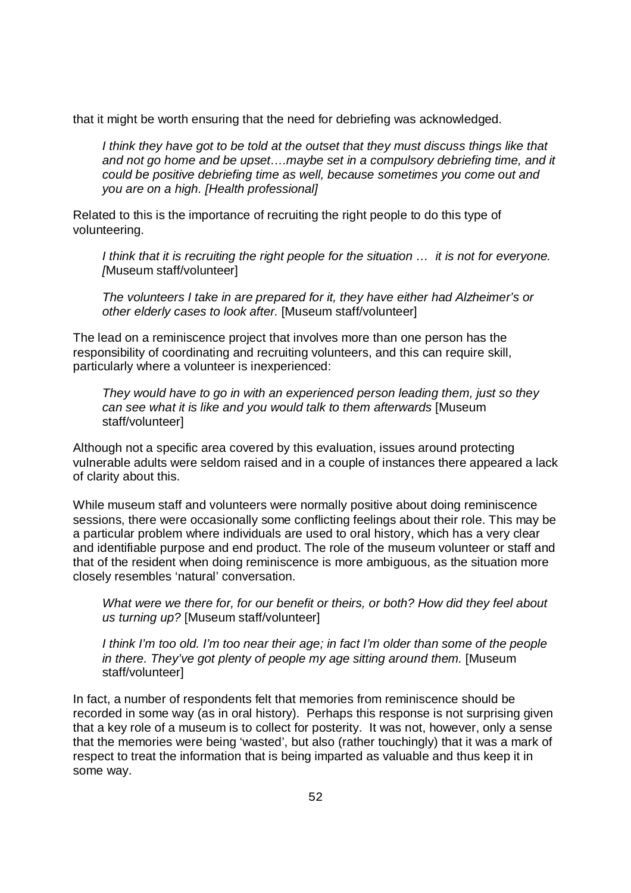that it might be worth ensuring that the need for debriefing was acknowledged.

> *I think they have got to be told at the outset that they must discuss things like that and not go home and be upset….maybe set in a compulsory debriefing time, and it could be positive debriefing time as well, because sometimes you come out and you are on a high. [Health professional]*

Related to this is the importance of recruiting the right people to do this type of volunteering.

> *I think that it is recruiting the right people for the situation … it is not for everyone. [*Museum staff/volunteer]

> *The volunteers I take in are prepared for it, they have either had Alzheimer's or other elderly cases to look after.* [Museum staff/volunteer]

The lead on a reminiscence project that involves more than one person has the responsibility of coordinating and recruiting volunteers, and this can require skill, particularly where a volunteer is inexperienced:

> *They would have to go in with an experienced person leading them, just so they can see what it is like and you would talk to them afterwards* [Museum staff/volunteer]

Although not a specific area covered by this evaluation, issues around protecting vulnerable adults were seldom raised and in a couple of instances there appeared a lack of clarity about this.

While museum staff and volunteers were normally positive about doing reminiscence sessions, there were occasionally some conflicting feelings about their role. This may be a particular problem where individuals are used to oral history, which has a very clear and identifiable purpose and end product. The role of the museum volunteer or staff and that of the resident when doing reminiscence is more ambiguous, as the situation more closely resembles 'natural' conversation.

> *What were we there for, for our benefit or theirs, or both? How did they feel about us turning up?* [Museum staff/volunteer]

> *I think I'm too old. I'm too near their age; in fact I'm older than some of the people in there. They've got plenty of people my age sitting around them.* [Museum staff/volunteer]

In fact, a number of respondents felt that memories from reminiscence should be recorded in some way (as in oral history). Perhaps this response is not surprising given that a key role of a museum is to collect for posterity. It was not, however, only a sense that the memories were being 'wasted', but also (rather touchingly) that it was a mark of respect to treat the information that is being imparted as valuable and thus keep it in some way.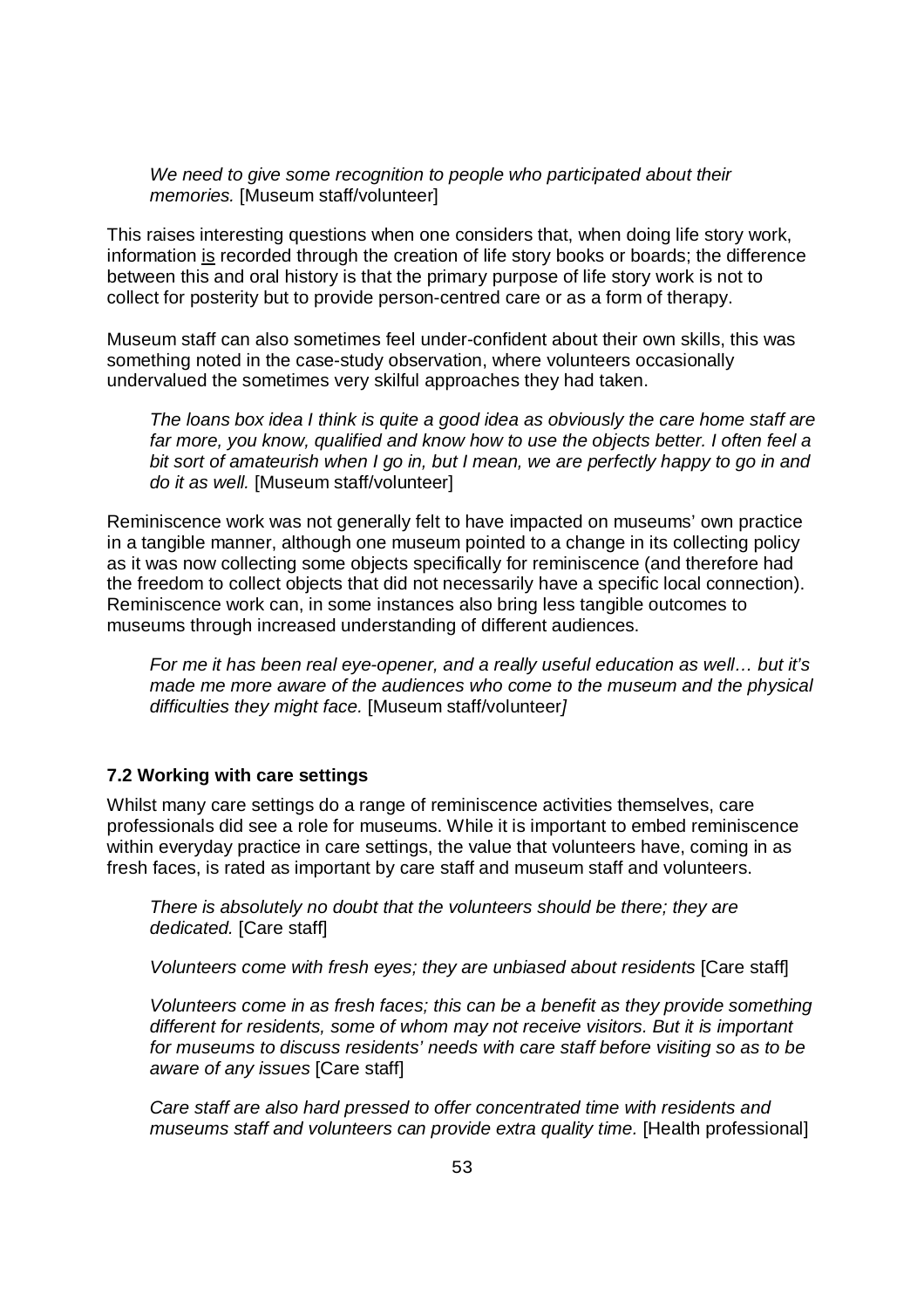> *We need to give some recognition to people who participated about their memories.* [Museum staff/volunteer]

This raises interesting questions when one considers that, when doing life story work, information <u>is</u> recorded through the creation of life story books or boards; the difference between this and oral history is that the primary purpose of life story work is not to collect for posterity but to provide person-centred care or as a form of therapy.

Museum staff can also sometimes feel under-confident about their own skills, this was something noted in the case-study observation, where volunteers occasionally undervalued the sometimes very skilful approaches they had taken.

> *The loans box idea I think is quite a good idea as obviously the care home staff are far more, you know, qualified and know how to use the objects better. I often feel a bit sort of amateurish when I go in, but I mean, we are perfectly happy to go in and do it as well.* [Museum staff/volunteer]

Reminiscence work was not generally felt to have impacted on museums' own practice in a tangible manner, although one museum pointed to a change in its collecting policy as it was now collecting some objects specifically for reminiscence (and therefore had the freedom to collect objects that did not necessarily have a specific local connection). Reminiscence work can, in some instances also bring less tangible outcomes to museums through increased understanding of different audiences.

> *For me it has been real eye-opener, and a really useful education as well… but it's made me more aware of the audiences who come to the museum and the physical difficulties they might face.* [Museum staff/volunteer*]*

### 7.2 Working with care settings

Whilst many care settings do a range of reminiscence activities themselves, care professionals did see a role for museums. While it is important to embed reminiscence within everyday practice in care settings, the value that volunteers have, coming in as fresh faces, is rated as important by care staff and museum staff and volunteers.

> *There is absolutely no doubt that the volunteers should be there; they are dedicated.* [Care staff]
>
> *Volunteers come with fresh eyes; they are unbiased about residents* [Care staff]
>
> *Volunteers come in as fresh faces; this can be a benefit as they provide something different for residents, some of whom may not receive visitors. But it is important for museums to discuss residents' needs with care staff before visiting so as to be aware of any issues* [Care staff]
>
> *Care staff are also hard pressed to offer concentrated time with residents and museums staff and volunteers can provide extra quality time.* [Health professional]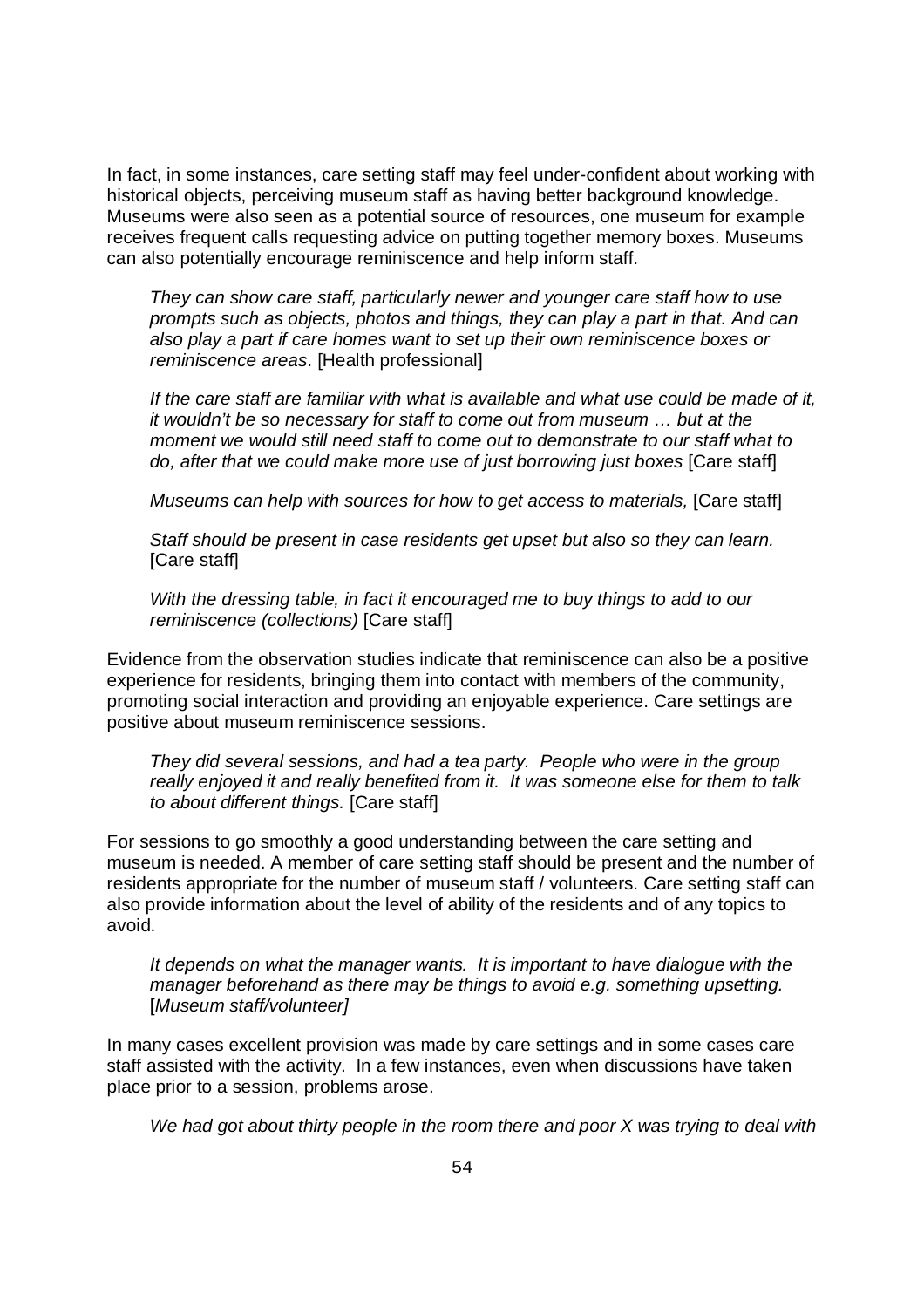In fact, in some instances, care setting staff may feel under-confident about working with historical objects, perceiving museum staff as having better background knowledge. Museums were also seen as a potential source of resources, one museum for example receives frequent calls requesting advice on putting together memory boxes. Museums can also potentially encourage reminiscence and help inform staff.

> *They can show care staff, particularly newer and younger care staff how to use prompts such as objects, photos and things, they can play a part in that. And can also play a part if care homes want to set up their own reminiscence boxes or reminiscence areas*. [Health professional]

> *If the care staff are familiar with what is available and what use could be made of it, it wouldn't be so necessary for staff to come out from museum … but at the moment we would still need staff to come out to demonstrate to our staff what to do, after that we could make more use of just borrowing just boxes* [Care staff]

> *Museums can help with sources for how to get access to materials,* [Care staff]

> *Staff should be present in case residents get upset but also so they can learn.* [Care staff]

> *With the dressing table, in fact it encouraged me to buy things to add to our reminiscence (collections)* [Care staff]

Evidence from the observation studies indicate that reminiscence can also be a positive experience for residents, bringing them into contact with members of the community, promoting social interaction and providing an enjoyable experience. Care settings are positive about museum reminiscence sessions.

> *They did several sessions, and had a tea party. People who were in the group really enjoyed it and really benefited from it. It was someone else for them to talk to about different things.* [Care staff]

For sessions to go smoothly a good understanding between the care setting and museum is needed. A member of care setting staff should be present and the number of residents appropriate for the number of museum staff / volunteers. Care setting staff can also provide information about the level of ability of the residents and of any topics to avoid.

> *It depends on what the manager wants. It is important to have dialogue with the manager beforehand as there may be things to avoid e.g. something upsetting.* [*Museum staff/volunteer]*

In many cases excellent provision was made by care settings and in some cases care staff assisted with the activity. In a few instances, even when discussions have taken place prior to a session, problems arose.

> *We had got about thirty people in the room there and poor X was trying to deal with*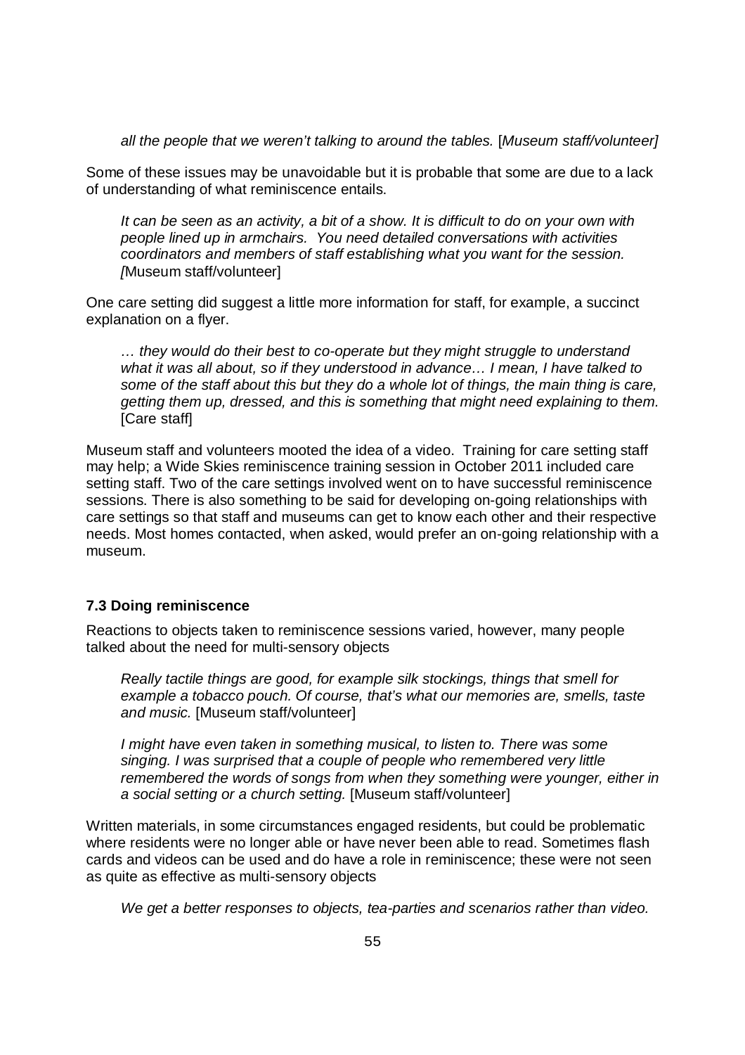> *all the people that we weren't talking to around the tables.* [*Museum staff/volunteer]*

Some of these issues may be unavoidable but it is probable that some are due to a lack of understanding of what reminiscence entails.

> *It can be seen as an activity, a bit of a show. It is difficult to do on your own with people lined up in armchairs. You need detailed conversations with activities coordinators and members of staff establishing what you want for the session. [*Museum staff/volunteer]

One care setting did suggest a little more information for staff, for example, a succinct explanation on a flyer.

> *… they would do their best to co-operate but they might struggle to understand what it was all about, so if they understood in advance… I mean, I have talked to some of the staff about this but they do a whole lot of things, the main thing is care, getting them up, dressed, and this is something that might need explaining to them.* [Care staff]

Museum staff and volunteers mooted the idea of a video. Training for care setting staff may help; a Wide Skies reminiscence training session in October 2011 included care setting staff. Two of the care settings involved went on to have successful reminiscence sessions. There is also something to be said for developing on-going relationships with care settings so that staff and museums can get to know each other and their respective needs. Most homes contacted, when asked, would prefer an on-going relationship with a museum.

### 7.3 Doing reminiscence

Reactions to objects taken to reminiscence sessions varied, however, many people talked about the need for multi-sensory objects

> *Really tactile things are good, for example silk stockings, things that smell for example a tobacco pouch. Of course, that's what our memories are, smells, taste and music.* [Museum staff/volunteer]

> *I might have even taken in something musical, to listen to. There was some singing. I was surprised that a couple of people who remembered very little remembered the words of songs from when they something were younger, either in a social setting or a church setting.* [Museum staff/volunteer]

Written materials, in some circumstances engaged residents, but could be problematic where residents were no longer able or have never been able to read. Sometimes flash cards and videos can be used and do have a role in reminiscence; these were not seen as quite as effective as multi-sensory objects

> *We get a better responses to objects, tea-parties and scenarios rather than video.*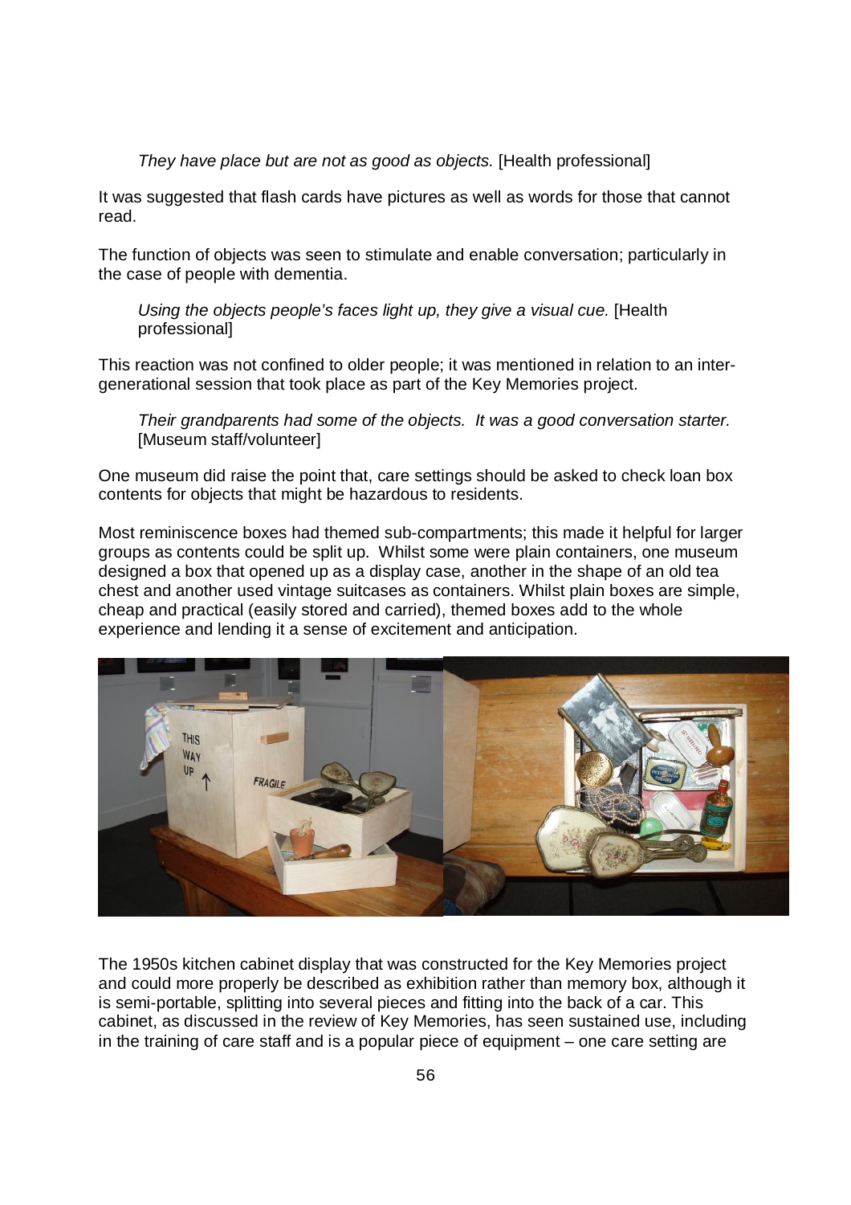*They have place but are not as good as objects.* [Health professional]

It was suggested that flash cards have pictures as well as words for those that cannot read.

The function of objects was seen to stimulate and enable conversation; particularly in the case of people with dementia.

*Using the objects people's faces light up, they give a visual cue.* [Health professional]

This reaction was not confined to older people; it was mentioned in relation to an inter-generational session that took place as part of the Key Memories project.

*Their grandparents had some of the objects. It was a good conversation starter.* [Museum staff/volunteer]

One museum did raise the point that, care settings should be asked to check loan box contents for objects that might be hazardous to residents.

Most reminiscence boxes had themed sub-compartments; this made it helpful for larger groups as contents could be split up. Whilst some were plain containers, one museum designed a box that opened up as a display case, another in the shape of an old tea chest and another used vintage suitcases as containers. Whilst plain boxes are simple, cheap and practical (easily stored and carried), themed boxes add to the whole experience and lending it a sense of excitement and anticipation.

The 1950s kitchen cabinet display that was constructed for the Key Memories project and could more properly be described as exhibition rather than memory box, although it is semi-portable, splitting into several pieces and fitting into the back of a car. This cabinet, as discussed in the review of Key Memories, has seen sustained use, including in the training of care staff and is a popular piece of equipment – one care setting are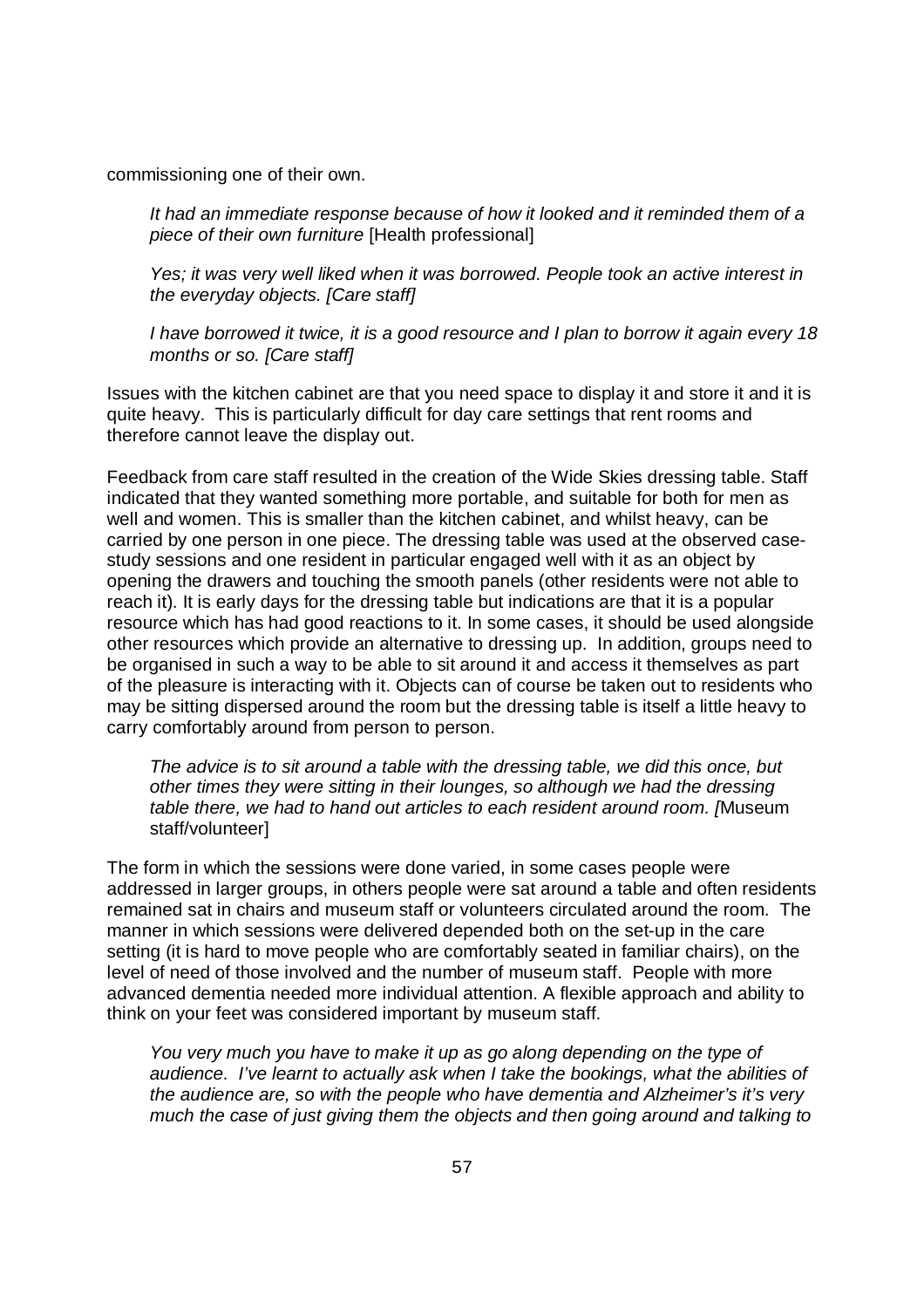commissioning one of their own.

> *It had an immediate response because of how it looked and it reminded them of a piece of their own furniture* [Health professional]
>
> *Yes; it was very well liked when it was borrowed. People took an active interest in the everyday objects. [Care staff]*
>
> *I have borrowed it twice, it is a good resource and I plan to borrow it again every 18 months or so. [Care staff]*

Issues with the kitchen cabinet are that you need space to display it and store it and it is quite heavy. This is particularly difficult for day care settings that rent rooms and therefore cannot leave the display out.

Feedback from care staff resulted in the creation of the Wide Skies dressing table. Staff indicated that they wanted something more portable, and suitable for both for men as well and women. This is smaller than the kitchen cabinet, and whilst heavy, can be carried by one person in one piece. The dressing table was used at the observed case-study sessions and one resident in particular engaged well with it as an object by opening the drawers and touching the smooth panels (other residents were not able to reach it). It is early days for the dressing table but indications are that it is a popular resource which has had good reactions to it. In some cases, it should be used alongside other resources which provide an alternative to dressing up. In addition, groups need to be organised in such a way to be able to sit around it and access it themselves as part of the pleasure is interacting with it. Objects can of course be taken out to residents who may be sitting dispersed around the room but the dressing table is itself a little heavy to carry comfortably around from person to person.

> *The advice is to sit around a table with the dressing table, we did this once, but other times they were sitting in their lounges, so although we had the dressing table there, we had to hand out articles to each resident around room. [*Museum staff/volunteer]

The form in which the sessions were done varied, in some cases people were addressed in larger groups, in others people were sat around a table and often residents remained sat in chairs and museum staff or volunteers circulated around the room. The manner in which sessions were delivered depended both on the set-up in the care setting (it is hard to move people who are comfortably seated in familiar chairs), on the level of need of those involved and the number of museum staff. People with more advanced dementia needed more individual attention. A flexible approach and ability to think on your feet was considered important by museum staff.

> *You very much you have to make it up as go along depending on the type of audience. I've learnt to actually ask when I take the bookings, what the abilities of the audience are, so with the people who have dementia and Alzheimer's it's very much the case of just giving them the objects and then going around and talking to*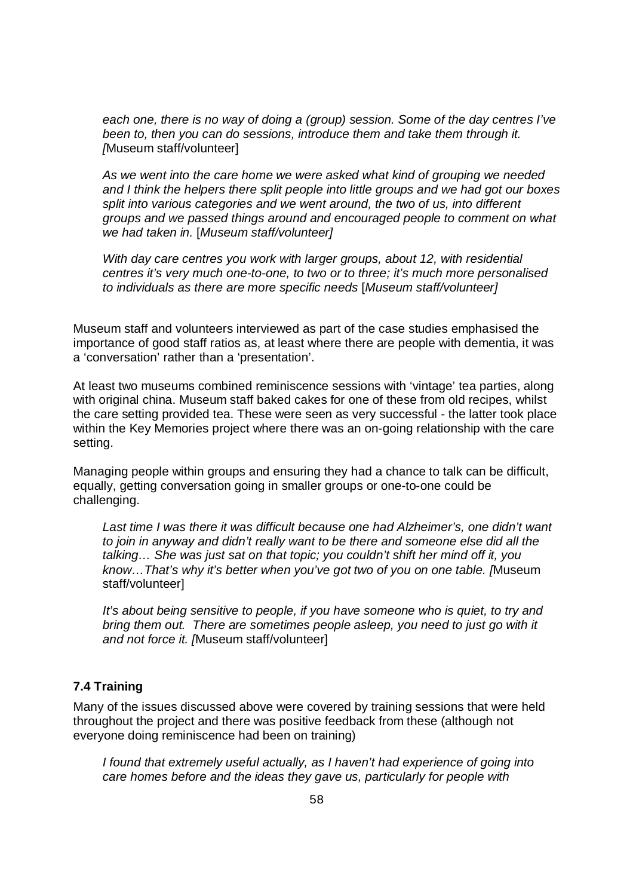*each one, there is no way of doing a (group) session. Some of the day centres I've been to, then you can do sessions, introduce them and take them through it.* [Museum staff/volunteer]

*As we went into the care home we were asked what kind of grouping we needed and I think the helpers there split people into little groups and we had got our boxes split into various categories and we went around, the two of us, into different groups and we passed things around and encouraged people to comment on what we had taken in.* [*Museum staff/volunteer]*

*With day care centres you work with larger groups, about 12, with residential centres it's very much one-to-one, to two or to three; it's much more personalised to individuals as there are more specific needs* [*Museum staff/volunteer]*

Museum staff and volunteers interviewed as part of the case studies emphasised the importance of good staff ratios as, at least where there are people with dementia, it was a 'conversation' rather than a 'presentation'.

At least two museums combined reminiscence sessions with 'vintage' tea parties, along with original china. Museum staff baked cakes for one of these from old recipes, whilst the care setting provided tea. These were seen as very successful - the latter took place within the Key Memories project where there was an on-going relationship with the care setting.

Managing people within groups and ensuring they had a chance to talk can be difficult, equally, getting conversation going in smaller groups or one-to-one could be challenging.

*Last time I was there it was difficult because one had Alzheimer's, one didn't want to join in anyway and didn't really want to be there and someone else did all the talking… She was just sat on that topic; you couldn't shift her mind off it, you know…That's why it's better when you've got two of you on one table.* [Museum staff/volunteer]

*It's about being sensitive to people, if you have someone who is quiet, to try and bring them out. There are sometimes people asleep, you need to just go with it and not force it.* [Museum staff/volunteer]

### 7.4 Training

Many of the issues discussed above were covered by training sessions that were held throughout the project and there was positive feedback from these (although not everyone doing reminiscence had been on training)

*I found that extremely useful actually, as I haven't had experience of going into care homes before and the ideas they gave us, particularly for people with*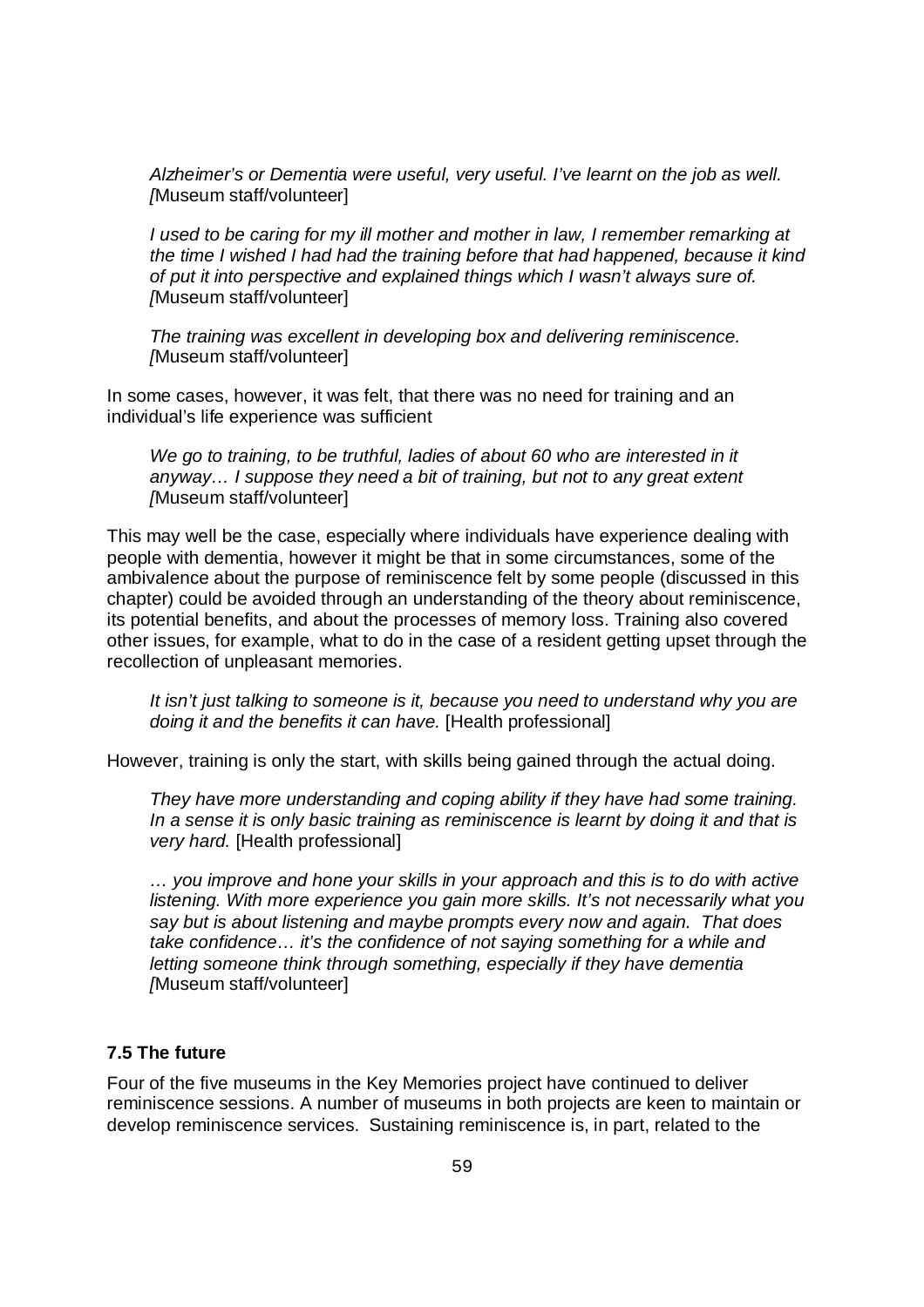> *Alzheimer's or Dementia were useful, very useful. I've learnt on the job as well.* [Museum staff/volunteer]

> *I used to be caring for my ill mother and mother in law, I remember remarking at the time I wished I had had the training before that had happened, because it kind of put it into perspective and explained things which I wasn't always sure of.* [Museum staff/volunteer]

> *The training was excellent in developing box and delivering reminiscence.* [Museum staff/volunteer]

In some cases, however, it was felt, that there was no need for training and an individual's life experience was sufficient

> *We go to training, to be truthful, ladies of about 60 who are interested in it anyway… I suppose they need a bit of training, but not to any great extent* [Museum staff/volunteer]

This may well be the case, especially where individuals have experience dealing with people with dementia, however it might be that in some circumstances, some of the ambivalence about the purpose of reminiscence felt by some people (discussed in this chapter) could be avoided through an understanding of the theory about reminiscence, its potential benefits, and about the processes of memory loss. Training also covered other issues, for example, what to do in the case of a resident getting upset through the recollection of unpleasant memories.

> *It isn't just talking to someone is it, because you need to understand why you are doing it and the benefits it can have.* [Health professional]

However, training is only the start, with skills being gained through the actual doing.

> *They have more understanding and coping ability if they have had some training. In a sense it is only basic training as reminiscence is learnt by doing it and that is very hard.* [Health professional]

> *… you improve and hone your skills in your approach and this is to do with active listening. With more experience you gain more skills. It's not necessarily what you say but is about listening and maybe prompts every now and again. That does take confidence… it's the confidence of not saying something for a while and letting someone think through something, especially if they have dementia* [Museum staff/volunteer]

### 7.5 The future

Four of the five museums in the Key Memories project have continued to deliver reminiscence sessions. A number of museums in both projects are keen to maintain or develop reminiscence services. Sustaining reminiscence is, in part, related to the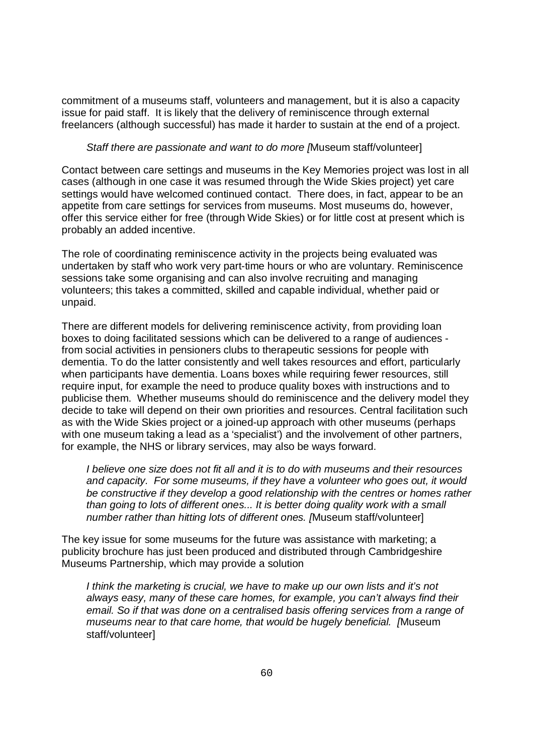commitment of a museums staff, volunteers and management, but it is also a capacity issue for paid staff. It is likely that the delivery of reminiscence through external freelancers (although successful) has made it harder to sustain at the end of a project.

> *Staff there are passionate and want to do more [*Museum staff/volunteer]

Contact between care settings and museums in the Key Memories project was lost in all cases (although in one case it was resumed through the Wide Skies project) yet care settings would have welcomed continued contact. There does, in fact, appear to be an appetite from care settings for services from museums. Most museums do, however, offer this service either for free (through Wide Skies) or for little cost at present which is probably an added incentive.

The role of coordinating reminiscence activity in the projects being evaluated was undertaken by staff who work very part-time hours or who are voluntary. Reminiscence sessions take some organising and can also involve recruiting and managing volunteers; this takes a committed, skilled and capable individual, whether paid or unpaid.

There are different models for delivering reminiscence activity, from providing loan boxes to doing facilitated sessions which can be delivered to a range of audiences - from social activities in pensioners clubs to therapeutic sessions for people with dementia. To do the latter consistently and well takes resources and effort, particularly when participants have dementia. Loans boxes while requiring fewer resources, still require input, for example the need to produce quality boxes with instructions and to publicise them. Whether museums should do reminiscence and the delivery model they decide to take will depend on their own priorities and resources. Central facilitation such as with the Wide Skies project or a joined-up approach with other museums (perhaps with one museum taking a lead as a 'specialist') and the involvement of other partners, for example, the NHS or library services, may also be ways forward.

> *I believe one size does not fit all and it is to do with museums and their resources and capacity. For some museums, if they have a volunteer who goes out, it would be constructive if they develop a good relationship with the centres or homes rather than going to lots of different ones... It is better doing quality work with a small number rather than hitting lots of different ones. [*Museum staff/volunteer]

The key issue for some museums for the future was assistance with marketing; a publicity brochure has just been produced and distributed through Cambridgeshire Museums Partnership, which may provide a solution

> *I think the marketing is crucial, we have to make up our own lists and it's not always easy, many of these care homes, for example, you can't always find their email. So if that was done on a centralised basis offering services from a range of museums near to that care home, that would be hugely beneficial. [*Museum staff/volunteer]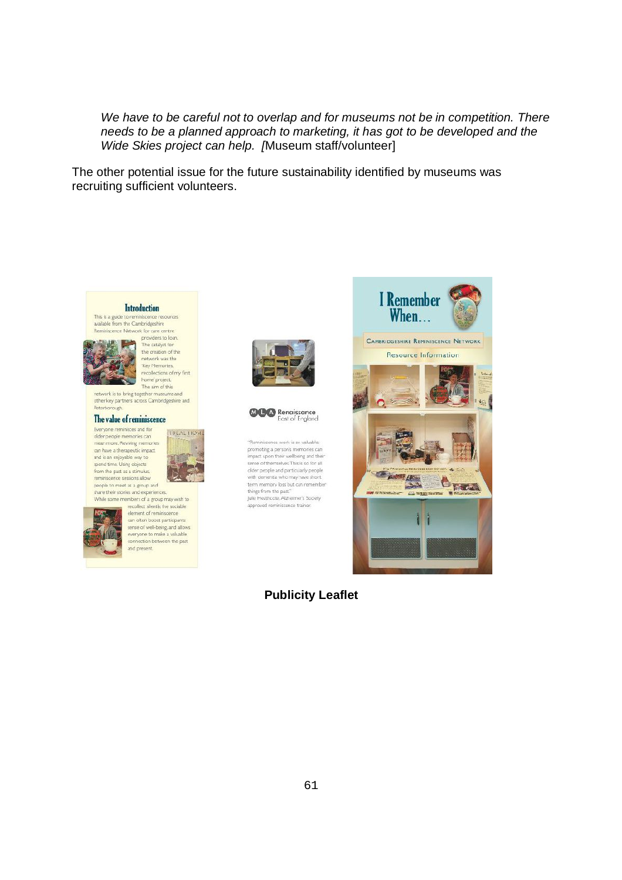*We have to be careful not to overlap and for museums not be in competition. There needs to be a planned approach to marketing, it has got to be developed and the Wide Skies project can help. [*Museum staff/volunteer]

The other potential issue for the future sustainability identified by museums was recruiting sufficient volunteers.

**Publicity Leaflet**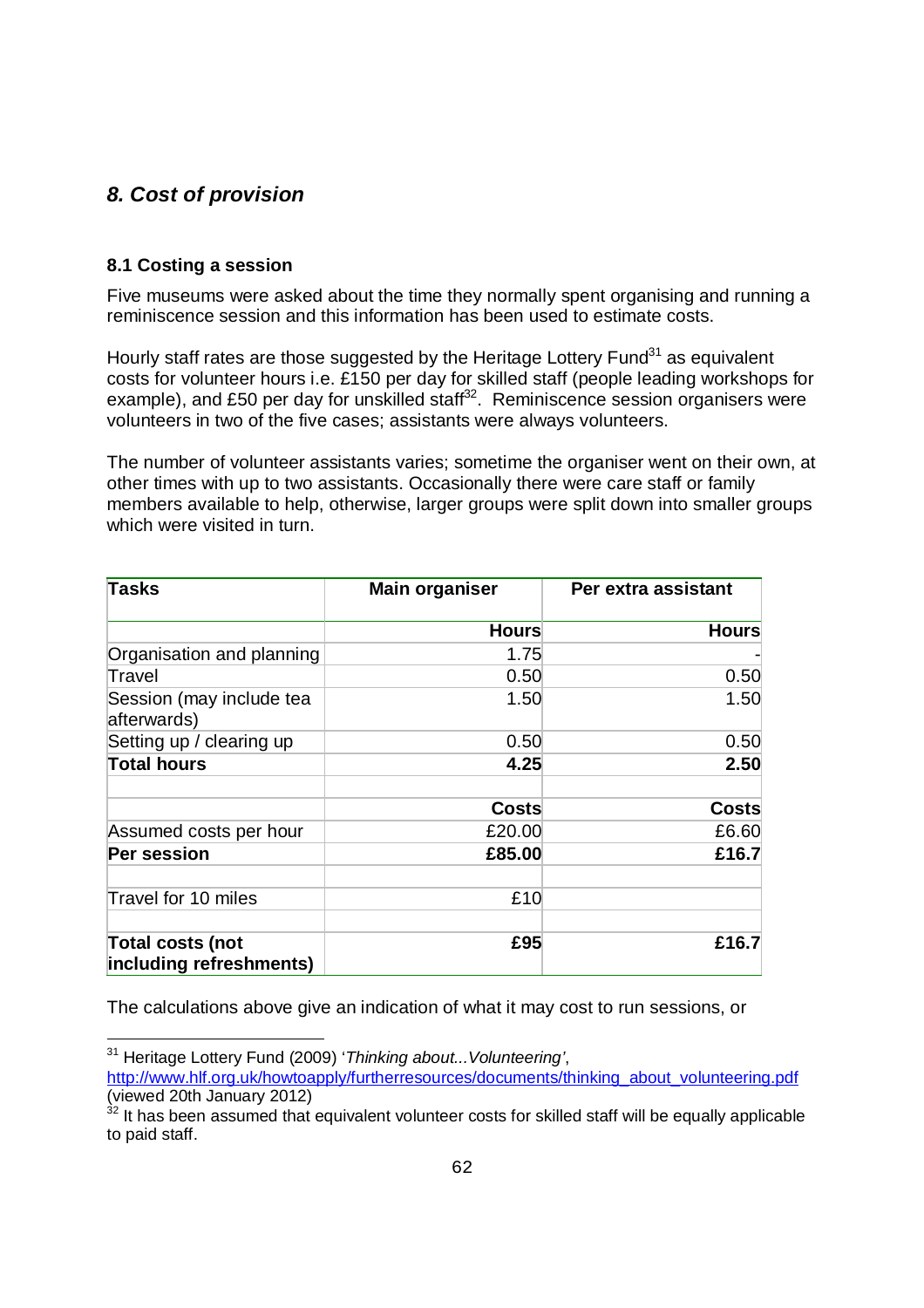## 8. Cost of provision

### 8.1 Costing a session

Five museums were asked about the time they normally spent organising and running a reminiscence session and this information has been used to estimate costs.

Hourly staff rates are those suggested by the Heritage Lottery Fund[31] as equivalent costs for volunteer hours i.e. £150 per day for skilled staff (people leading workshops for example), and £50 per day for unskilled staff[32]. Reminiscence session organisers were volunteers in two of the five cases; assistants were always volunteers.

The number of volunteer assistants varies; sometime the organiser went on their own, at other times with up to two assistants. Occasionally there were care staff or family members available to help, otherwise, larger groups were split down into smaller groups which were visited in turn.

| Tasks | Main organiser | Per extra assistant |
|---|---|---|
| | **Hours** | **Hours** |
| Organisation and planning | 1.75 | - |
| Travel | 0.50 | 0.50 |
| Session (may include tea afterwards) | 1.50 | 1.50 |
| Setting up / clearing up | 0.50 | 0.50 |
| **Total hours** | **4.25** | **2.50** |
| | | |
| | **Costs** | **Costs** |
| Assumed costs per hour | £20.00 | £6.60 |
| **Per session** | **£85.00** | **£16.7** |
| | | |
| Travel for 10 miles | £10 | |
| | | |
| **Total costs (not including refreshments)** | **£95** | **£16.7** |

The calculations above give an indication of what it may cost to run sessions, or

---

[31] Heritage Lottery Fund (2009) '*Thinking about...Volunteering*', http://www.hlf.org.uk/howtoapply/furtherresources/documents/thinking_about_volunteering.pdf (viewed 20th January 2012)

[32] It has been assumed that equivalent volunteer costs for skilled staff will be equally applicable to paid staff.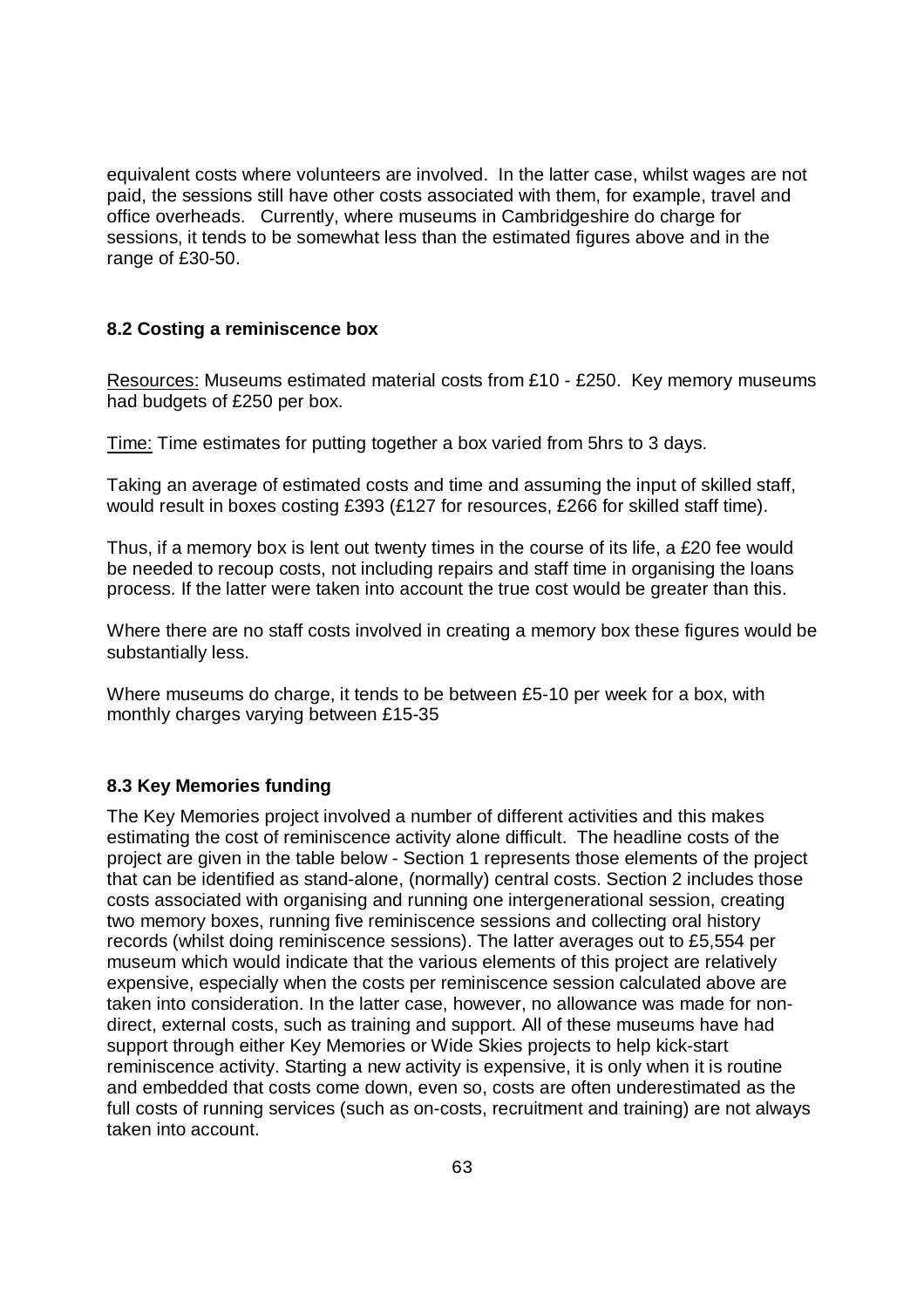equivalent costs where volunteers are involved. In the latter case, whilst wages are not paid, the sessions still have other costs associated with them, for example, travel and office overheads. Currently, where museums in Cambridgeshire do charge for sessions, it tends to be somewhat less than the estimated figures above and in the range of £30-50.

### 8.2 Costing a reminiscence box

Resources: Museums estimated material costs from £10 - £250. Key memory museums had budgets of £250 per box.

Time: Time estimates for putting together a box varied from 5hrs to 3 days.

Taking an average of estimated costs and time and assuming the input of skilled staff, would result in boxes costing £393 (£127 for resources, £266 for skilled staff time).

Thus, if a memory box is lent out twenty times in the course of its life, a £20 fee would be needed to recoup costs, not including repairs and staff time in organising the loans process. If the latter were taken into account the true cost would be greater than this.

Where there are no staff costs involved in creating a memory box these figures would be substantially less.

Where museums do charge, it tends to be between £5-10 per week for a box, with monthly charges varying between £15-35

### 8.3 Key Memories funding

The Key Memories project involved a number of different activities and this makes estimating the cost of reminiscence activity alone difficult. The headline costs of the project are given in the table below - Section 1 represents those elements of the project that can be identified as stand-alone, (normally) central costs. Section 2 includes those costs associated with organising and running one intergenerational session, creating two memory boxes, running five reminiscence sessions and collecting oral history records (whilst doing reminiscence sessions). The latter averages out to £5,554 per museum which would indicate that the various elements of this project are relatively expensive, especially when the costs per reminiscence session calculated above are taken into consideration. In the latter case, however, no allowance was made for non-direct, external costs, such as training and support. All of these museums have had support through either Key Memories or Wide Skies projects to help kick-start reminiscence activity. Starting a new activity is expensive, it is only when it is routine and embedded that costs come down, even so, costs are often underestimated as the full costs of running services (such as on-costs, recruitment and training) are not always taken into account.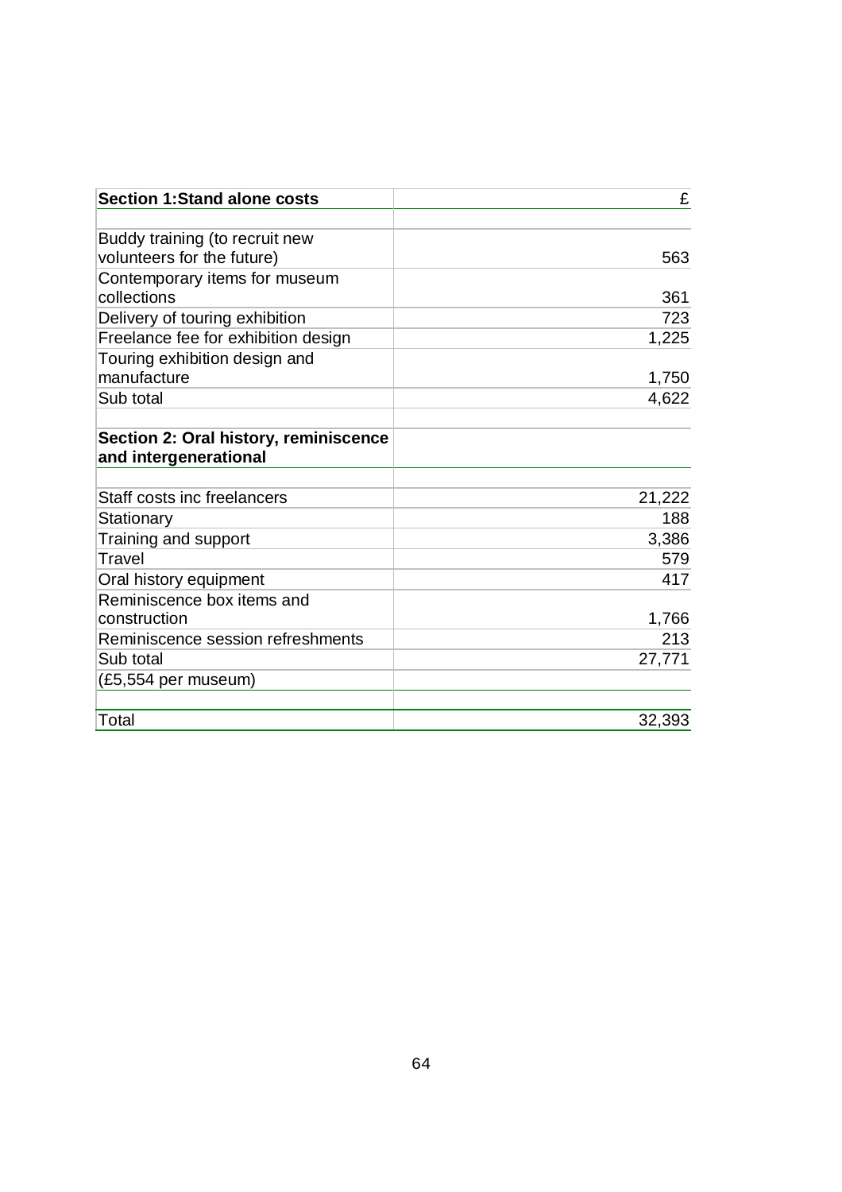| Section 1:Stand alone costs | £ |
|---|---|
| | |
| Buddy training (to recruit new volunteers for the future) | 563 |
| Contemporary items for museum collections | 361 |
| Delivery of touring exhibition | 723 |
| Freelance fee for exhibition design | 1,225 |
| Touring exhibition design and manufacture | 1,750 |
| Sub total | 4,622 |
| | |
| **Section 2: Oral history, reminiscence and intergenerational** | |
| | |
| Staff costs inc freelancers | 21,222 |
| Stationary | 188 |
| Training and support | 3,386 |
| Travel | 579 |
| Oral history equipment | 417 |
| Reminiscence box items and construction | 1,766 |
| Reminiscence session refreshments | 213 |
| Sub total | 27,771 |
| (£5,554 per museum) | |
| | |
| Total | 32,393 |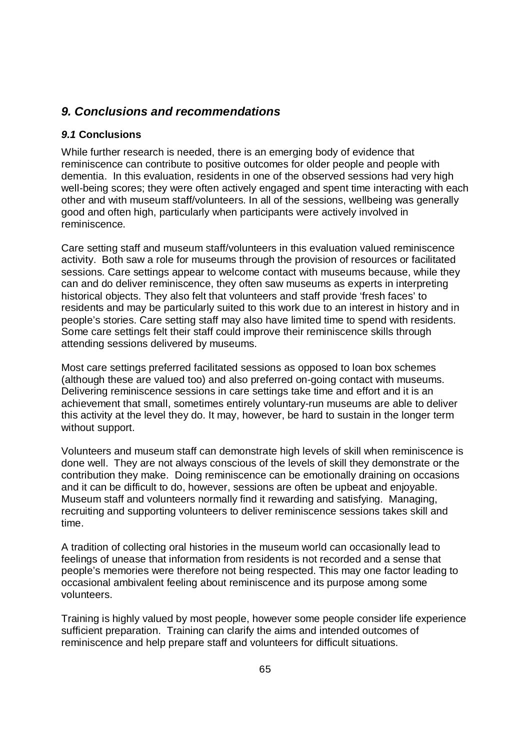## *9. Conclusions and recommendations*

### *9.1* Conclusions

While further research is needed, there is an emerging body of evidence that reminiscence can contribute to positive outcomes for older people and people with dementia. In this evaluation, residents in one of the observed sessions had very high well-being scores; they were often actively engaged and spent time interacting with each other and with museum staff/volunteers. In all of the sessions, wellbeing was generally good and often high, particularly when participants were actively involved in reminiscence.

Care setting staff and museum staff/volunteers in this evaluation valued reminiscence activity. Both saw a role for museums through the provision of resources or facilitated sessions. Care settings appear to welcome contact with museums because, while they can and do deliver reminiscence, they often saw museums as experts in interpreting historical objects. They also felt that volunteers and staff provide 'fresh faces' to residents and may be particularly suited to this work due to an interest in history and in people's stories. Care setting staff may also have limited time to spend with residents. Some care settings felt their staff could improve their reminiscence skills through attending sessions delivered by museums.

Most care settings preferred facilitated sessions as opposed to loan box schemes (although these are valued too) and also preferred on-going contact with museums. Delivering reminiscence sessions in care settings take time and effort and it is an achievement that small, sometimes entirely voluntary-run museums are able to deliver this activity at the level they do. It may, however, be hard to sustain in the longer term without support.

Volunteers and museum staff can demonstrate high levels of skill when reminiscence is done well. They are not always conscious of the levels of skill they demonstrate or the contribution they make. Doing reminiscence can be emotionally draining on occasions and it can be difficult to do, however, sessions are often be upbeat and enjoyable. Museum staff and volunteers normally find it rewarding and satisfying. Managing, recruiting and supporting volunteers to deliver reminiscence sessions takes skill and time.

A tradition of collecting oral histories in the museum world can occasionally lead to feelings of unease that information from residents is not recorded and a sense that people's memories were therefore not being respected. This may one factor leading to occasional ambivalent feeling about reminiscence and its purpose among some volunteers.

Training is highly valued by most people, however some people consider life experience sufficient preparation. Training can clarify the aims and intended outcomes of reminiscence and help prepare staff and volunteers for difficult situations.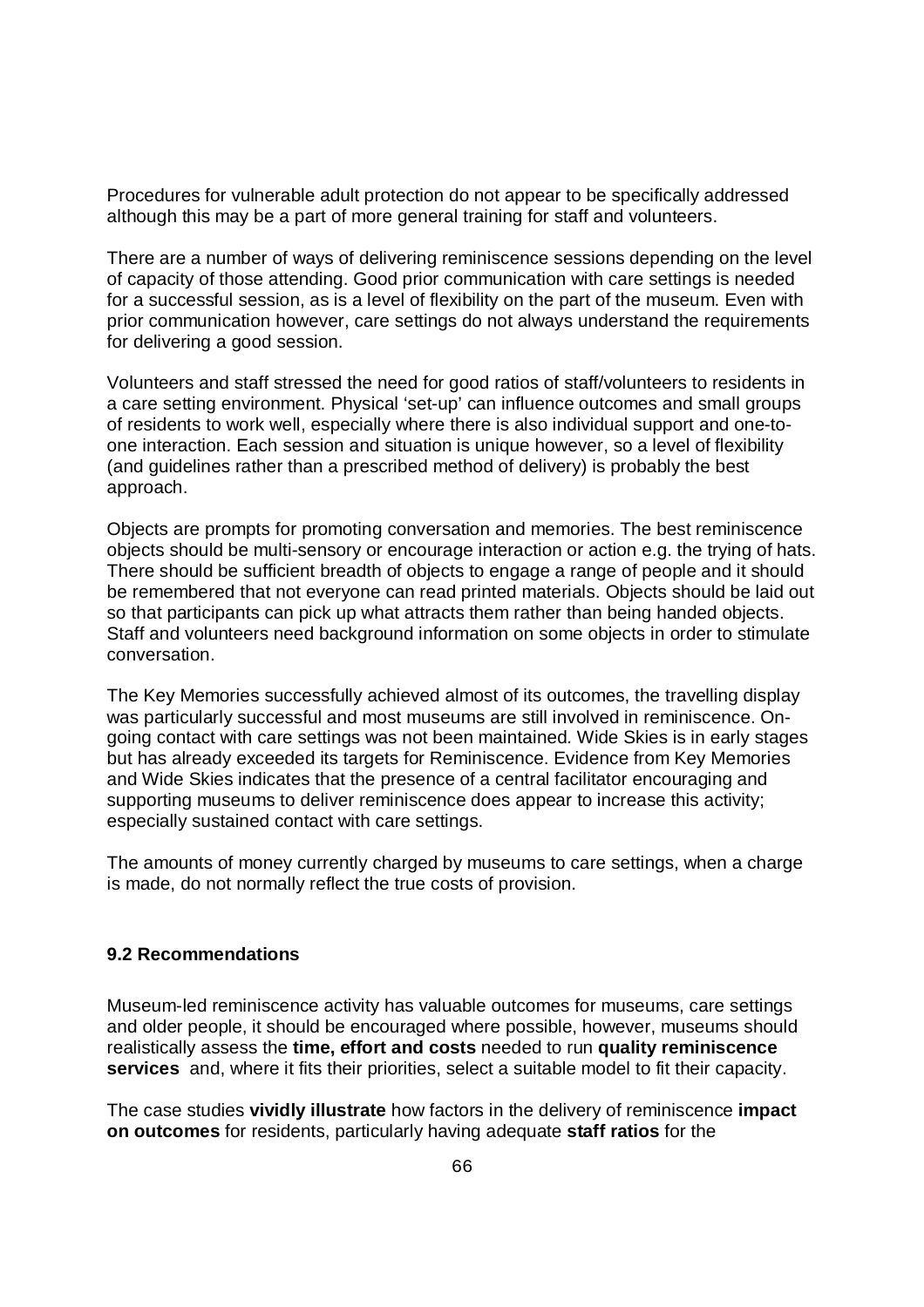Procedures for vulnerable adult protection do not appear to be specifically addressed although this may be a part of more general training for staff and volunteers.

There are a number of ways of delivering reminiscence sessions depending on the level of capacity of those attending. Good prior communication with care settings is needed for a successful session, as is a level of flexibility on the part of the museum. Even with prior communication however, care settings do not always understand the requirements for delivering a good session.

Volunteers and staff stressed the need for good ratios of staff/volunteers to residents in a care setting environment. Physical 'set-up' can influence outcomes and small groups of residents to work well, especially where there is also individual support and one-to-one interaction. Each session and situation is unique however, so a level of flexibility (and guidelines rather than a prescribed method of delivery) is probably the best approach.

Objects are prompts for promoting conversation and memories. The best reminiscence objects should be multi-sensory or encourage interaction or action e.g. the trying of hats. There should be sufficient breadth of objects to engage a range of people and it should be remembered that not everyone can read printed materials. Objects should be laid out so that participants can pick up what attracts them rather than being handed objects. Staff and volunteers need background information on some objects in order to stimulate conversation.

The Key Memories successfully achieved almost of its outcomes, the travelling display was particularly successful and most museums are still involved in reminiscence. On-going contact with care settings was not been maintained. Wide Skies is in early stages but has already exceeded its targets for Reminiscence. Evidence from Key Memories and Wide Skies indicates that the presence of a central facilitator encouraging and supporting museums to deliver reminiscence does appear to increase this activity; especially sustained contact with care settings.

The amounts of money currently charged by museums to care settings, when a charge is made, do not normally reflect the true costs of provision.

### 9.2 Recommendations

Museum-led reminiscence activity has valuable outcomes for museums, care settings and older people, it should be encouraged where possible, however, museums should realistically assess the **time, effort and costs** needed to run **quality reminiscence services** and, where it fits their priorities, select a suitable model to fit their capacity.

The case studies **vividly illustrate** how factors in the delivery of reminiscence **impact on outcomes** for residents, particularly having adequate **staff ratios** for the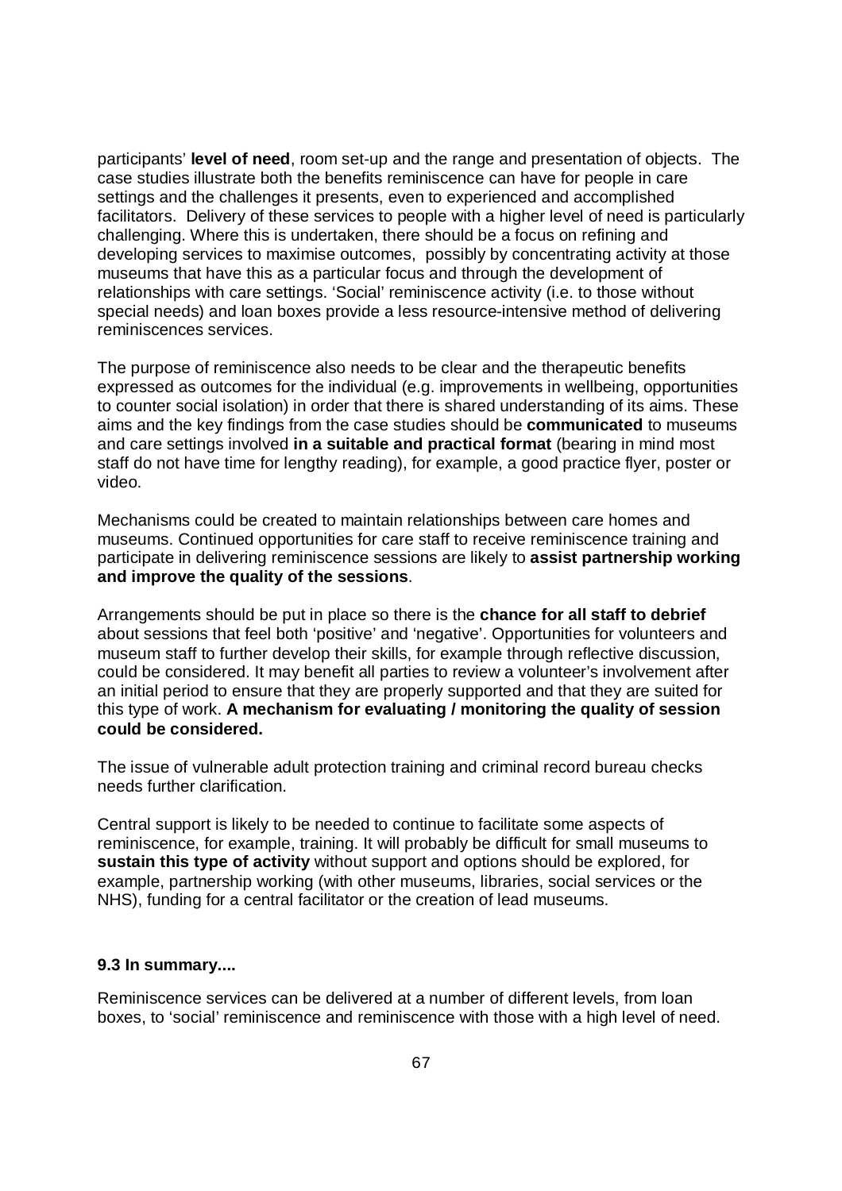participants' **level of need**, room set-up and the range and presentation of objects. The case studies illustrate both the benefits reminiscence can have for people in care settings and the challenges it presents, even to experienced and accomplished facilitators. Delivery of these services to people with a higher level of need is particularly challenging. Where this is undertaken, there should be a focus on refining and developing services to maximise outcomes, possibly by concentrating activity at those museums that have this as a particular focus and through the development of relationships with care settings. 'Social' reminiscence activity (i.e. to those without special needs) and loan boxes provide a less resource-intensive method of delivering reminiscences services.

The purpose of reminiscence also needs to be clear and the therapeutic benefits expressed as outcomes for the individual (e.g. improvements in wellbeing, opportunities to counter social isolation) in order that there is shared understanding of its aims. These aims and the key findings from the case studies should be **communicated** to museums and care settings involved **in a suitable and practical format** (bearing in mind most staff do not have time for lengthy reading), for example, a good practice flyer, poster or video.

Mechanisms could be created to maintain relationships between care homes and museums. Continued opportunities for care staff to receive reminiscence training and participate in delivering reminiscence sessions are likely to **assist partnership working and improve the quality of the sessions**.

Arrangements should be put in place so there is the **chance for all staff to debrief** about sessions that feel both 'positive' and 'negative'. Opportunities for volunteers and museum staff to further develop their skills, for example through reflective discussion, could be considered. It may benefit all parties to review a volunteer's involvement after an initial period to ensure that they are properly supported and that they are suited for this type of work. **A mechanism for evaluating / monitoring the quality of session could be considered.**

The issue of vulnerable adult protection training and criminal record bureau checks needs further clarification.

Central support is likely to be needed to continue to facilitate some aspects of reminiscence, for example, training. It will probably be difficult for small museums to **sustain this type of activity** without support and options should be explored, for example, partnership working (with other museums, libraries, social services or the NHS), funding for a central facilitator or the creation of lead museums.

### 9.3 In summary....

Reminiscence services can be delivered at a number of different levels, from loan boxes, to 'social' reminiscence and reminiscence with those with a high level of need.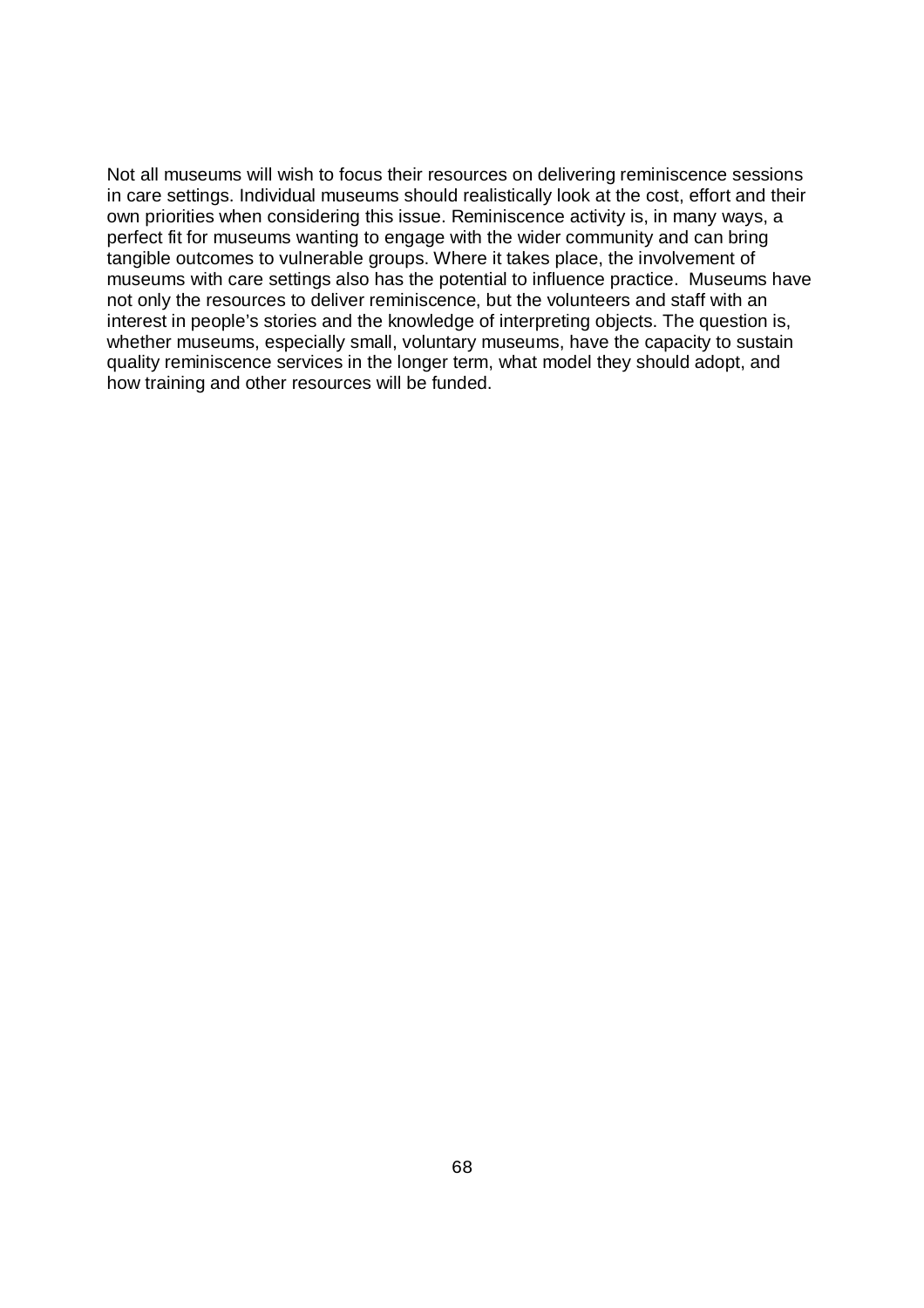Not all museums will wish to focus their resources on delivering reminiscence sessions in care settings. Individual museums should realistically look at the cost, effort and their own priorities when considering this issue. Reminiscence activity is, in many ways, a perfect fit for museums wanting to engage with the wider community and can bring tangible outcomes to vulnerable groups. Where it takes place, the involvement of museums with care settings also has the potential to influence practice. Museums have not only the resources to deliver reminiscence, but the volunteers and staff with an interest in people's stories and the knowledge of interpreting objects. The question is, whether museums, especially small, voluntary museums, have the capacity to sustain quality reminiscence services in the longer term, what model they should adopt, and how training and other resources will be funded.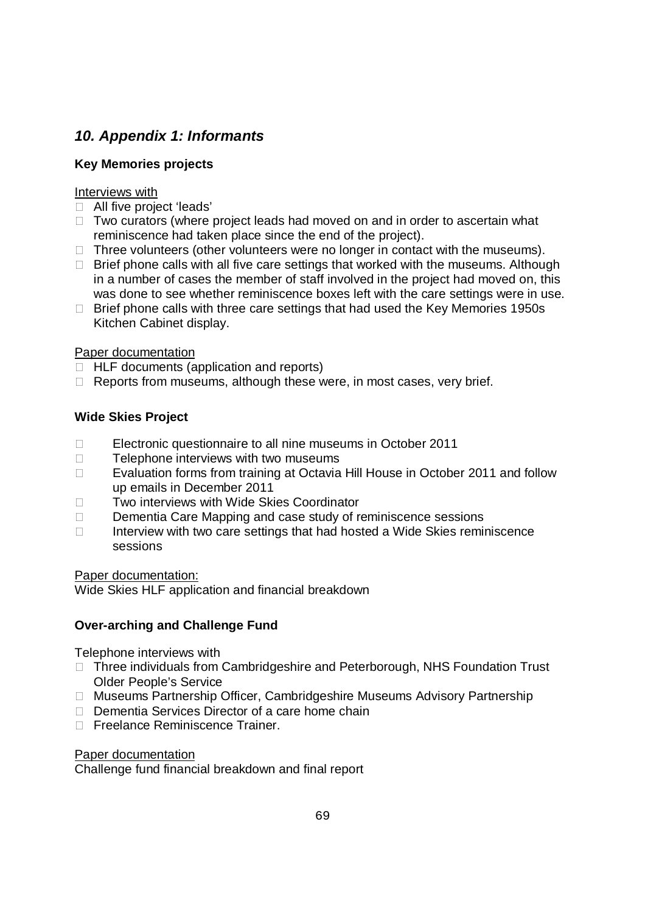## *10. Appendix 1: Informants*

### Key Memories projects

Interviews with

- All five project 'leads'
- Two curators (where project leads had moved on and in order to ascertain what reminiscence had taken place since the end of the project).
- Three volunteers (other volunteers were no longer in contact with the museums).
- Brief phone calls with all five care settings that worked with the museums. Although in a number of cases the member of staff involved in the project had moved on, this was done to see whether reminiscence boxes left with the care settings were in use.
- Brief phone calls with three care settings that had used the Key Memories 1950s Kitchen Cabinet display.

Paper documentation

- HLF documents (application and reports)
- Reports from museums, although these were, in most cases, very brief.

### Wide Skies Project

- Electronic questionnaire to all nine museums in October 2011
- Telephone interviews with two museums
- Evaluation forms from training at Octavia Hill House in October 2011 and follow up emails in December 2011
- Two interviews with Wide Skies Coordinator
- Dementia Care Mapping and case study of reminiscence sessions
- Interview with two care settings that had hosted a Wide Skies reminiscence sessions

Paper documentation:

Wide Skies HLF application and financial breakdown

### Over-arching and Challenge Fund

Telephone interviews with

- Three individuals from Cambridgeshire and Peterborough, NHS Foundation Trust Older People's Service
- Museums Partnership Officer, Cambridgeshire Museums Advisory Partnership
- Dementia Services Director of a care home chain
- Freelance Reminiscence Trainer.

Paper documentation

Challenge fund financial breakdown and final report